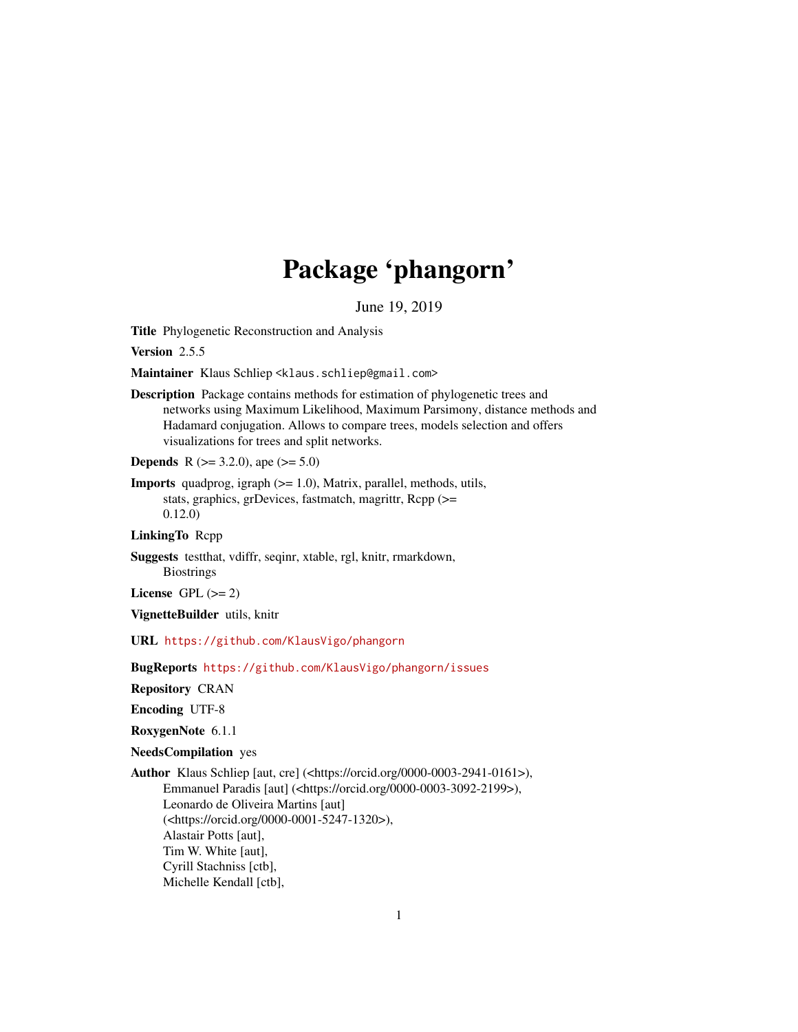# Package 'phangorn'

June 19, 2019

**Title** Phylogenetic Reconstruction and Analysis

**Version** 2.5.5

**Maintainer** Klaus Schliep <klaus.schliep@gmail.com>

**Description** Package contains methods for estimation of phylogenetic trees and networks using Maximum Likelihood, Maximum Parsimony, distance methods and Hadamard conjugation. Allows to compare trees, models selection and offers visualizations for trees and split networks.

**Depends** R (>= 3.2.0), ape (>= 5.0)

**Imports** quadprog, igraph (>= 1.0), Matrix, parallel, methods, utils, stats, graphics, grDevices, fastmatch, magrittr, Rcpp (>= 0.12.0)

**LinkingTo** Rcpp

**Suggests** testthat, vdiffr, seqinr, xtable, rgl, knitr, rmarkdown, Biostrings

**License** GPL (>= 2)

**VignetteBuilder** utils, knitr

**URL** https://github.com/KlausVigo/phangorn

**BugReports** https://github.com/KlausVigo/phangorn/issues

**Repository** CRAN

**Encoding** UTF-8

**RoxygenNote** 6.1.1

**NeedsCompilation** yes

**Author** Klaus Schliep [aut, cre] (<https://orcid.org/0000-0003-2941-0161>), Emmanuel Paradis [aut] (<https://orcid.org/0000-0003-3092-2199>), Leonardo de Oliveira Martins [aut] (<https://orcid.org/0000-0001-5247-1320>), Alastair Potts [aut], Tim W. White [aut], Cyrill Stachniss [ctb], Michelle Kendall [ctb],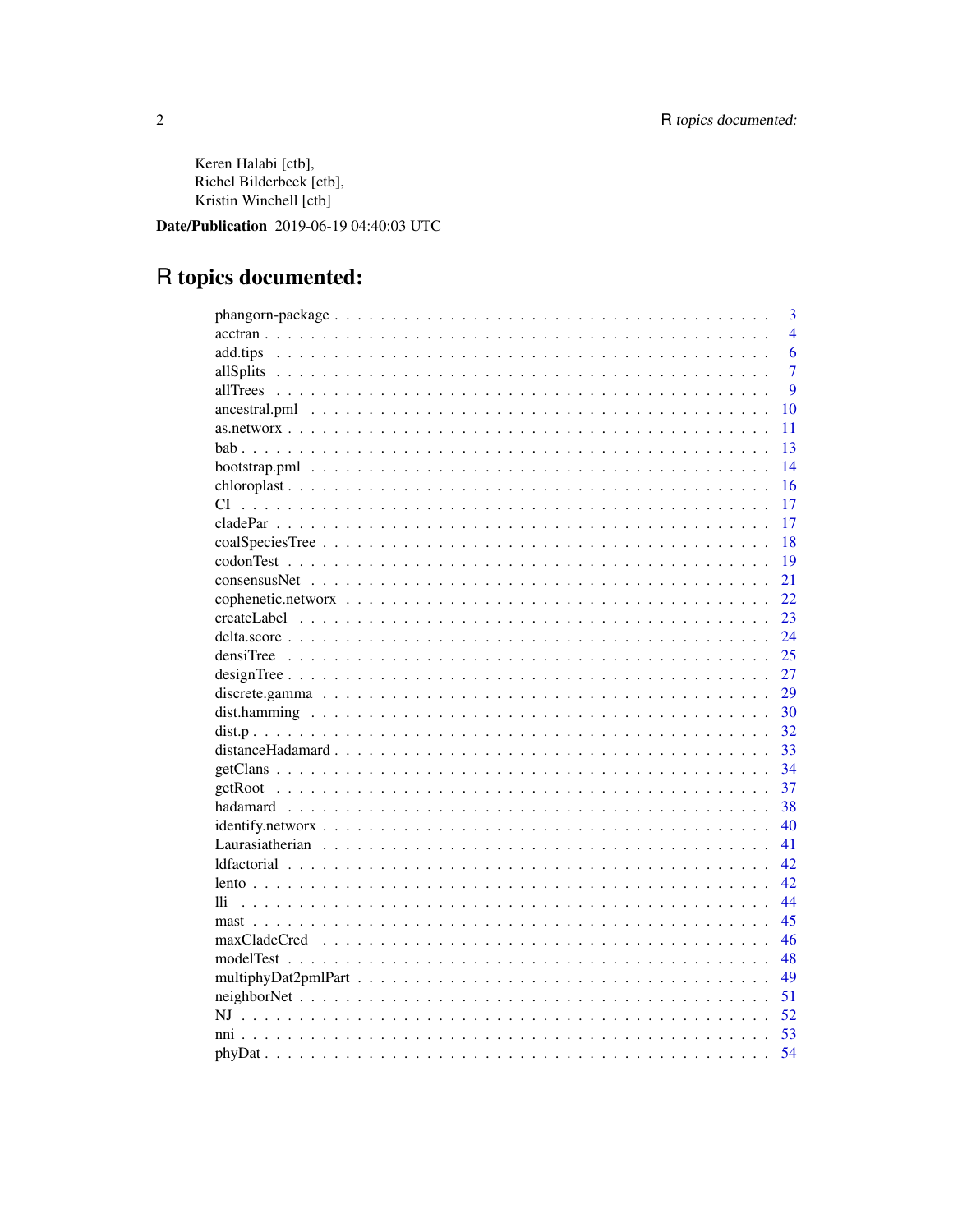Keren Halabi [ctb],
Richel Bilderbeek [ctb],
Kristin Winchell [ctb]

**Date/Publication** 2019-06-19 04:40:03 UTC

# R topics documented:

| | |
|---|---|
| phangorn-package | 3 |
| acctran | 4 |
| add.tips | 6 |
| allSplits | 7 |
| allTrees | 9 |
| ancestral.pml | 10 |
| as.networx | 11 |
| bab | 13 |
| bootstrap.pml | 14 |
| chloroplast | 16 |
| CI | 17 |
| cladePar | 17 |
| coalSpeciesTree | 18 |
| codonTest | 19 |
| consensusNet | 21 |
| cophenetic.networx | 22 |
| createLabel | 23 |
| delta.score | 24 |
| densiTree | 25 |
| designTree | 27 |
| discrete.gamma | 29 |
| dist.hamming | 30 |
| dist.p | 32 |
| distanceHadamard | 33 |
| getClans | 34 |
| getRoot | 37 |
| hadamard | 38 |
| identify.networx | 40 |
| Laurasiatherian | 41 |
| ldfactorial | 42 |
| lento | 42 |
| lli | 44 |
| mast | 45 |
| maxCladeCred | 46 |
| modelTest | 48 |
| multiphyDat2pmlPart | 49 |
| neighborNet | 51 |
| NJ | 52 |
| nni | 53 |
| phyDat | 54 |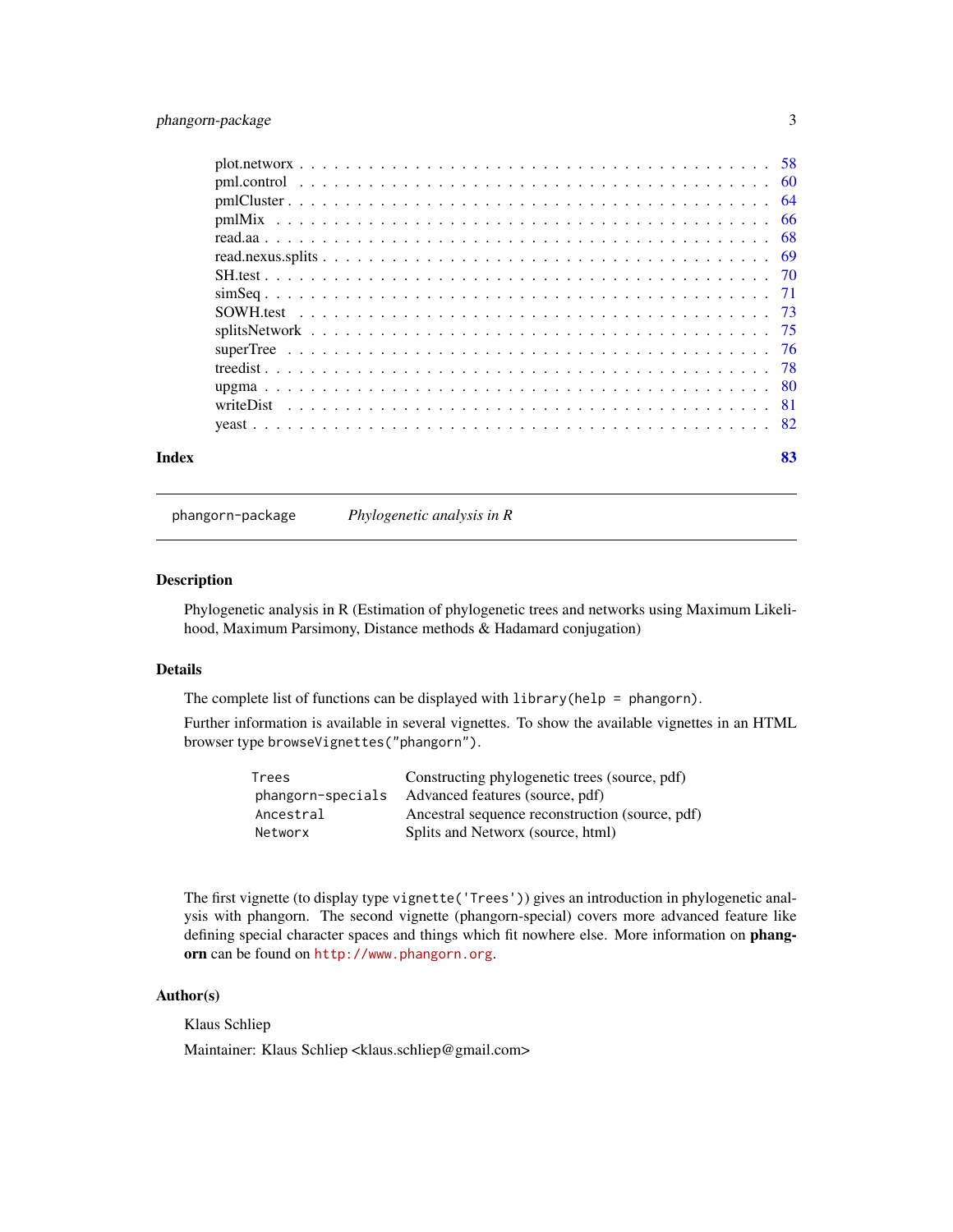plot.networx . . . . . . . . . . . . . . . . . . . . . . . . . . . . . . . . . . . . . . 58
pml.control . . . . . . . . . . . . . . . . . . . . . . . . . . . . . . . . . . . . . . 60
pmlCluster . . . . . . . . . . . . . . . . . . . . . . . . . . . . . . . . . . . . . . 64
pmlMix . . . . . . . . . . . . . . . . . . . . . . . . . . . . . . . . . . . . . . . . 66
read.aa . . . . . . . . . . . . . . . . . . . . . . . . . . . . . . . . . . . . . . . . 68
read.nexus.splits . . . . . . . . . . . . . . . . . . . . . . . . . . . . . . . . . . . 69
SH.test . . . . . . . . . . . . . . . . . . . . . . . . . . . . . . . . . . . . . . . . 70
simSeq . . . . . . . . . . . . . . . . . . . . . . . . . . . . . . . . . . . . . . . . 71
SOWH.test . . . . . . . . . . . . . . . . . . . . . . . . . . . . . . . . . . . . . . 73
splitsNetwork . . . . . . . . . . . . . . . . . . . . . . . . . . . . . . . . . . . . 75
superTree . . . . . . . . . . . . . . . . . . . . . . . . . . . . . . . . . . . . . . 76
treedist . . . . . . . . . . . . . . . . . . . . . . . . . . . . . . . . . . . . . . . 78
upgma . . . . . . . . . . . . . . . . . . . . . . . . . . . . . . . . . . . . . . . . 80
writeDist . . . . . . . . . . . . . . . . . . . . . . . . . . . . . . . . . . . . . . 81
yeast . . . . . . . . . . . . . . . . . . . . . . . . . . . . . . . . . . . . . . . . . 82

**Index** **83**

---

`phangorn-package` *Phylogenetic analysis in R*

---

## Description

Phylogenetic analysis in R (Estimation of phylogenetic trees and networks using Maximum Likelihood, Maximum Parsimony, Distance methods & Hadamard conjugation)

## Details

The complete list of functions can be displayed with `library(help = phangorn)`.

Further information is available in several vignettes. To show the available vignettes in an HTML browser type `browseVignettes("phangorn")`.

| | |
|---|---|
| `Trees` | Constructing phylogenetic trees (source, pdf) |
| `phangorn-specials` | Advanced features (source, pdf) |
| `Ancestral` | Ancestral sequence reconstruction (source, pdf) |
| `Networx` | Splits and Networx (source, html) |

The first vignette (to display type `vignette('Trees')`) gives an introduction in phylogenetic analysis with phangorn. The second vignette (phangorn-special) covers more advanced feature like defining special character spaces and things which fit nowhere else. More information on **phangorn** can be found on `http://www.phangorn.org`.

## Author(s)

Klaus Schliep

Maintainer: Klaus Schliep <klaus.schliep@gmail.com>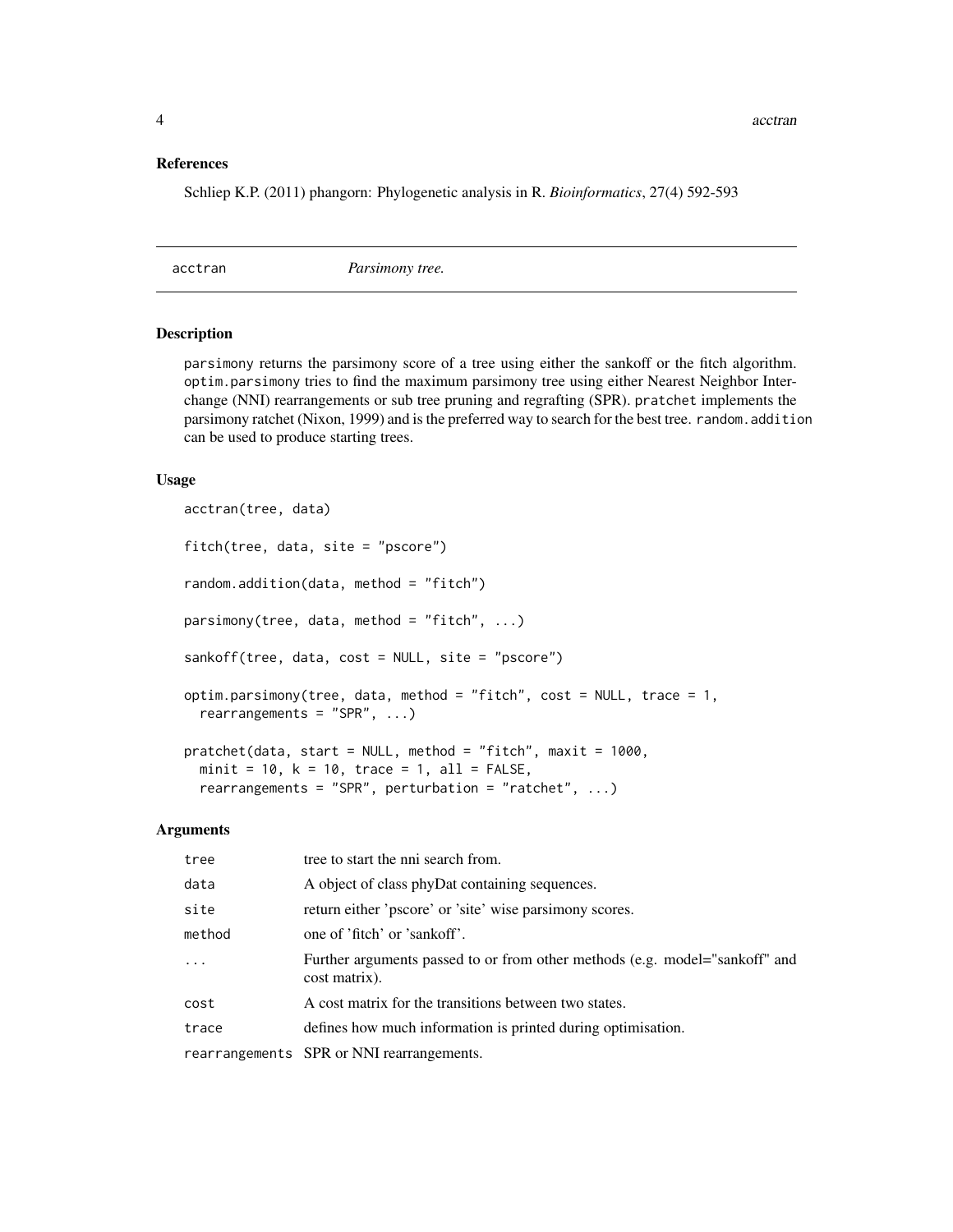### References

Schliep K.P. (2011) phangorn: Phylogenetic analysis in R. *Bioinformatics*, 27(4) 592-593

---

## acctran — *Parsimony tree.*

---

### Description

parsimony returns the parsimony score of a tree using either the sankoff or the fitch algorithm. optim.parsimony tries to find the maximum parsimony tree using either Nearest Neighbor Interchange (NNI) rearrangements or sub tree pruning and regrafting (SPR). pratchet implements the parsimony ratchet (Nixon, 1999) and is the preferred way to search for the best tree. random.addition can be used to produce starting trees.

### Usage

```
acctran(tree, data)

fitch(tree, data, site = "pscore")

random.addition(data, method = "fitch")

parsimony(tree, data, method = "fitch", ...)

sankoff(tree, data, cost = NULL, site = "pscore")

optim.parsimony(tree, data, method = "fitch", cost = NULL, trace = 1,
  rearrangements = "SPR", ...)

pratchet(data, start = NULL, method = "fitch", maxit = 1000,
  minit = 10, k = 10, trace = 1, all = FALSE,
  rearrangements = "SPR", perturbation = "ratchet", ...)
```

### Arguments

| | |
|---|---|
| tree | tree to start the nni search from. |
| data | A object of class phyDat containing sequences. |
| site | return either 'pscore' or 'site' wise parsimony scores. |
| method | one of 'fitch' or 'sankoff'. |
| ... | Further arguments passed to or from other methods (e.g. model="sankoff" and cost matrix). |
| cost | A cost matrix for the transitions between two states. |
| trace | defines how much information is printed during optimisation. |
| rearrangements | SPR or NNI rearrangements. |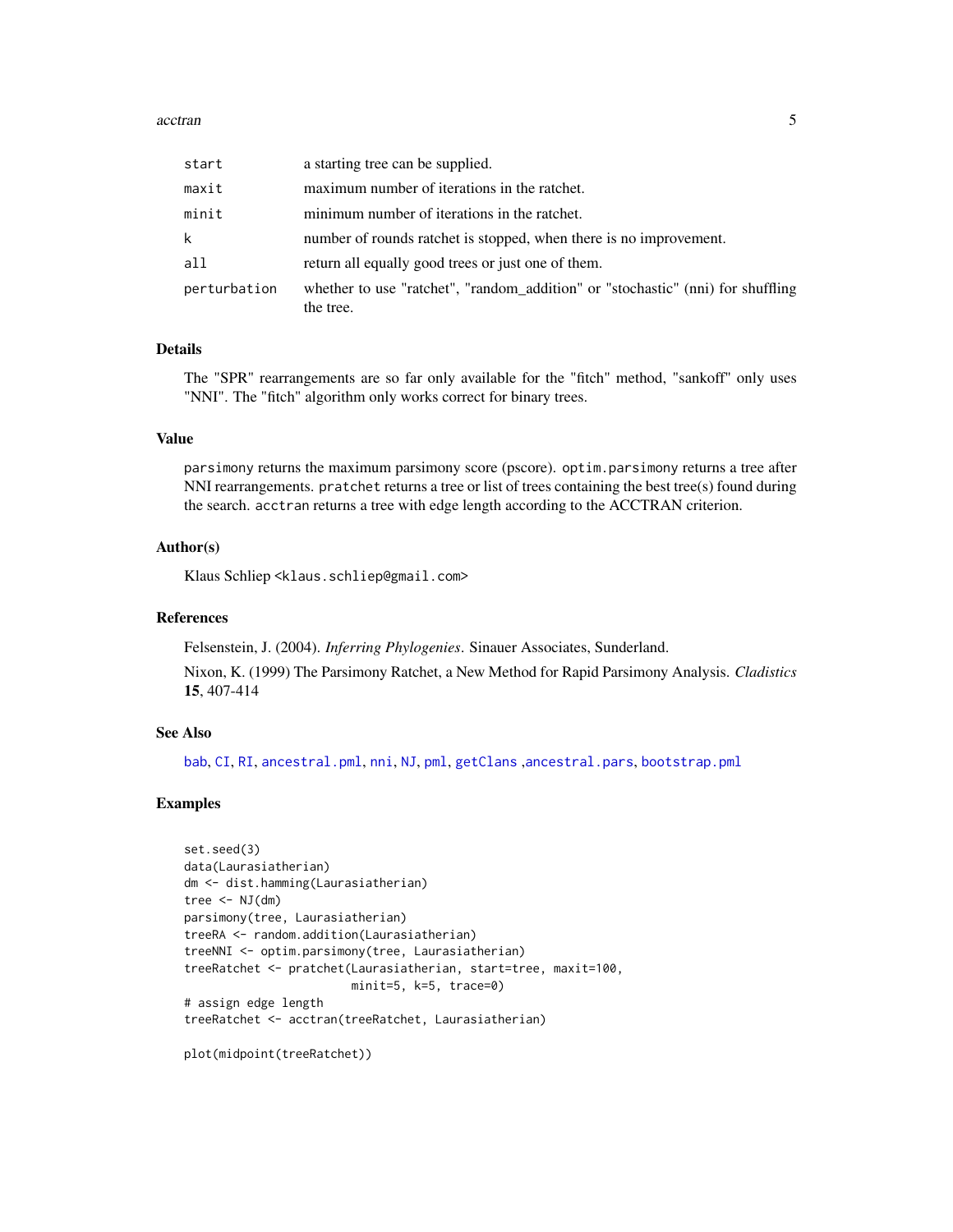| | |
|---|---|
| `start` | a starting tree can be supplied. |
| `maxit` | maximum number of iterations in the ratchet. |
| `minit` | minimum number of iterations in the ratchet. |
| `k` | number of rounds ratchet is stopped, when there is no improvement. |
| `all` | return all equally good trees or just one of them. |
| `perturbation` | whether to use "ratchet", "random_addition" or "stochastic" (nni) for shuffling the tree. |

## Details

The "SPR" rearrangements are so far only available for the "fitch" method, "sankoff" only uses "NNI". The "fitch" algorithm only works correct for binary trees.

## Value

`parsimony` returns the maximum parsimony score (pscore). `optim.parsimony` returns a tree after NNI rearrangements. `pratchet` returns a tree or list of trees containing the best tree(s) found during the search. `acctran` returns a tree with edge length according to the ACCTRAN criterion.

## Author(s)

Klaus Schliep <klaus.schliep@gmail.com>

## References

Felsenstein, J. (2004). *Inferring Phylogenies*. Sinauer Associates, Sunderland.

Nixon, K. (1999) The Parsimony Ratchet, a New Method for Rapid Parsimony Analysis. *Cladistics* **15**, 407-414

## See Also

`bab`, `CI`, `RI`, `ancestral.pml`, `nni`, `NJ`, `pml`, `getClans` ,`ancestral.pars`, `bootstrap.pml`

## Examples

```
set.seed(3)
data(Laurasiatherian)
dm <- dist.hamming(Laurasiatherian)
tree <- NJ(dm)
parsimony(tree, Laurasiatherian)
treeRA <- random.addition(Laurasiatherian)
treeNNI <- optim.parsimony(tree, Laurasiatherian)
treeRatchet <- pratchet(Laurasiatherian, start=tree, maxit=100,
                        minit=5, k=5, trace=0)
# assign edge length
treeRatchet <- acctran(treeRatchet, Laurasiatherian)

plot(midpoint(treeRatchet))
```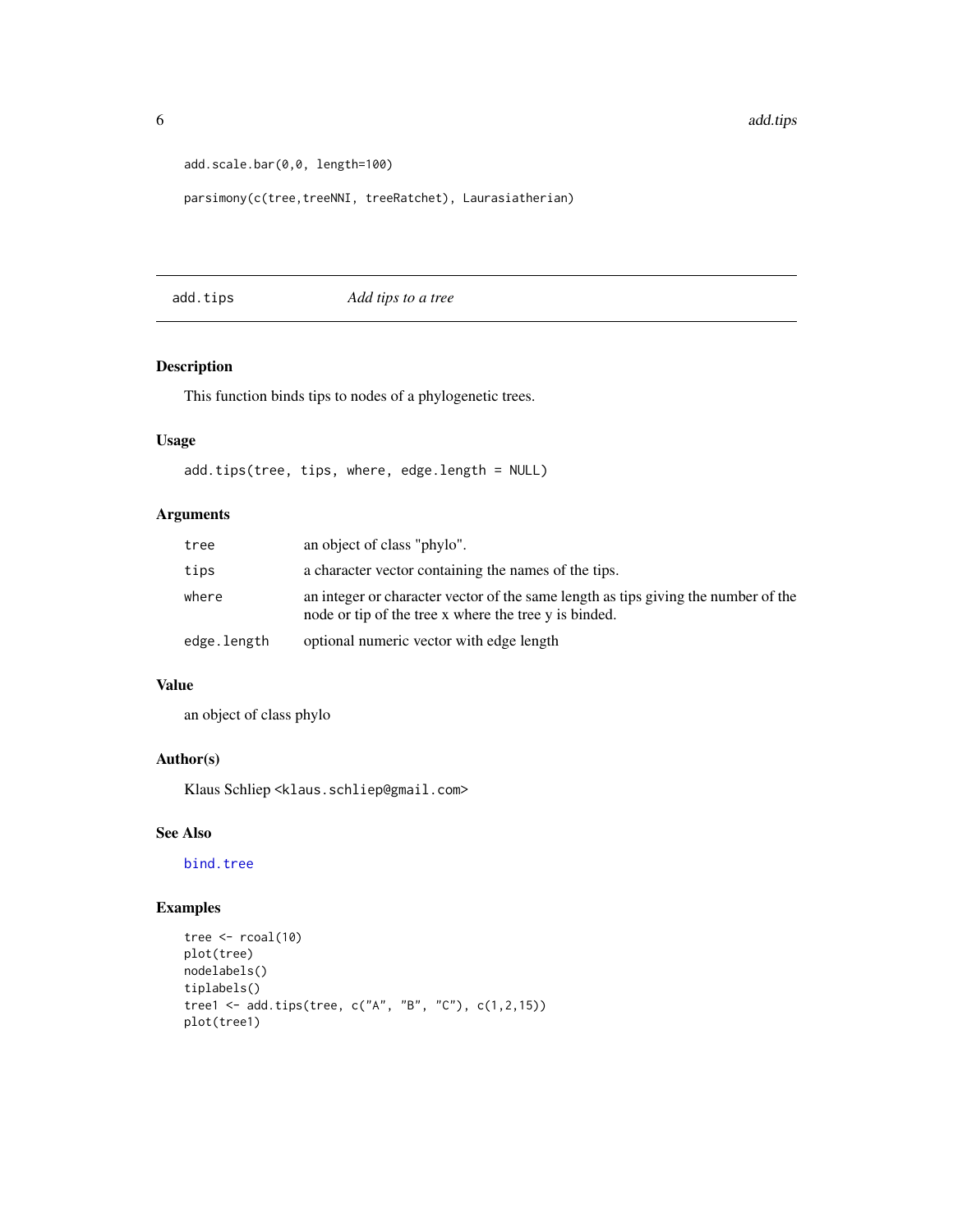```
add.scale.bar(0,0, length=100)

parsimony(c(tree,treeNNI, treeRatchet), Laurasiatherian)
```

---

## add.tips — *Add tips to a tree*

---

### Description

This function binds tips to nodes of a phylogenetic trees.

### Usage

```
add.tips(tree, tips, where, edge.length = NULL)
```

### Arguments

| | |
|---|---|
| `tree` | an object of class "phylo". |
| `tips` | a character vector containing the names of the tips. |
| `where` | an integer or character vector of the same length as tips giving the number of the node or tip of the tree x where the tree y is binded. |
| `edge.length` | optional numeric vector with edge length |

### Value

an object of class phylo

### Author(s)

Klaus Schliep <klaus.schliep@gmail.com>

### See Also

`bind.tree`

### Examples

```
tree <- rcoal(10)
plot(tree)
nodelabels()
tiplabels()
tree1 <- add.tips(tree, c("A", "B", "C"), c(1,2,15))
plot(tree1)
```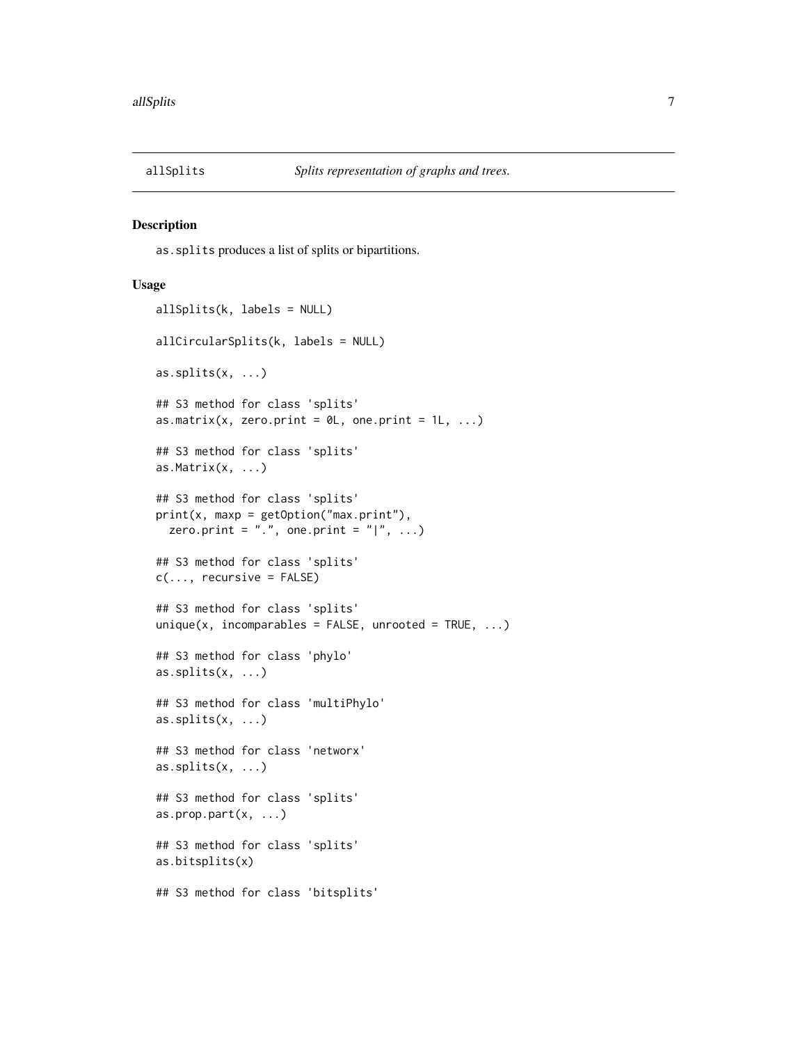allSplits — *Splits representation of graphs and trees.*

## Description

as.splits produces a list of splits or bipartitions.

## Usage

```
allSplits(k, labels = NULL)

allCircularSplits(k, labels = NULL)

as.splits(x, ...)

## S3 method for class 'splits'
as.matrix(x, zero.print = 0L, one.print = 1L, ...)

## S3 method for class 'splits'
as.Matrix(x, ...)

## S3 method for class 'splits'
print(x, maxp = getOption("max.print"),
  zero.print = ".", one.print = "|", ...)

## S3 method for class 'splits'
c(..., recursive = FALSE)

## S3 method for class 'splits'
unique(x, incomparables = FALSE, unrooted = TRUE, ...)

## S3 method for class 'phylo'
as.splits(x, ...)

## S3 method for class 'multiPhylo'
as.splits(x, ...)

## S3 method for class 'networx'
as.splits(x, ...)

## S3 method for class 'splits'
as.prop.part(x, ...)

## S3 method for class 'splits'
as.bitsplits(x)

## S3 method for class 'bitsplits'
```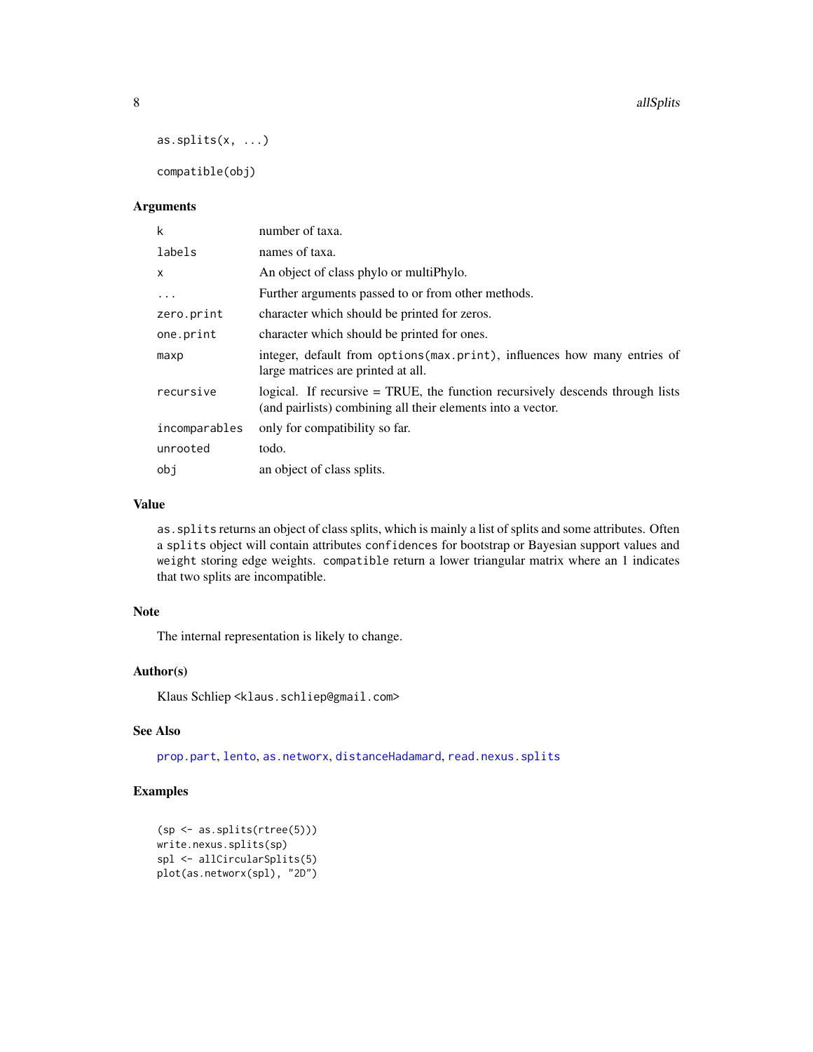```
as.splits(x, ...)

compatible(obj)
```

## Arguments

| | |
|---|---|
| k | number of taxa. |
| labels | names of taxa. |
| x | An object of class phylo or multiPhylo. |
| ... | Further arguments passed to or from other methods. |
| zero.print | character which should be printed for zeros. |
| one.print | character which should be printed for ones. |
| maxp | integer, default from `options(max.print)`, influences how many entries of large matrices are printed at all. |
| recursive | logical. If recursive = TRUE, the function recursively descends through lists (and pairlists) combining all their elements into a vector. |
| incomparables | only for compatibility so far. |
| unrooted | todo. |
| obj | an object of class splits. |

## Value

`as.splits` returns an object of class splits, which is mainly a list of splits and some attributes. Often a `splits` object will contain attributes `confidences` for bootstrap or Bayesian support values and `weight` storing edge weights. `compatible` return a lower triangular matrix where an 1 indicates that two splits are incompatible.

## Note

The internal representation is likely to change.

## Author(s)

Klaus Schliep <klaus.schliep@gmail.com>

## See Also

`prop.part`, `lento`, `as.networx`, `distanceHadamard`, `read.nexus.splits`

## Examples

```
(sp <- as.splits(rtree(5)))
write.nexus.splits(sp)
spl <- allCircularSplits(5)
plot(as.networx(spl), "2D")
```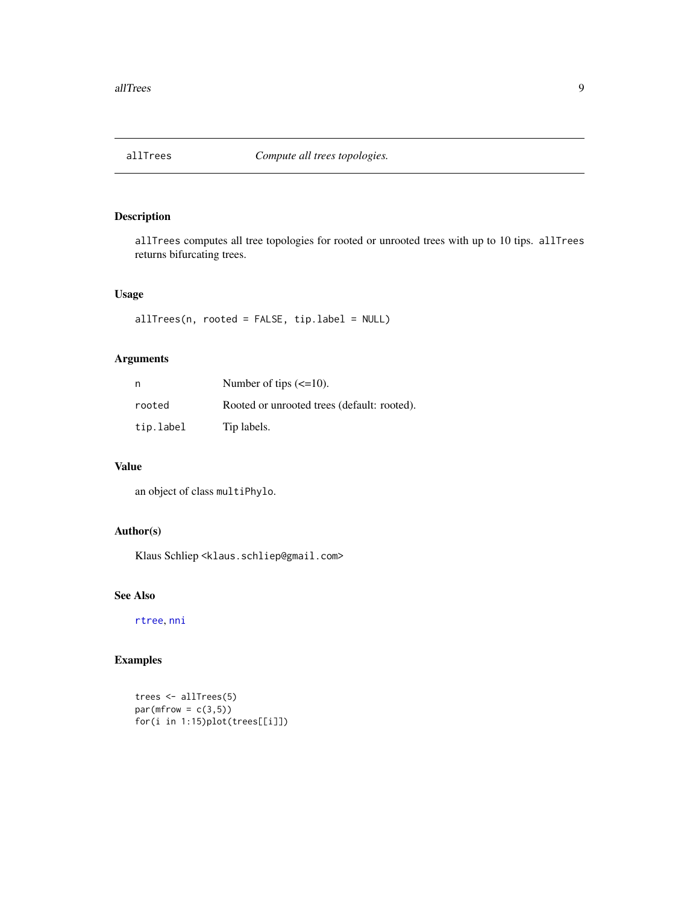## allTrees — *Compute all trees topologies.*

### Description

`allTrees` computes all tree topologies for rooted or unrooted trees with up to 10 tips. `allTrees` returns bifurcating trees.

### Usage

```
allTrees(n, rooted = FALSE, tip.label = NULL)
```

### Arguments

| | |
|---|---|
| `n` | Number of tips (<=10). |
| `rooted` | Rooted or unrooted trees (default: rooted). |
| `tip.label` | Tip labels. |

### Value

an object of class `multiPhylo`.

### Author(s)

Klaus Schliep <`klaus.schliep@gmail.com`>

### See Also

`rtree`, `nni`

### Examples

```
trees <- allTrees(5)
par(mfrow = c(3,5))
for(i in 1:15)plot(trees[[i]])
```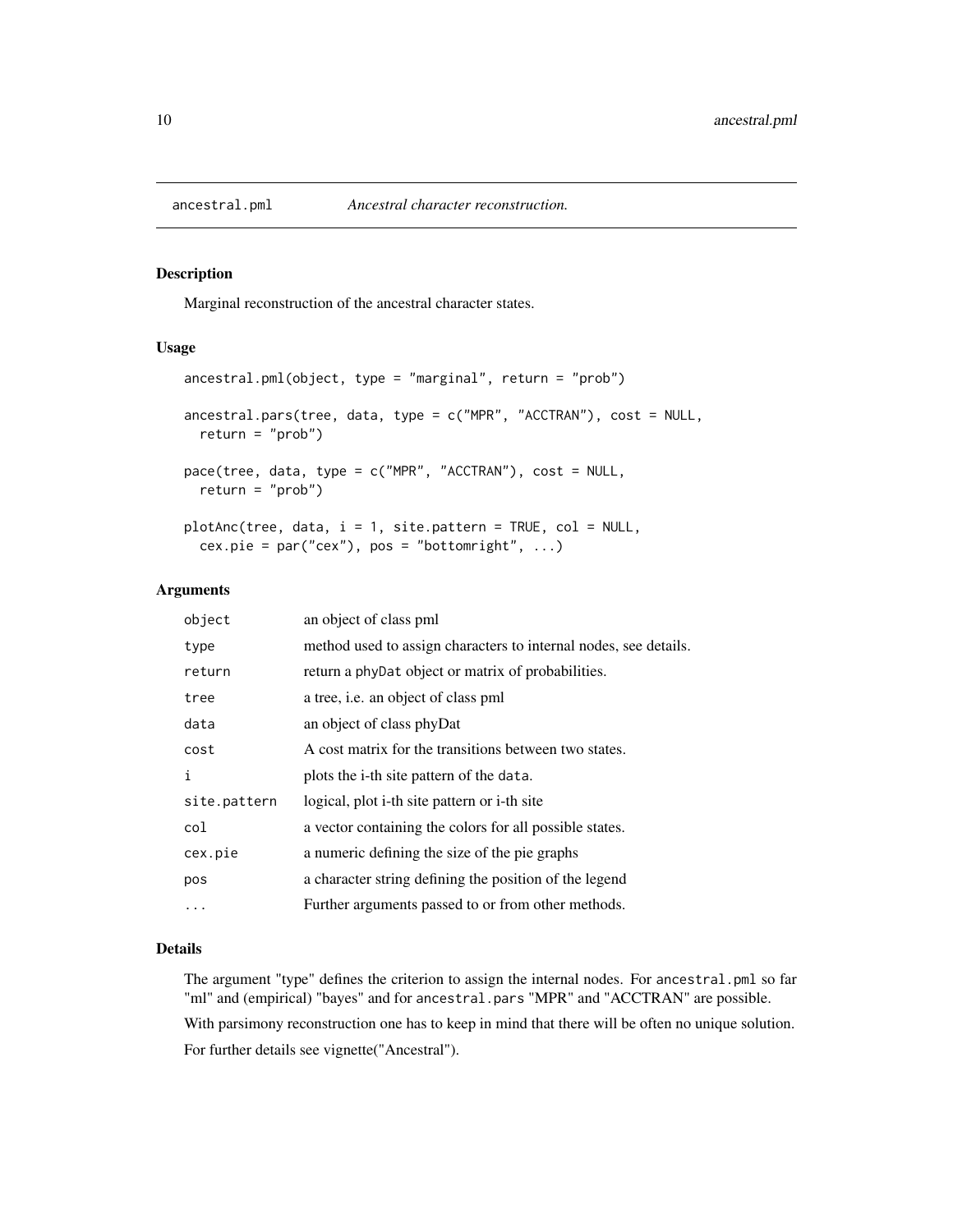ancestral.pml *Ancestral character reconstruction.*

## Description

Marginal reconstruction of the ancestral character states.

## Usage

```
ancestral.pml(object, type = "marginal", return = "prob")

ancestral.pars(tree, data, type = c("MPR", "ACCTRAN"), cost = NULL,
  return = "prob")

pace(tree, data, type = c("MPR", "ACCTRAN"), cost = NULL,
  return = "prob")

plotAnc(tree, data, i = 1, site.pattern = TRUE, col = NULL,
  cex.pie = par("cex"), pos = "bottomright", ...)
```

## Arguments

| | |
|---|---|
| object | an object of class pml |
| type | method used to assign characters to internal nodes, see details. |
| return | return a phyDat object or matrix of probabilities. |
| tree | a tree, i.e. an object of class pml |
| data | an object of class phyDat |
| cost | A cost matrix for the transitions between two states. |
| i | plots the i-th site pattern of the data. |
| site.pattern | logical, plot i-th site pattern or i-th site |
| col | a vector containing the colors for all possible states. |
| cex.pie | a numeric defining the size of the pie graphs |
| pos | a character string defining the position of the legend |
| ... | Further arguments passed to or from other methods. |

## Details

The argument "type" defines the criterion to assign the internal nodes. For ancestral.pml so far "ml" and (empirical) "bayes" and for ancestral.pars "MPR" and "ACCTRAN" are possible.

With parsimony reconstruction one has to keep in mind that there will be often no unique solution.

For further details see vignette("Ancestral").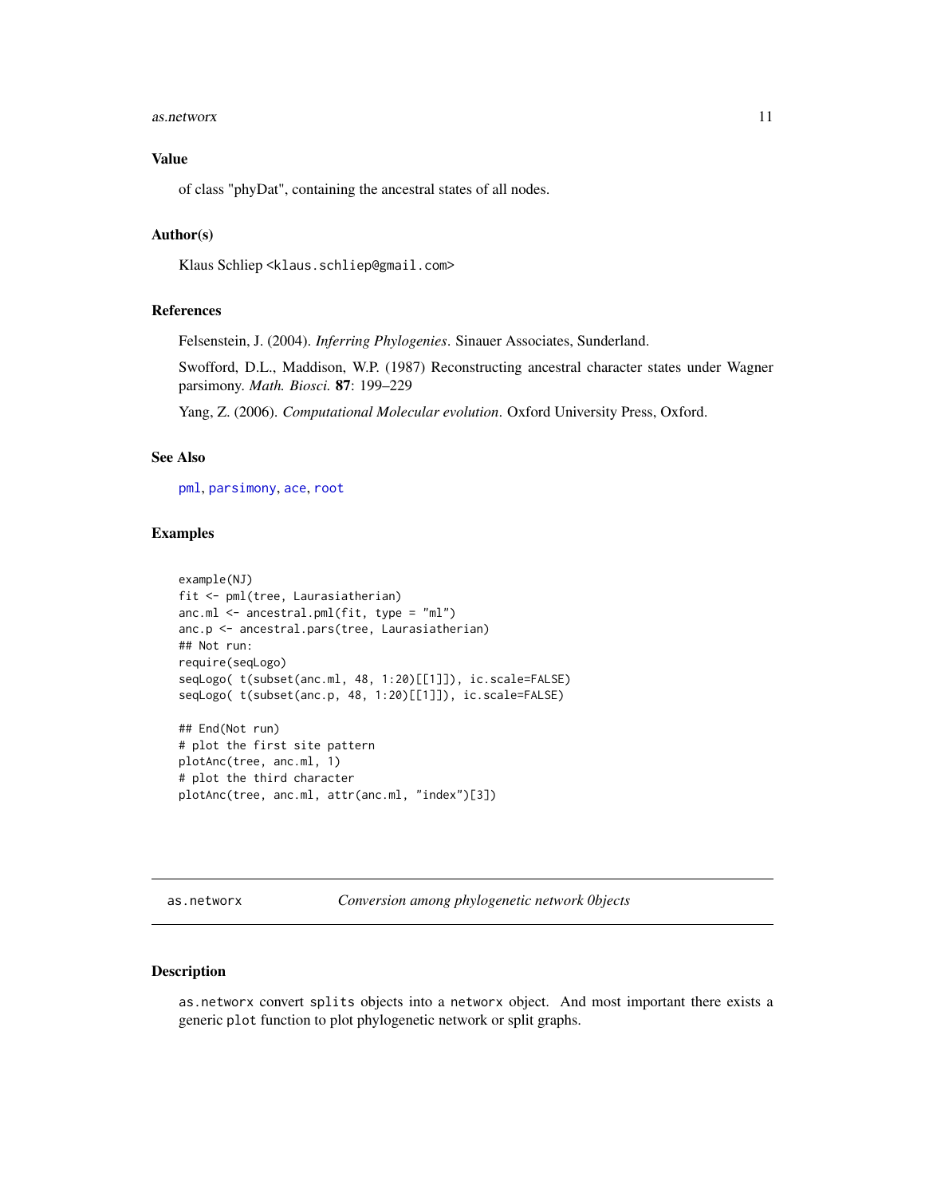## Value

of class "phyDat", containing the ancestral states of all nodes.

## Author(s)

Klaus Schliep <klaus.schliep@gmail.com>

## References

Felsenstein, J. (2004). *Inferring Phylogenies*. Sinauer Associates, Sunderland.

Swofford, D.L., Maddison, W.P. (1987) Reconstructing ancestral character states under Wagner parsimony. *Math. Biosci.* **87**: 199–229

Yang, Z. (2006). *Computational Molecular evolution*. Oxford University Press, Oxford.

## See Also

pml, parsimony, ace, root

## Examples

```
example(NJ)
fit <- pml(tree, Laurasiatherian)
anc.ml <- ancestral.pml(fit, type = "ml")
anc.p <- ancestral.pars(tree, Laurasiatherian)
## Not run:
require(seqLogo)
seqLogo( t(subset(anc.ml, 48, 1:20)[[1]]), ic.scale=FALSE)
seqLogo( t(subset(anc.p, 48, 1:20)[[1]]), ic.scale=FALSE)

## End(Not run)
# plot the first site pattern
plotAnc(tree, anc.ml, 1)
# plot the third character
plotAnc(tree, anc.ml, attr(anc.ml, "index")[3])
```

---

# as.networx — *Conversion among phylogenetic network 0bjects*

## Description

as.networx convert splits objects into a networx object. And most important there exists a generic plot function to plot phylogenetic network or split graphs.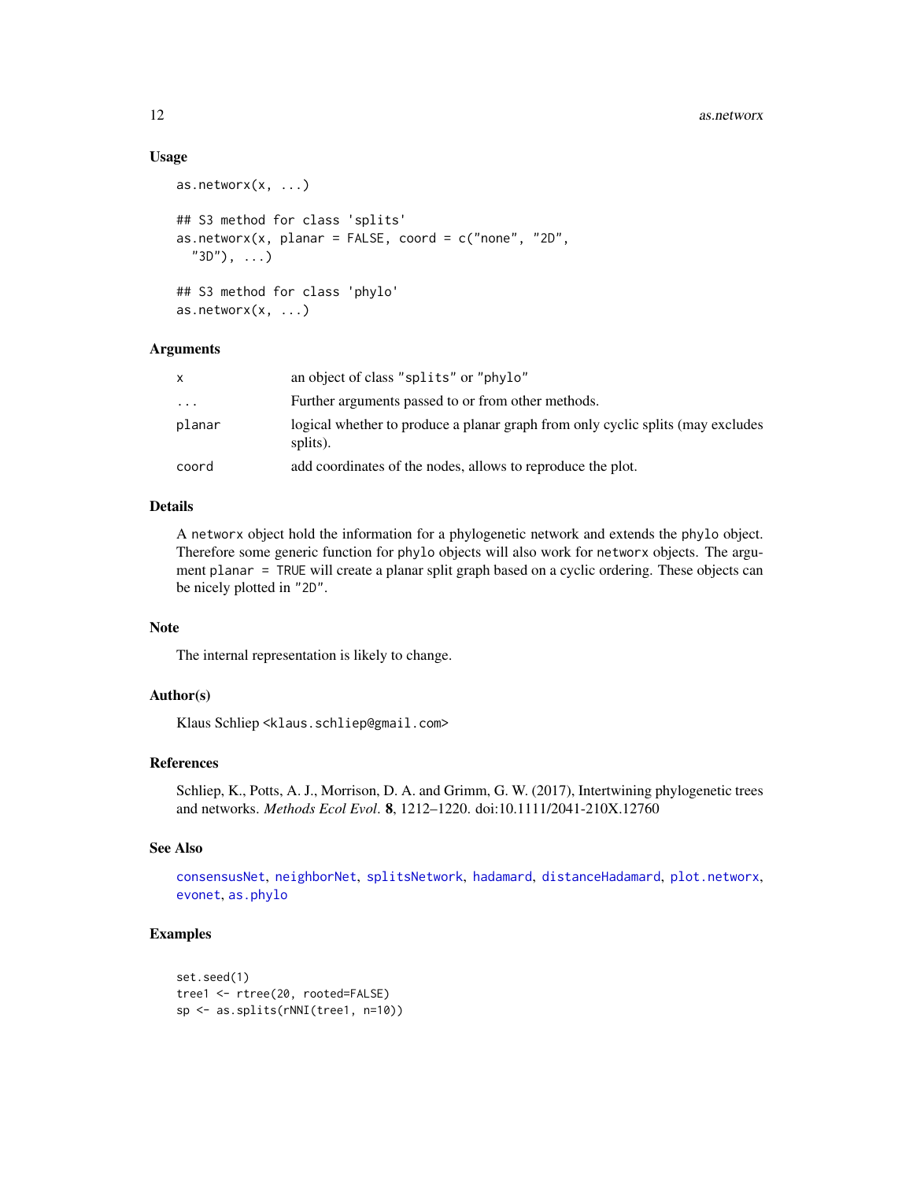## Usage

```
as.networx(x, ...)

## S3 method for class 'splits'
as.networx(x, planar = FALSE, coord = c("none", "2D",
  "3D"), ...)

## S3 method for class 'phylo'
as.networx(x, ...)
```

## Arguments

| | |
|---|---|
| x | an object of class "splits" or "phylo" |
| ... | Further arguments passed to or from other methods. |
| planar | logical whether to produce a planar graph from only cyclic splits (may excludes splits). |
| coord | add coordinates of the nodes, allows to reproduce the plot. |

## Details

A `networx` object hold the information for a phylogenetic network and extends the `phylo` object. Therefore some generic function for `phylo` objects will also work for `networx` objects. The argument `planar = TRUE` will create a planar split graph based on a cyclic ordering. These objects can be nicely plotted in "2D".

## Note

The internal representation is likely to change.

## Author(s)

Klaus Schliep <klaus.schliep@gmail.com>

## References

Schliep, K., Potts, A. J., Morrison, D. A. and Grimm, G. W. (2017), Intertwining phylogenetic trees and networks. *Methods Ecol Evol*. **8**, 1212–1220. doi:10.1111/2041-210X.12760

## See Also

`consensusNet`, `neighborNet`, `splitsNetwork`, `hadamard`, `distanceHadamard`, `plot.networx`, `evonet`, `as.phylo`

## Examples

```
set.seed(1)
tree1 <- rtree(20, rooted=FALSE)
sp <- as.splits(rNNI(tree1, n=10))
```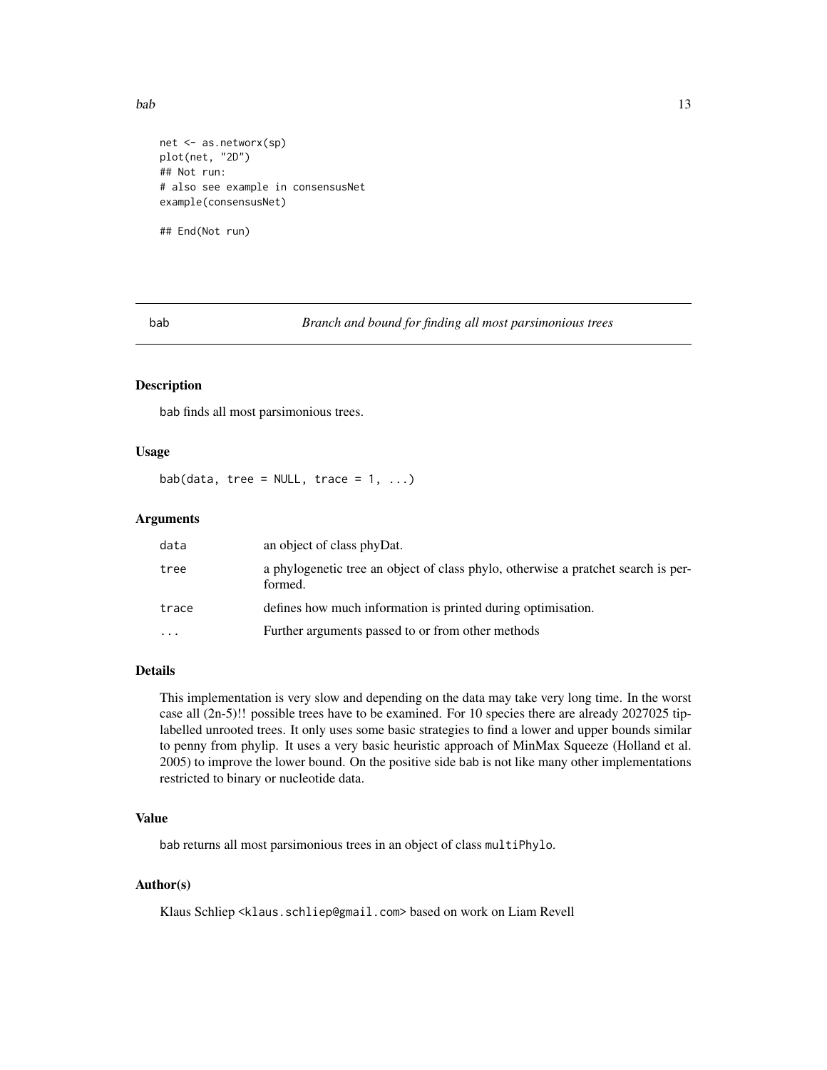```
net <- as.networx(sp)
plot(net, "2D")
## Not run:
# also see example in consensusNet
example(consensusNet)

## End(Not run)
```

## bab — *Branch and bound for finding all most parsimonious trees*

### Description

bab finds all most parsimonious trees.

### Usage

```
bab(data, tree = NULL, trace = 1, ...)
```

### Arguments

| Argument | Description |
|---|---|
| data | an object of class phyDat. |
| tree | a phylogenetic tree an object of class phylo, otherwise a pratchet search is performed. |
| trace | defines how much information is printed during optimisation. |
| ... | Further arguments passed to or from other methods |

### Details

This implementation is very slow and depending on the data may take very long time. In the worst case all (2n-5)!! possible trees have to be examined. For 10 species there are already 2027025 tip-labelled unrooted trees. It only uses some basic strategies to find a lower and upper bounds similar to penny from phylip. It uses a very basic heuristic approach of MinMax Squeeze (Holland et al. 2005) to improve the lower bound. On the positive side bab is not like many other implementations restricted to binary or nucleotide data.

### Value

bab returns all most parsimonious trees in an object of class multiPhylo.

### Author(s)

Klaus Schliep <klaus.schliep@gmail.com> based on work on Liam Revell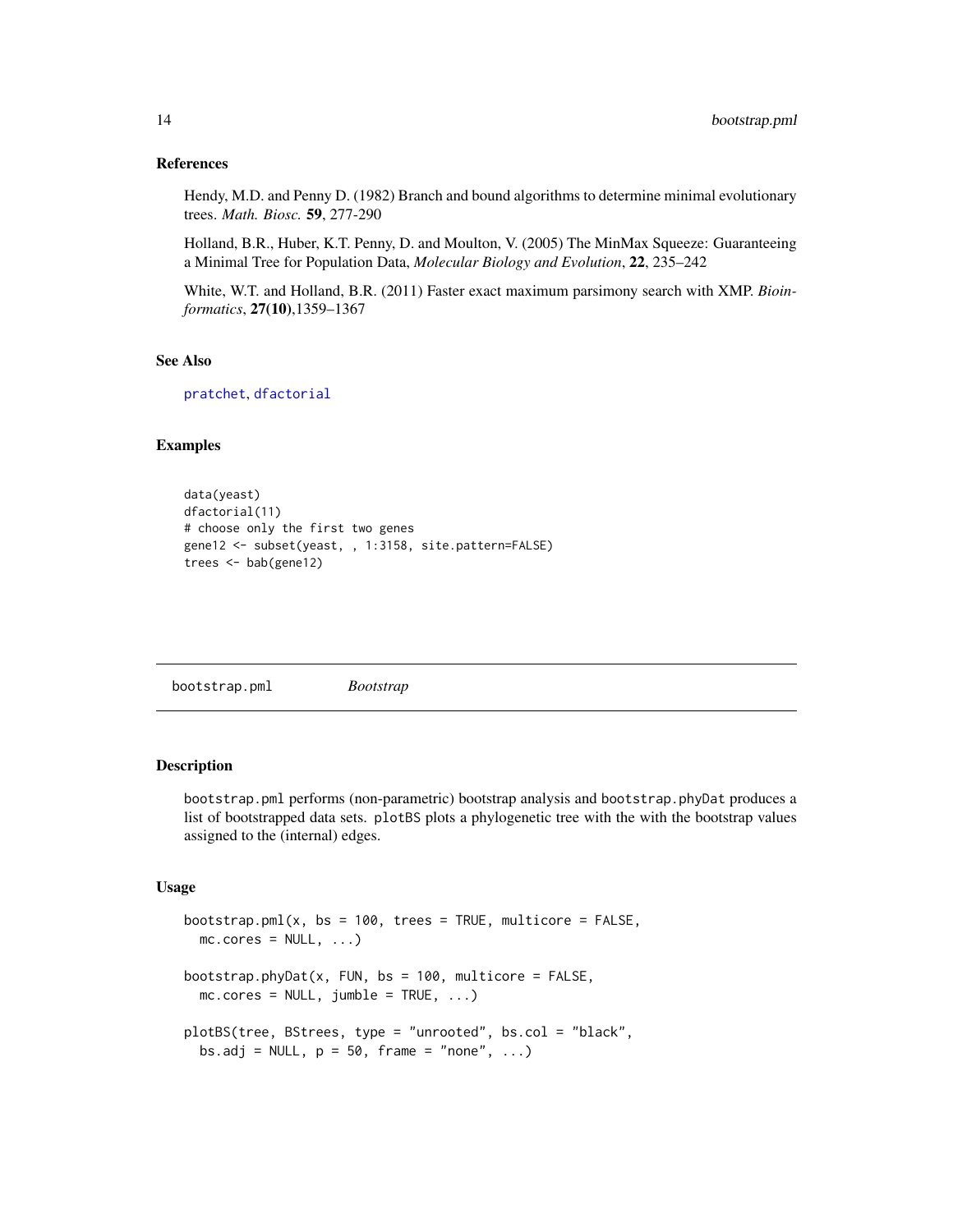### References

Hendy, M.D. and Penny D. (1982) Branch and bound algorithms to determine minimal evolutionary trees. *Math. Biosc.* **59**, 277-290

Holland, B.R., Huber, K.T. Penny, D. and Moulton, V. (2005) The MinMax Squeeze: Guaranteeing a Minimal Tree for Population Data, *Molecular Biology and Evolution*, **22**, 235–242

White, W.T. and Holland, B.R. (2011) Faster exact maximum parsimony search with XMP. *Bioinformatics*, **27(10)**,1359–1367

### See Also

`pratchet`, `dfactorial`

### Examples

```
data(yeast)
dfactorial(11)
# choose only the first two genes
gene12 <- subset(yeast, , 1:3158, site.pattern=FALSE)
trees <- bab(gene12)
```

---

## bootstrap.pml *Bootstrap*

### Description

`bootstrap.pml` performs (non-parametric) bootstrap analysis and `bootstrap.phyDat` produces a list of bootstrapped data sets. `plotBS` plots a phylogenetic tree with the with the bootstrap values assigned to the (internal) edges.

### Usage

```
bootstrap.pml(x, bs = 100, trees = TRUE, multicore = FALSE,
  mc.cores = NULL, ...)

bootstrap.phyDat(x, FUN, bs = 100, multicore = FALSE,
  mc.cores = NULL, jumble = TRUE, ...)

plotBS(tree, BStrees, type = "unrooted", bs.col = "black",
  bs.adj = NULL, p = 50, frame = "none", ...)
```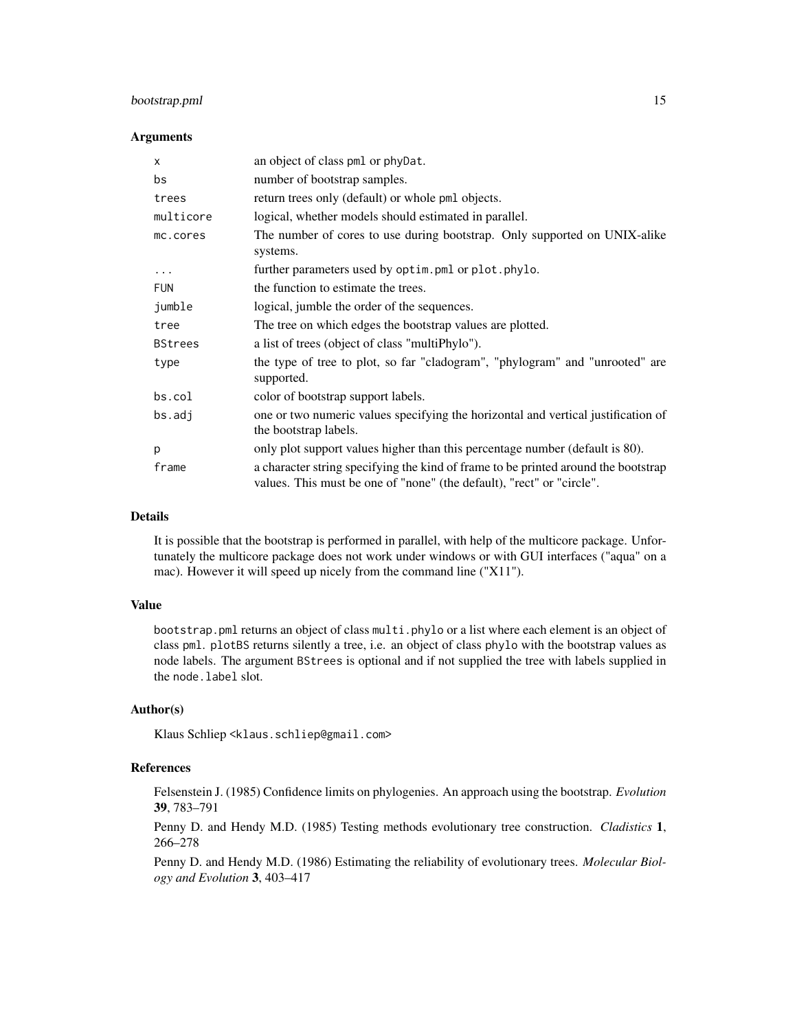## Arguments

| | |
|---|---|
| `x` | an object of class `pml` or `phyDat`. |
| `bs` | number of bootstrap samples. |
| `trees` | return trees only (default) or whole `pml` objects. |
| `multicore` | logical, whether models should estimated in parallel. |
| `mc.cores` | The number of cores to use during bootstrap. Only supported on UNIX-alike systems. |
| `...` | further parameters used by `optim.pml` or `plot.phylo`. |
| `FUN` | the function to estimate the trees. |
| `jumble` | logical, jumble the order of the sequences. |
| `tree` | The tree on which edges the bootstrap values are plotted. |
| `BStrees` | a list of trees (object of class "multiPhylo"). |
| `type` | the type of tree to plot, so far "cladogram", "phylogram" and "unrooted" are supported. |
| `bs.col` | color of bootstrap support labels. |
| `bs.adj` | one or two numeric values specifying the horizontal and vertical justification of the bootstrap labels. |
| `p` | only plot support values higher than this percentage number (default is 80). |
| `frame` | a character string specifying the kind of frame to be printed around the bootstrap values. This must be one of "none" (the default), "rect" or "circle". |

## Details

It is possible that the bootstrap is performed in parallel, with help of the multicore package. Unfortunately the multicore package does not work under windows or with GUI interfaces ("aqua" on a mac). However it will speed up nicely from the command line ("X11").

## Value

`bootstrap.pml` returns an object of class `multi.phylo` or a list where each element is an object of class `pml`. `plotBS` returns silently a tree, i.e. an object of class `phylo` with the bootstrap values as node labels. The argument `BStrees` is optional and if not supplied the tree with labels supplied in the `node.label` slot.

## Author(s)

Klaus Schliep <klaus.schliep@gmail.com>

## References

Felsenstein J. (1985) Confidence limits on phylogenies. An approach using the bootstrap. *Evolution* **39**, 783–791

Penny D. and Hendy M.D. (1985) Testing methods evolutionary tree construction. *Cladistics* **1**, 266–278

Penny D. and Hendy M.D. (1986) Estimating the reliability of evolutionary trees. *Molecular Biology and Evolution* **3**, 403–417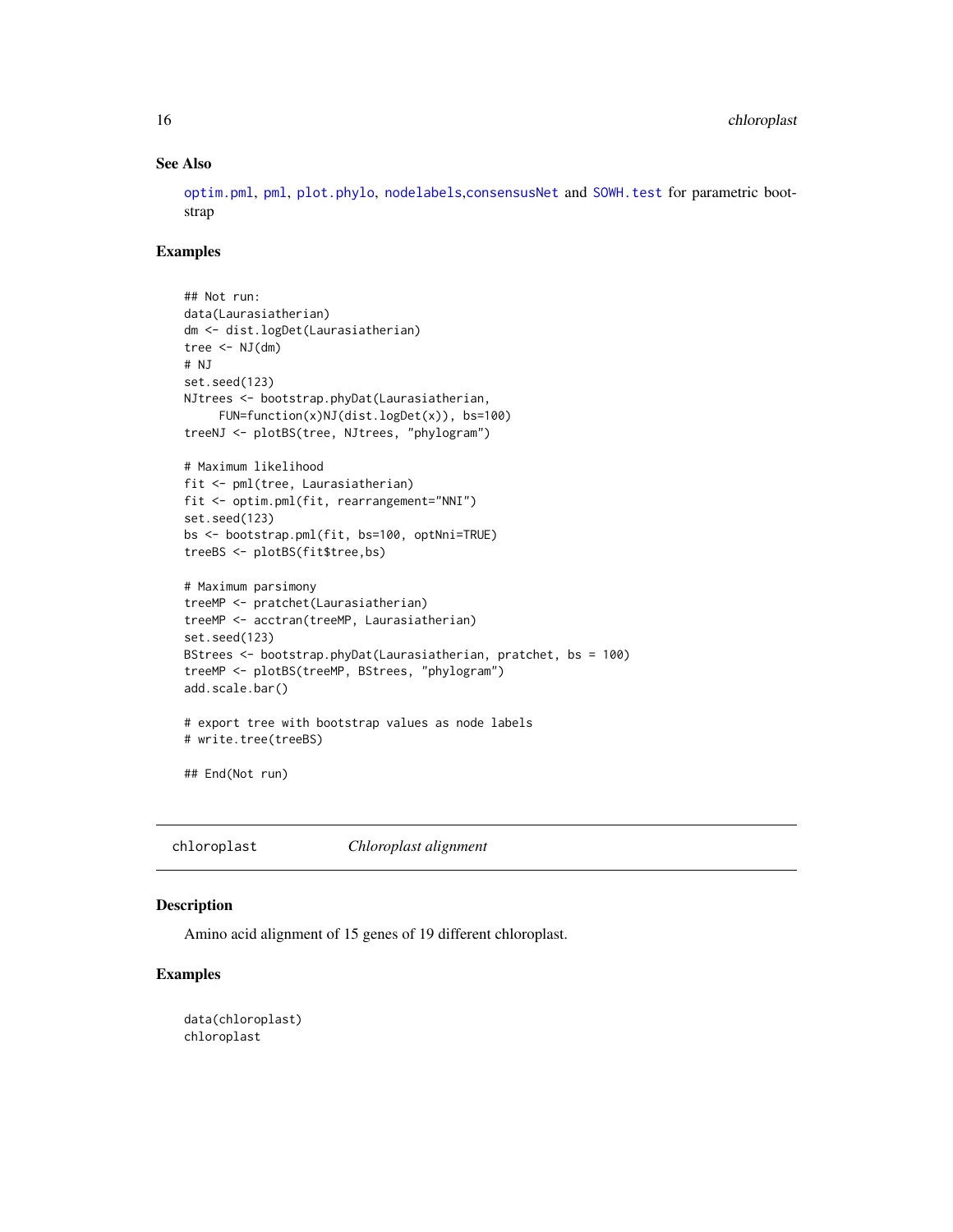### See Also

optim.pml, pml, plot.phylo, nodelabels,consensusNet and SOWH.test for parametric bootstrap

### Examples

```
## Not run:
data(Laurasiatherian)
dm <- dist.logDet(Laurasiatherian)
tree <- NJ(dm)
# NJ
set.seed(123)
NJtrees <- bootstrap.phyDat(Laurasiatherian,
     FUN=function(x)NJ(dist.logDet(x)), bs=100)
treeNJ <- plotBS(tree, NJtrees, "phylogram")

# Maximum likelihood
fit <- pml(tree, Laurasiatherian)
fit <- optim.pml(fit, rearrangement="NNI")
set.seed(123)
bs <- bootstrap.pml(fit, bs=100, optNni=TRUE)
treeBS <- plotBS(fit$tree,bs)

# Maximum parsimony
treeMP <- pratchet(Laurasiatherian)
treeMP <- acctran(treeMP, Laurasiatherian)
set.seed(123)
BStrees <- bootstrap.phyDat(Laurasiatherian, pratchet, bs = 100)
treeMP <- plotBS(treeMP, BStrees, "phylogram")
add.scale.bar()

# export tree with bootstrap values as node labels
# write.tree(treeBS)

## End(Not run)
```

---

## chloroplast    *Chloroplast alignment*

### Description

Amino acid alignment of 15 genes of 19 different chloroplast.

### Examples

```
data(chloroplast)
chloroplast
```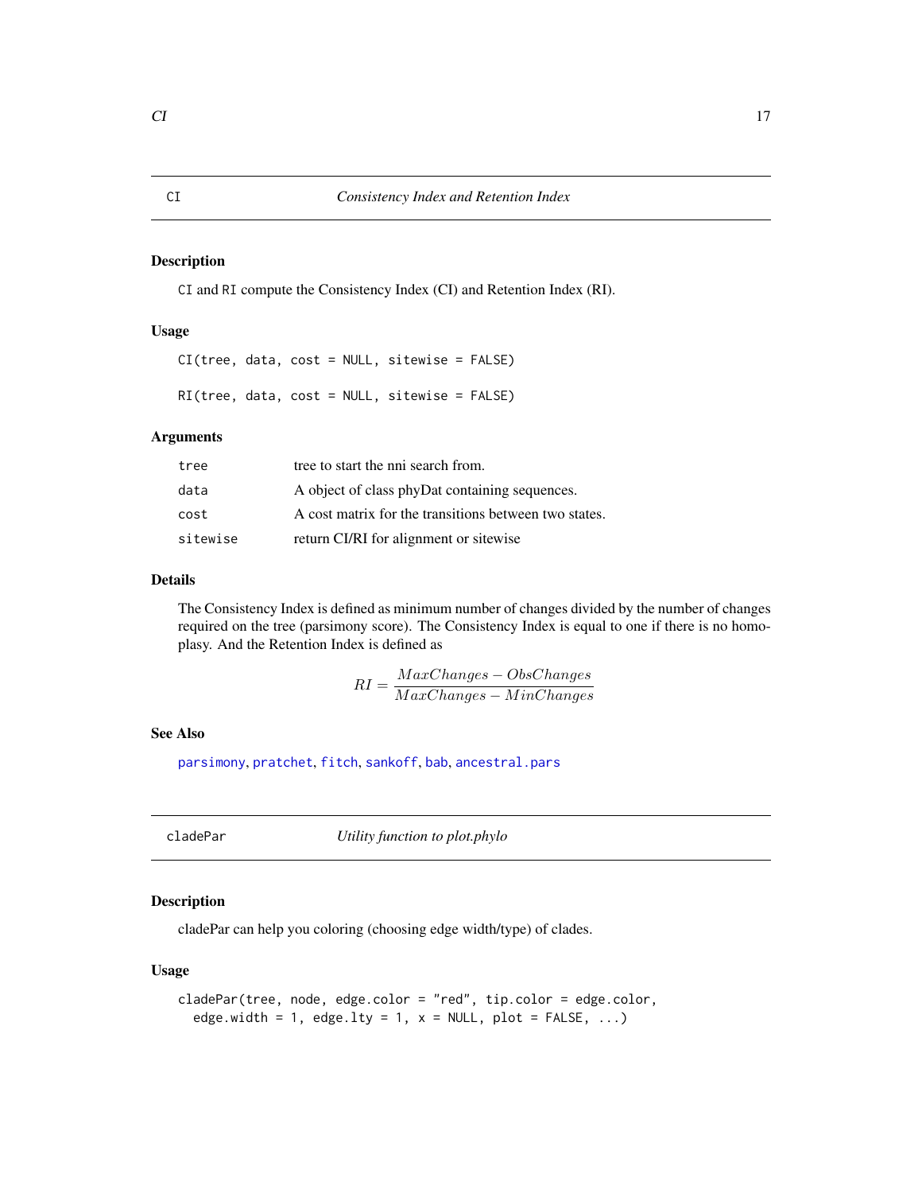## CI — *Consistency Index and Retention Index*

### Description

`CI` and `RI` compute the Consistency Index (CI) and Retention Index (RI).

### Usage

```
CI(tree, data, cost = NULL, sitewise = FALSE)

RI(tree, data, cost = NULL, sitewise = FALSE)
```

### Arguments

| | |
|---|---|
| `tree` | tree to start the nni search from. |
| `data` | A object of class phyDat containing sequences. |
| `cost` | A cost matrix for the transitions between two states. |
| `sitewise` | return CI/RI for alignment or sitewise |

### Details

The Consistency Index is defined as minimum number of changes divided by the number of changes required on the tree (parsimony score). The Consistency Index is equal to one if there is no homoplasy. And the Retention Index is defined as

$$RI = \frac{MaxChanges - ObsChanges}{MaxChanges - MinChanges}$$

### See Also

`parsimony`, `pratchet`, `fitch`, `sankoff`, `bab`, `ancestral.pars`

## cladePar — *Utility function to plot.phylo*

### Description

cladePar can help you coloring (choosing edge width/type) of clades.

### Usage

```
cladePar(tree, node, edge.color = "red", tip.color = edge.color,
  edge.width = 1, edge.lty = 1, x = NULL, plot = FALSE, ...)
```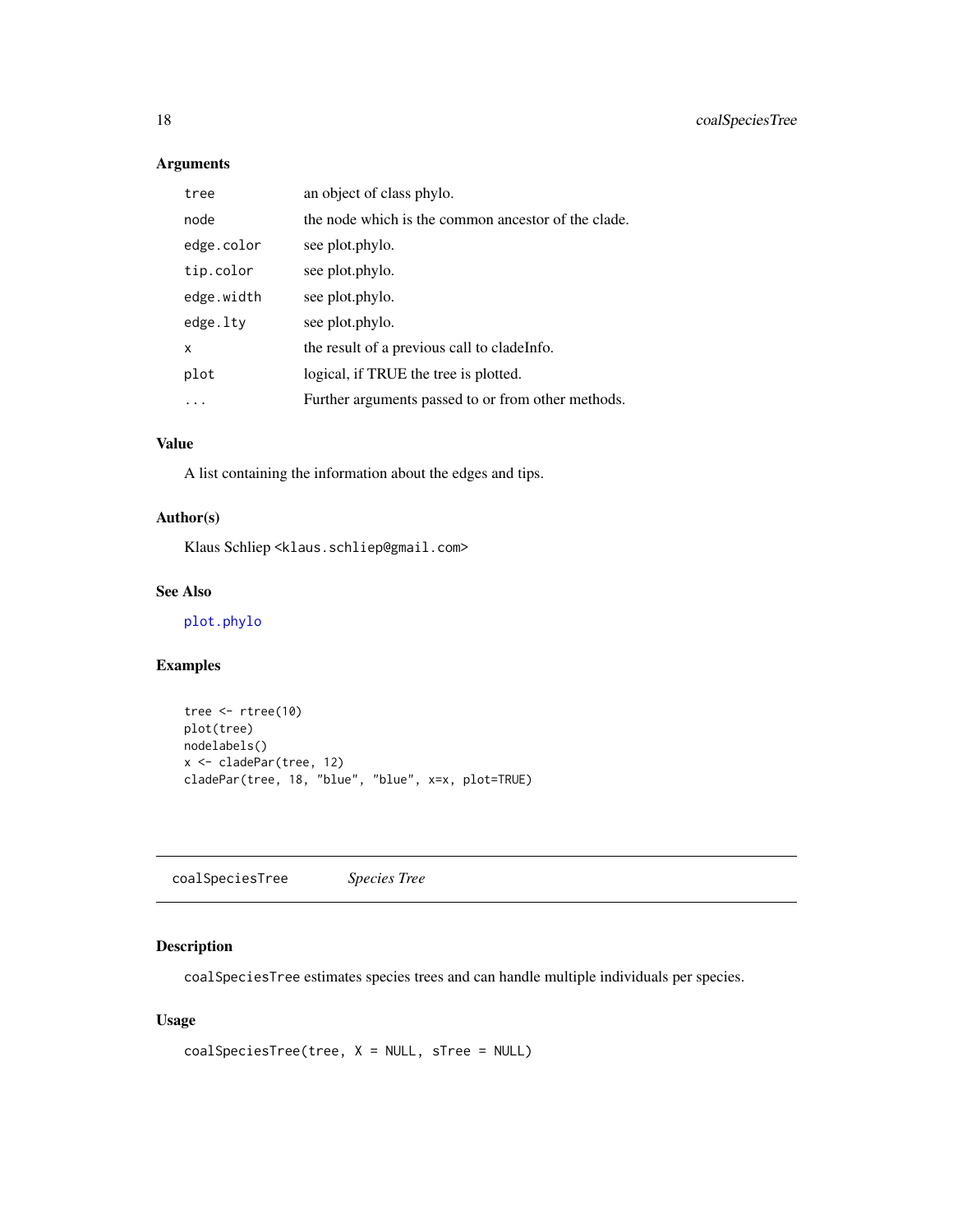### Arguments

| | |
|---|---|
| `tree` | an object of class phylo. |
| `node` | the node which is the common ancestor of the clade. |
| `edge.color` | see plot.phylo. |
| `tip.color` | see plot.phylo. |
| `edge.width` | see plot.phylo. |
| `edge.lty` | see plot.phylo. |
| `x` | the result of a previous call to cladeInfo. |
| `plot` | logical, if TRUE the tree is plotted. |
| `...` | Further arguments passed to or from other methods. |

### Value

A list containing the information about the edges and tips.

### Author(s)

Klaus Schliep <klaus.schliep@gmail.com>

### See Also

`plot.phylo`

### Examples

```
tree <- rtree(10)
plot(tree)
nodelabels()
x <- cladePar(tree, 12)
cladePar(tree, 18, "blue", "blue", x=x, plot=TRUE)
```

---

## coalSpeciesTree *Species Tree*

---

### Description

`coalSpeciesTree` estimates species trees and can handle multiple individuals per species.

### Usage

```
coalSpeciesTree(tree, X = NULL, sTree = NULL)
```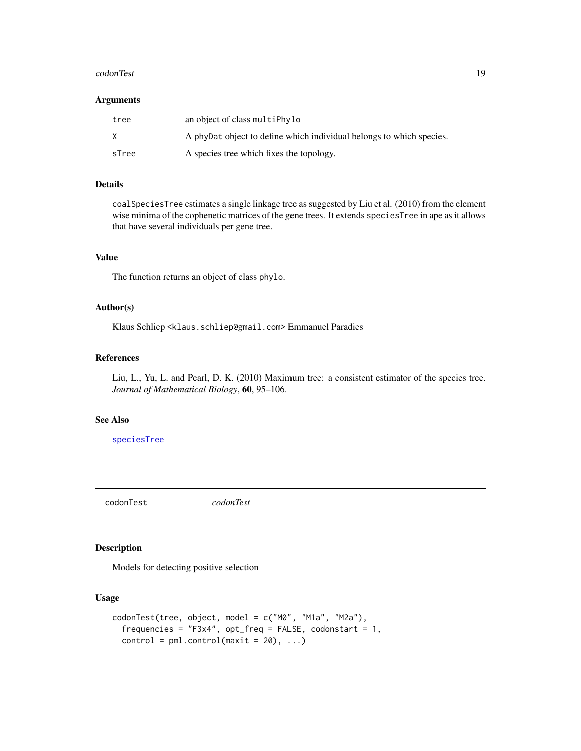### Arguments

| | |
|---|---|
| tree | an object of class `multiPhylo` |
| X | A `phyDat` object to define which individual belongs to which species. |
| sTree | A species tree which fixes the topology. |

### Details

`coalSpeciesTree` estimates a single linkage tree as suggested by Liu et al. (2010) from the element wise minima of the cophenetic matrices of the gene trees. It extends `speciesTree` in ape as it allows that have several individuals per gene tree.

### Value

The function returns an object of class `phylo`.

### Author(s)

Klaus Schliep <`klaus.schliep@gmail.com`> Emmanuel Paradies

### References

Liu, L., Yu, L. and Pearl, D. K. (2010) Maximum tree: a consistent estimator of the species tree. *Journal of Mathematical Biology*, **60**, 95–106.

### See Also

`speciesTree`

---

## codonTest *codonTest*

### Description

Models for detecting positive selection

### Usage

```
codonTest(tree, object, model = c("M0", "M1a", "M2a"),
  frequencies = "F3x4", opt_freq = FALSE, codonstart = 1,
  control = pml.control(maxit = 20), ...)
```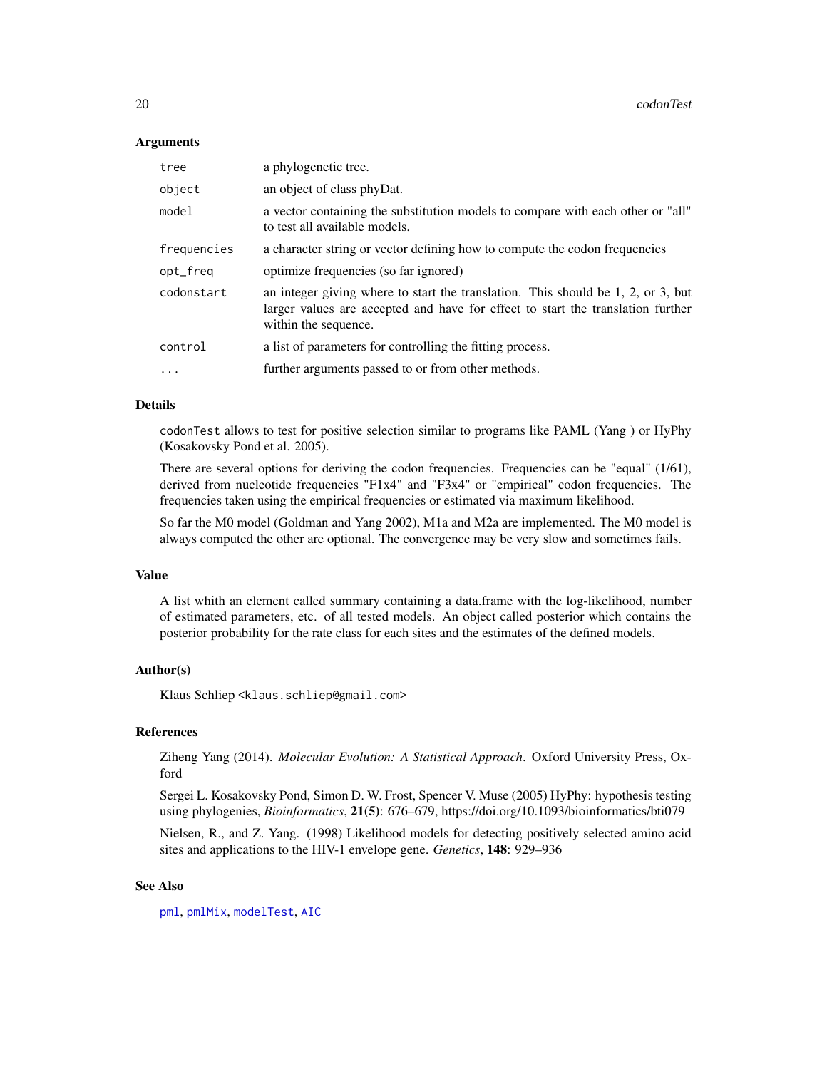### Arguments

| | |
|---|---|
| `tree` | a phylogenetic tree. |
| `object` | an object of class phyDat. |
| `model` | a vector containing the substitution models to compare with each other or "all" to test all available models. |
| `frequencies` | a character string or vector defining how to compute the codon frequencies |
| `opt_freq` | optimize frequencies (so far ignored) |
| `codonstart` | an integer giving where to start the translation. This should be 1, 2, or 3, but larger values are accepted and have for effect to start the translation further within the sequence. |
| `control` | a list of parameters for controlling the fitting process. |
| `...` | further arguments passed to or from other methods. |

### Details

`codonTest` allows to test for positive selection similar to programs like PAML (Yang ) or HyPhy (Kosakovsky Pond et al. 2005).

There are several options for deriving the codon frequencies. Frequencies can be "equal" (1/61), derived from nucleotide frequencies "F1x4" and "F3x4" or "empirical" codon frequencies. The frequencies taken using the empirical frequencies or estimated via maximum likelihood.

So far the M0 model (Goldman and Yang 2002), M1a and M2a are implemented. The M0 model is always computed the other are optional. The convergence may be very slow and sometimes fails.

### Value

A list whith an element called summary containing a data.frame with the log-likelihood, number of estimated parameters, etc. of all tested models. An object called posterior which contains the posterior probability for the rate class for each sites and the estimates of the defined models.

### Author(s)

Klaus Schliep <klaus.schliep@gmail.com>

### References

Ziheng Yang (2014). *Molecular Evolution: A Statistical Approach*. Oxford University Press, Oxford

Sergei L. Kosakovsky Pond, Simon D. W. Frost, Spencer V. Muse (2005) HyPhy: hypothesis testing using phylogenies, *Bioinformatics*, **21(5)**: 676–679, https://doi.org/10.1093/bioinformatics/bti079

Nielsen, R., and Z. Yang. (1998) Likelihood models for detecting positively selected amino acid sites and applications to the HIV-1 envelope gene. *Genetics*, **148**: 929–936

### See Also

`pml`, `pmlMix`, `modelTest`, `AIC`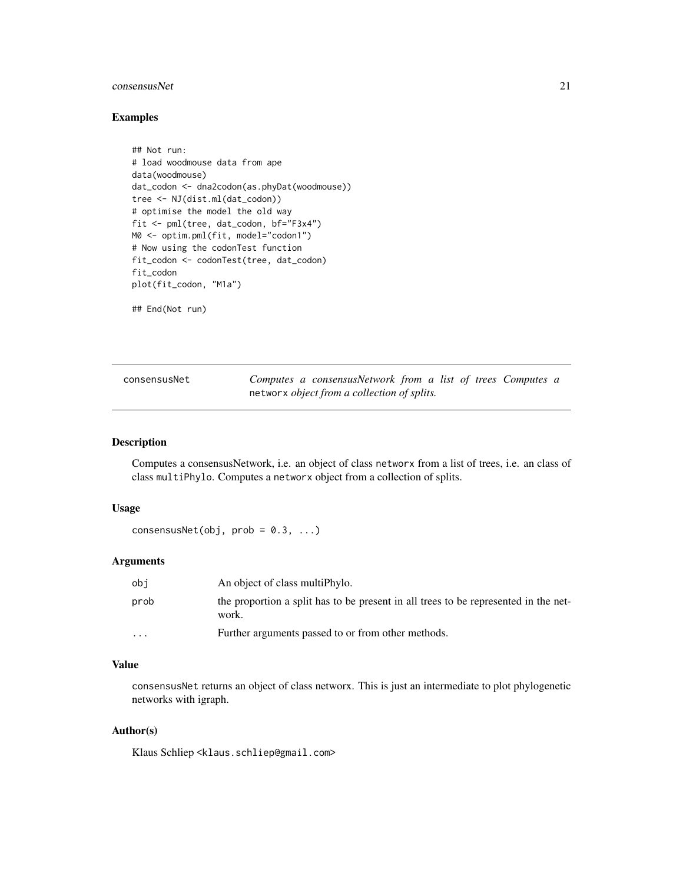## Examples

```
## Not run:
# load woodmouse data from ape
data(woodmouse)
dat_codon <- dna2codon(as.phyDat(woodmouse))
tree <- NJ(dist.ml(dat_codon))
# optimise the model the old way
fit <- pml(tree, dat_codon, bf="F3x4")
M0 <- optim.pml(fit, model="codon1")
# Now using the codonTest function
fit_codon <- codonTest(tree, dat_codon)
fit_codon
plot(fit_codon, "M1a")

## End(Not run)
```

---

# consensusNet

*Computes a consensusNetwork from a list of trees Computes a* `networx` *object from a collection of splits.*

---

## Description

Computes a consensusNetwork, i.e. an object of class `networx` from a list of trees, i.e. an class of class `multiPhylo`. Computes a `networx` object from a collection of splits.

## Usage

```
consensusNet(obj, prob = 0.3, ...)
```

## Arguments

| | |
|---|---|
| `obj` | An object of class multiPhylo. |
| `prob` | the proportion a split has to be present in all trees to be represented in the network. |
| `...` | Further arguments passed to or from other methods. |

## Value

`consensusNet` returns an object of class networx. This is just an intermediate to plot phylogenetic networks with igraph.

## Author(s)

Klaus Schliep <`klaus.schliep@gmail.com`>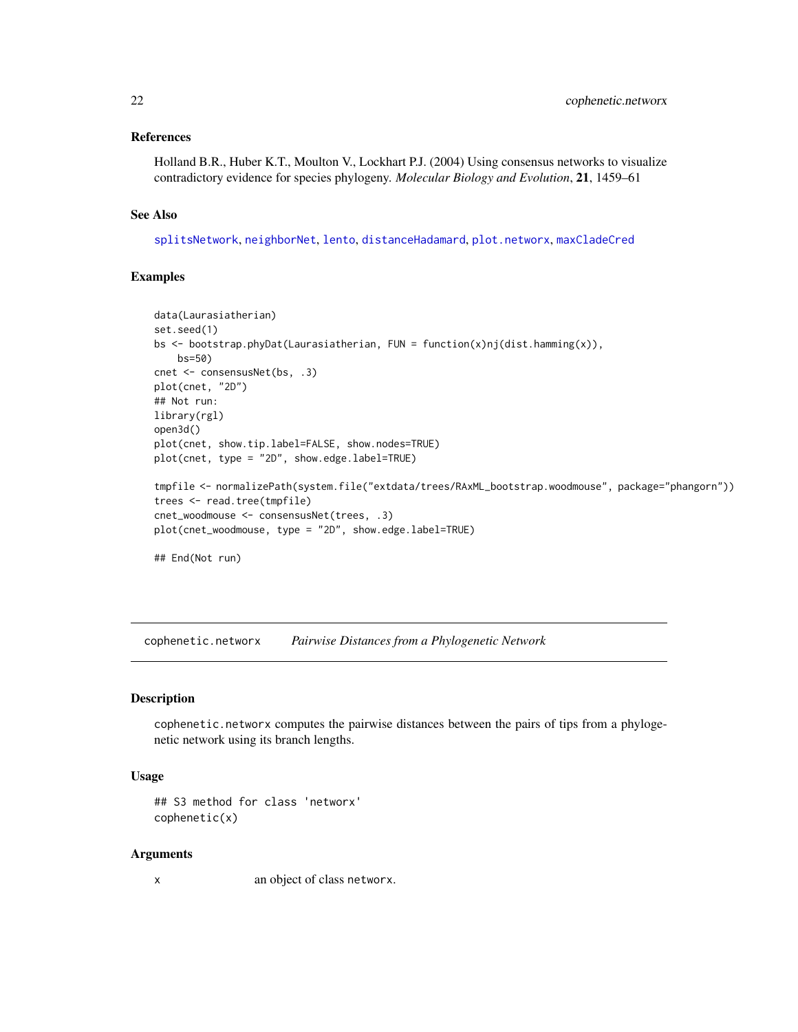### References

Holland B.R., Huber K.T., Moulton V., Lockhart P.J. (2004) Using consensus networks to visualize contradictory evidence for species phylogeny. *Molecular Biology and Evolution*, **21**, 1459–61

### See Also

splitsNetwork, neighborNet, lento, distanceHadamard, plot.networx, maxCladeCred

### Examples

```
data(Laurasiatherian)
set.seed(1)
bs <- bootstrap.phyDat(Laurasiatherian, FUN = function(x)nj(dist.hamming(x)),
    bs=50)
cnet <- consensusNet(bs, .3)
plot(cnet, "2D")
## Not run:
library(rgl)
open3d()
plot(cnet, show.tip.label=FALSE, show.nodes=TRUE)
plot(cnet, type = "2D", show.edge.label=TRUE)

tmpfile <- normalizePath(system.file("extdata/trees/RAxML_bootstrap.woodmouse", package="phangorn"))
trees <- read.tree(tmpfile)
cnet_woodmouse <- consensusNet(trees, .3)
plot(cnet_woodmouse, type = "2D", show.edge.label=TRUE)

## End(Not run)
```

## cophenetic.networx *Pairwise Distances from a Phylogenetic Network*

### Description

cophenetic.networx computes the pairwise distances between the pairs of tips from a phylogenetic network using its branch lengths.

### Usage

```
## S3 method for class 'networx'
cophenetic(x)
```

### Arguments

| | |
|---|---|
| x | an object of class networx. |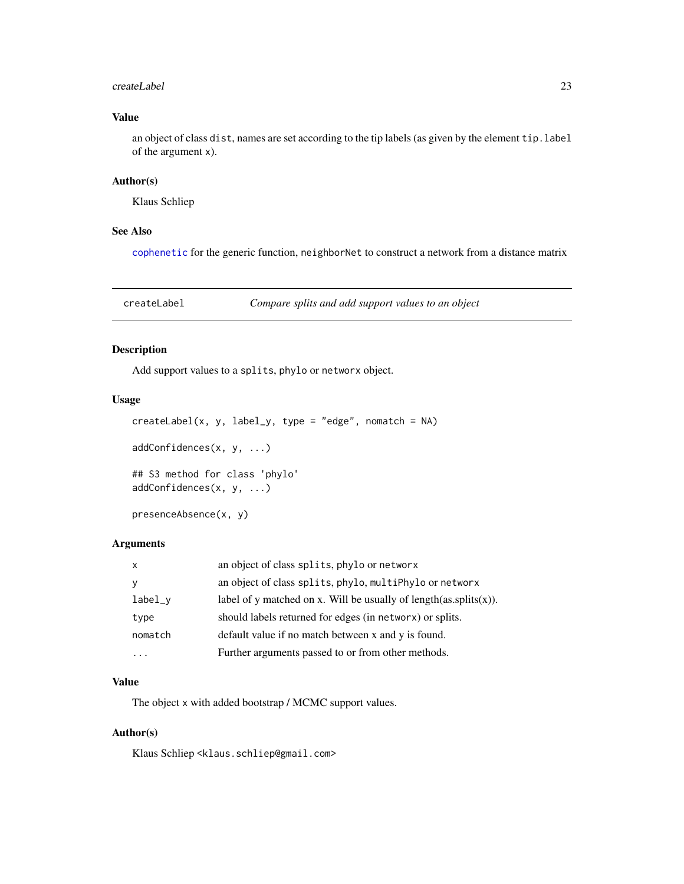## Value

an object of class `dist`, names are set according to the tip labels (as given by the element `tip.label` of the argument `x`).

## Author(s)

Klaus Schliep

## See Also

`cophenetic` for the generic function, `neighborNet` to construct a network from a distance matrix

---

# createLabel — *Compare splits and add support values to an object*

---

## Description

Add support values to a `splits`, `phylo` or `networx` object.

## Usage

```
createLabel(x, y, label_y, type = "edge", nomatch = NA)

addConfidences(x, y, ...)

## S3 method for class 'phylo'
addConfidences(x, y, ...)

presenceAbsence(x, y)
```

## Arguments

| | |
|---|---|
| `x` | an object of class `splits`, `phylo` or `networx` |
| `y` | an object of class `splits`, `phylo`, `multiPhylo` or `networx` |
| `label_y` | label of y matched on x. Will be usually of length(as.splits(x)). |
| `type` | should labels returned for edges (in `networx`) or splits. |
| `nomatch` | default value if no match between x and y is found. |
| `...` | Further arguments passed to or from other methods. |

## Value

The object `x` with added bootstrap / MCMC support values.

## Author(s)

Klaus Schliep <klaus.schliep@gmail.com>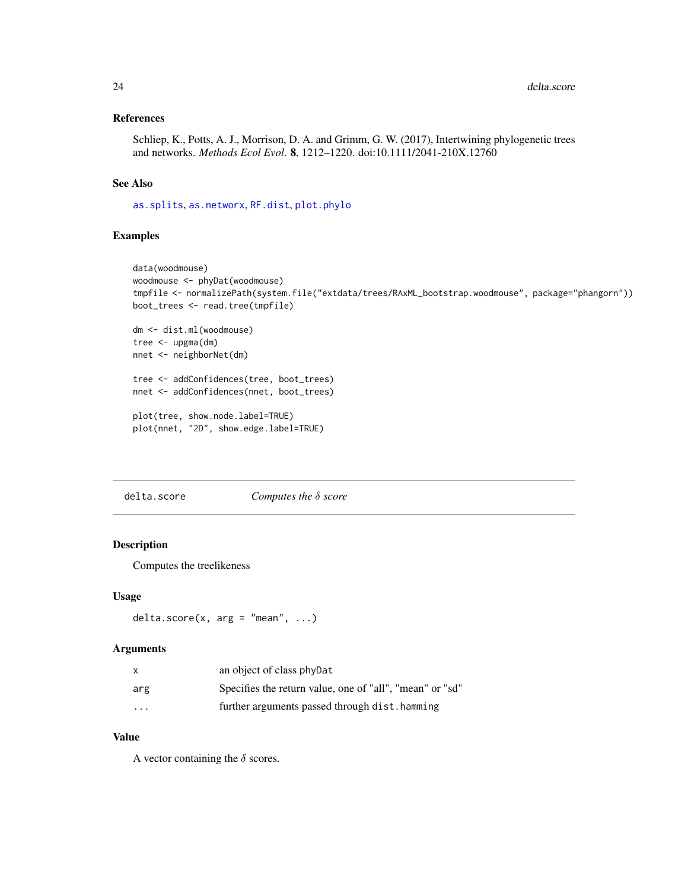### References

Schliep, K., Potts, A. J., Morrison, D. A. and Grimm, G. W. (2017), Intertwining phylogenetic trees and networks. *Methods Ecol Evol*. **8**, 1212–1220. doi:10.1111/2041-210X.12760

### See Also

`as.splits`, `as.networx`, `RF.dist`, `plot.phylo`

### Examples

```
data(woodmouse)
woodmouse <- phyDat(woodmouse)
tmpfile <- normalizePath(system.file("extdata/trees/RAxML_bootstrap.woodmouse", package="phangorn"))
boot_trees <- read.tree(tmpfile)

dm <- dist.ml(woodmouse)
tree <- upgma(dm)
nnet <- neighborNet(dm)

tree <- addConfidences(tree, boot_trees)
nnet <- addConfidences(nnet, boot_trees)

plot(tree, show.node.label=TRUE)
plot(nnet, "2D", show.edge.label=TRUE)
```

---

## delta.score    *Computes the $\delta$ score*

### Description

Computes the treelikeness

### Usage

```
delta.score(x, arg = "mean", ...)
```

### Arguments

| | |
|---|---|
| x | an object of class phyDat |
| arg | Specifies the return value, one of "all", "mean" or "sd" |
| ... | further arguments passed through dist.hamming |

### Value

A vector containing the $\delta$ scores.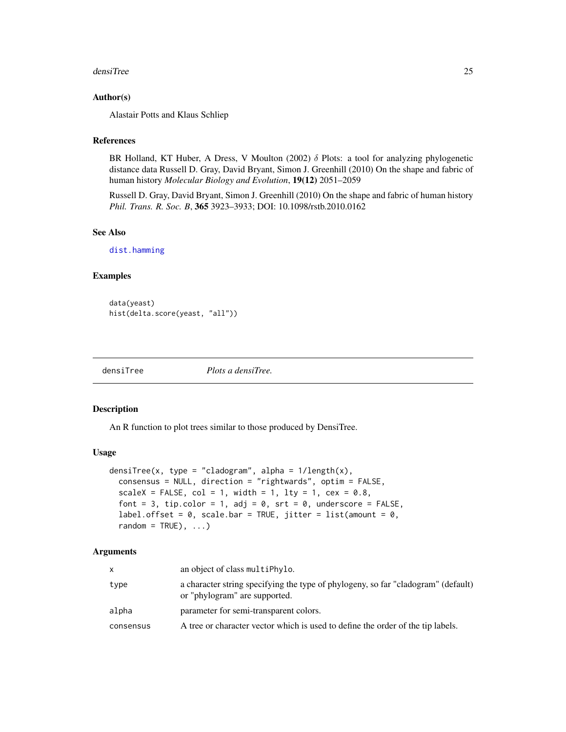## Author(s)

Alastair Potts and Klaus Schliep

## References

BR Holland, KT Huber, A Dress, V Moulton (2002) $\delta$ Plots: a tool for analyzing phylogenetic distance data Russell D. Gray, David Bryant, Simon J. Greenhill (2010) On the shape and fabric of human history *Molecular Biology and Evolution*, **19(12)** 2051–2059

Russell D. Gray, David Bryant, Simon J. Greenhill (2010) On the shape and fabric of human history *Phil. Trans. R. Soc. B*, **365** 3923–3933; DOI: 10.1098/rstb.2010.0162

## See Also

dist.hamming

## Examples

```
data(yeast)
hist(delta.score(yeast, "all"))
```

---

# densiTree — *Plots a densiTree.*

## Description

An R function to plot trees similar to those produced by DensiTree.

## Usage

```
densiTree(x, type = "cladogram", alpha = 1/length(x),
  consensus = NULL, direction = "rightwards", optim = FALSE,
  scaleX = FALSE, col = 1, width = 1, lty = 1, cex = 0.8,
  font = 3, tip.color = 1, adj = 0, srt = 0, underscore = FALSE,
  label.offset = 0, scale.bar = TRUE, jitter = list(amount = 0,
  random = TRUE), ...)
```

## Arguments

| | |
|---|---|
| x | an object of class multiPhylo. |
| type | a character string specifying the type of phylogeny, so far "cladogram" (default) or "phylogram" are supported. |
| alpha | parameter for semi-transparent colors. |
| consensus | A tree or character vector which is used to define the order of the tip labels. |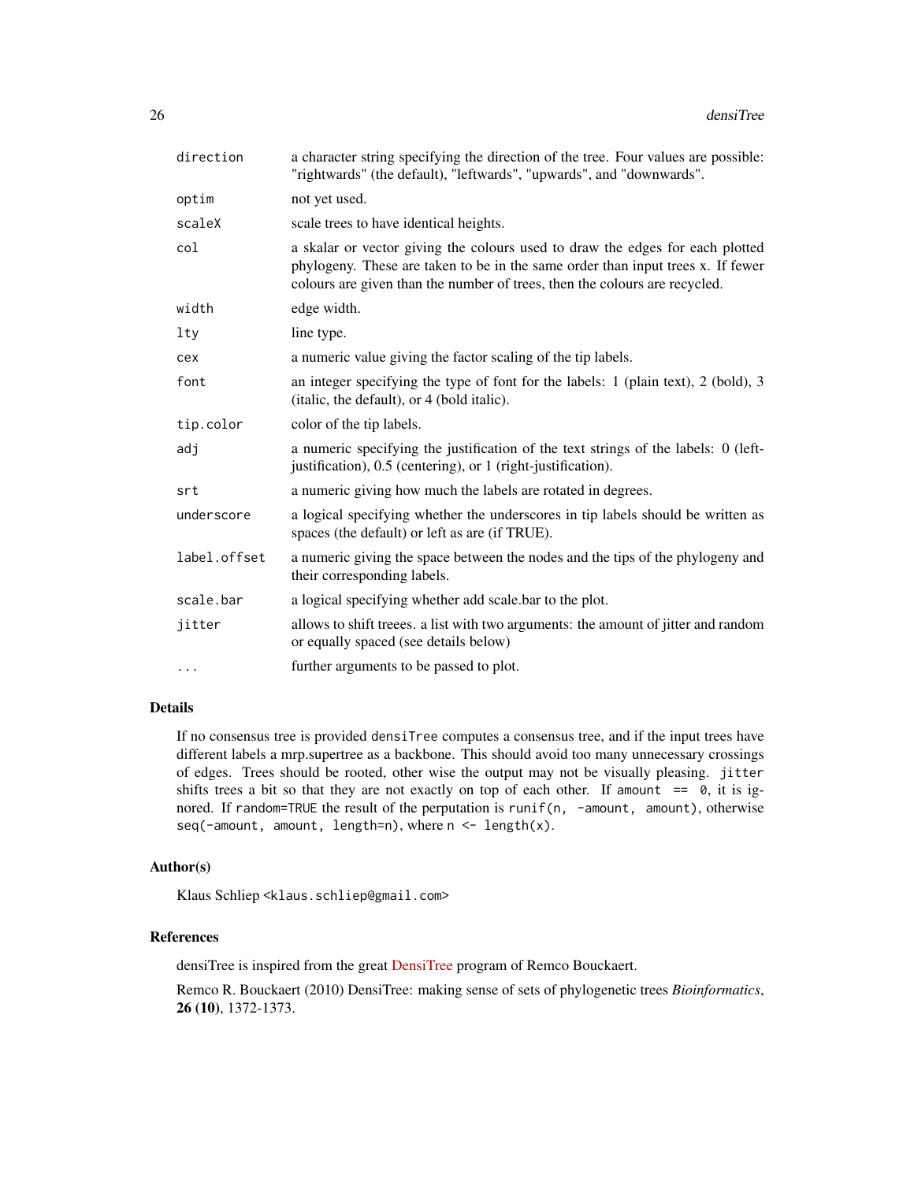| | |
|---|---|
| `direction` | a character string specifying the direction of the tree. Four values are possible: "rightwards" (the default), "leftwards", "upwards", and "downwards". |
| `optim` | not yet used. |
| `scaleX` | scale trees to have identical heights. |
| `col` | a skalar or vector giving the colours used to draw the edges for each plotted phylogeny. These are taken to be in the same order than input trees x. If fewer colours are given than the number of trees, then the colours are recycled. |
| `width` | edge width. |
| `lty` | line type. |
| `cex` | a numeric value giving the factor scaling of the tip labels. |
| `font` | an integer specifying the type of font for the labels: 1 (plain text), 2 (bold), 3 (italic, the default), or 4 (bold italic). |
| `tip.color` | color of the tip labels. |
| `adj` | a numeric specifying the justification of the text strings of the labels: 0 (left-justification), 0.5 (centering), or 1 (right-justification). |
| `srt` | a numeric giving how much the labels are rotated in degrees. |
| `underscore` | a logical specifying whether the underscores in tip labels should be written as spaces (the default) or left as are (if TRUE). |
| `label.offset` | a numeric giving the space between the nodes and the tips of the phylogeny and their corresponding labels. |
| `scale.bar` | a logical specifying whether add scale.bar to the plot. |
| `jitter` | allows to shift treees. a list with two arguments: the amount of jitter and random or equally spaced (see details below) |
| `...` | further arguments to be passed to plot. |

## Details

If no consensus tree is provided `densiTree` computes a consensus tree, and if the input trees have different labels a mrp.supertree as a backbone. This should avoid too many unnecessary crossings of edges. Trees should be rooted, other wise the output may not be visually pleasing. `jitter` shifts trees a bit so that they are not exactly on top of each other. If `amount == 0`, it is ignored. If `random=TRUE` the result of the perputation is `runif(n, -amount, amount)`, otherwise `seq(-amount, amount, length=n)`, where `n <- length(x)`.

## Author(s)

Klaus Schliep <klaus.schliep@gmail.com>

## References

densiTree is inspired from the great DensiTree program of Remco Bouckaert.

Remco R. Bouckaert (2010) DensiTree: making sense of sets of phylogenetic trees *Bioinformatics*, **26 (10)**, 1372-1373.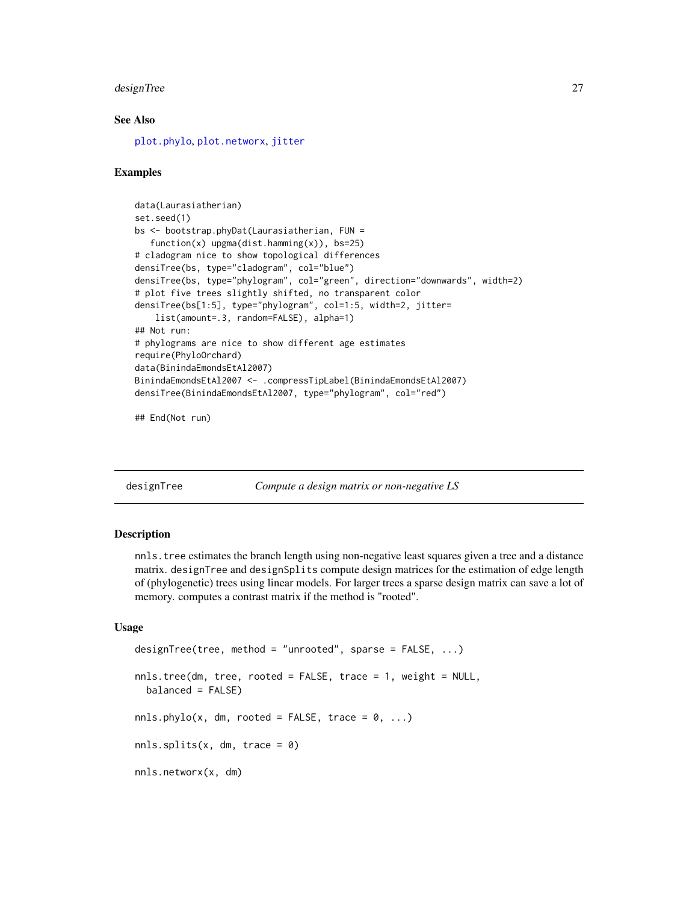### See Also

plot.phylo, plot.networx, jitter

### Examples

```
data(Laurasiatherian)
set.seed(1)
bs <- bootstrap.phyDat(Laurasiatherian, FUN =
   function(x) upgma(dist.hamming(x)), bs=25)
# cladogram nice to show topological differences
densiTree(bs, type="cladogram", col="blue")
densiTree(bs, type="phylogram", col="green", direction="downwards", width=2)
# plot five trees slightly shifted, no transparent color
densiTree(bs[1:5], type="phylogram", col=1:5, width=2, jitter=
    list(amount=.3, random=FALSE), alpha=1)
## Not run:
# phylograms are nice to show different age estimates
require(PhyloOrchard)
data(BinindaEmondsEtAl2007)
BinindaEmondsEtAl2007 <- .compressTipLabel(BinindaEmondsEtAl2007)
densiTree(BinindaEmondsEtAl2007, type="phylogram", col="red")

## End(Not run)
```

---

## designTree — *Compute a design matrix or non-negative LS*

### Description

nnls.tree estimates the branch length using non-negative least squares given a tree and a distance matrix. designTree and designSplits compute design matrices for the estimation of edge length of (phylogenetic) trees using linear models. For larger trees a sparse design matrix can save a lot of memory. computes a contrast matrix if the method is "rooted".

### Usage

```
designTree(tree, method = "unrooted", sparse = FALSE, ...)

nnls.tree(dm, tree, rooted = FALSE, trace = 1, weight = NULL,
  balanced = FALSE)

nnls.phylo(x, dm, rooted = FALSE, trace = 0, ...)

nnls.splits(x, dm, trace = 0)

nnls.networx(x, dm)
```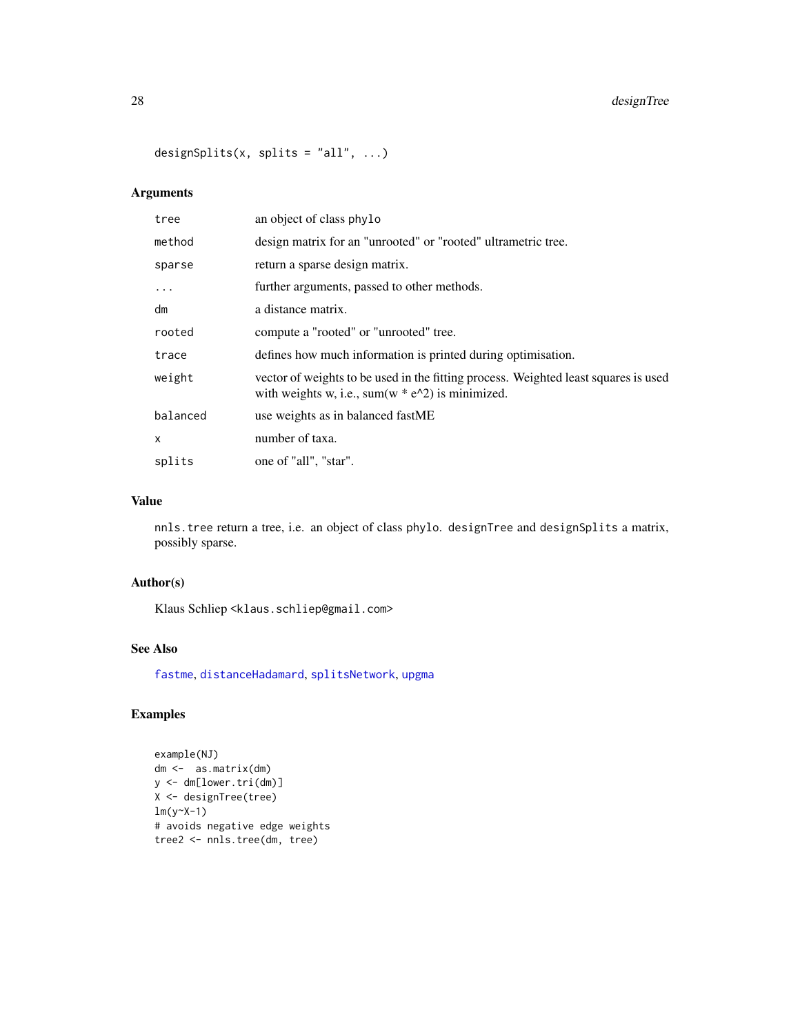```
designSplits(x, splits = "all", ...)
```

## Arguments

| | |
|---|---|
| tree | an object of class phylo |
| method | design matrix for an "unrooted" or "rooted" ultrametric tree. |
| sparse | return a sparse design matrix. |
| ... | further arguments, passed to other methods. |
| dm | a distance matrix. |
| rooted | compute a "rooted" or "unrooted" tree. |
| trace | defines how much information is printed during optimisation. |
| weight | vector of weights to be used in the fitting process. Weighted least squares is used with weights w, i.e., sum(w * e^2) is minimized. |
| balanced | use weights as in balanced fastME |
| x | number of taxa. |
| splits | one of "all", "star". |

## Value

nnls.tree return a tree, i.e. an object of class phylo. designTree and designSplits a matrix, possibly sparse.

## Author(s)

Klaus Schliep <klaus.schliep@gmail.com>

## See Also

fastme, distanceHadamard, splitsNetwork, upgma

## Examples

```
example(NJ)
dm <-  as.matrix(dm)
y <- dm[lower.tri(dm)]
X <- designTree(tree)
lm(y~X-1)
# avoids negative edge weights
tree2 <- nnls.tree(dm, tree)
```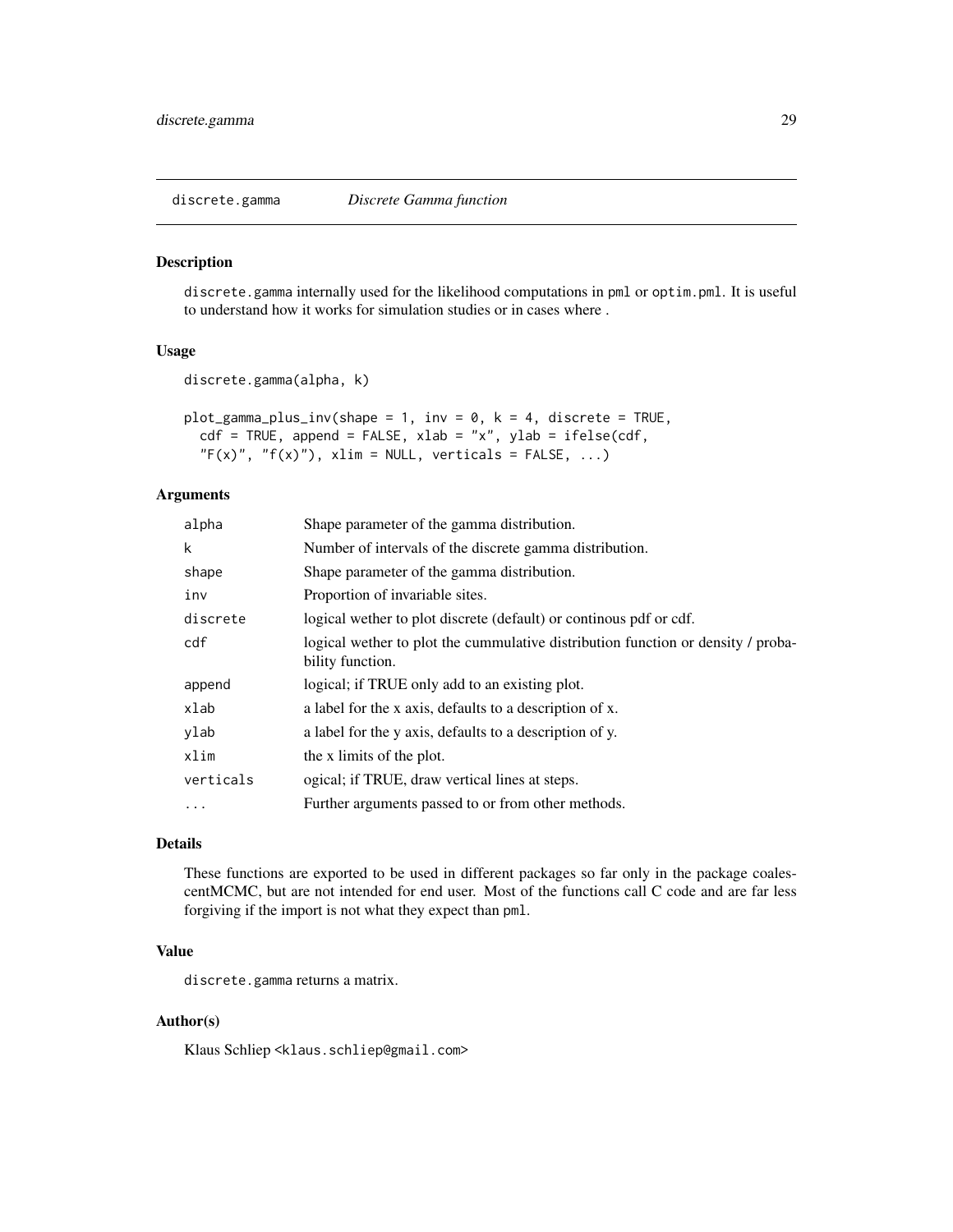# discrete.gamma — *Discrete Gamma function*

## Description

discrete.gamma internally used for the likelihood computations in pml or optim.pml. It is useful to understand how it works for simulation studies or in cases where .

## Usage

```
discrete.gamma(alpha, k)

plot_gamma_plus_inv(shape = 1, inv = 0, k = 4, discrete = TRUE,
  cdf = TRUE, append = FALSE, xlab = "x", ylab = ifelse(cdf,
  "F(x)", "f(x)"), xlim = NULL, verticals = FALSE, ...)
```

## Arguments

| | |
|---|---|
| alpha | Shape parameter of the gamma distribution. |
| k | Number of intervals of the discrete gamma distribution. |
| shape | Shape parameter of the gamma distribution. |
| inv | Proportion of invariable sites. |
| discrete | logical wether to plot discrete (default) or continous pdf or cdf. |
| cdf | logical wether to plot the cummulative distribution function or density / probability function. |
| append | logical; if TRUE only add to an existing plot. |
| xlab | a label for the x axis, defaults to a description of x. |
| ylab | a label for the y axis, defaults to a description of y. |
| xlim | the x limits of the plot. |
| verticals | ogical; if TRUE, draw vertical lines at steps. |
| ... | Further arguments passed to or from other methods. |

## Details

These functions are exported to be used in different packages so far only in the package coalescentMCMC, but are not intended for end user. Most of the functions call C code and are far less forgiving if the import is not what they expect than pml.

## Value

discrete.gamma returns a matrix.

## Author(s)

Klaus Schliep <klaus.schliep@gmail.com>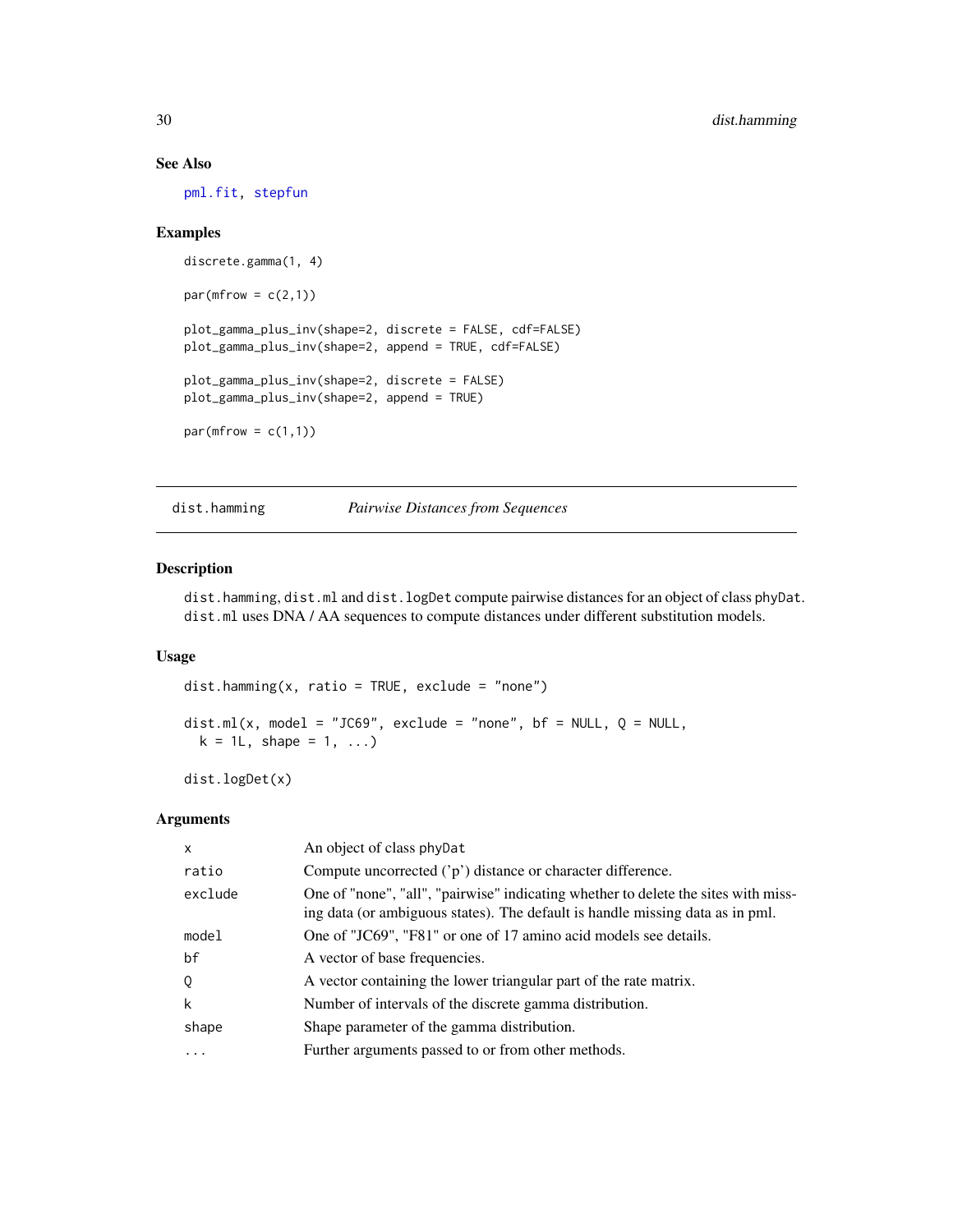## See Also

pml.fit, stepfun

## Examples

```
discrete.gamma(1, 4)

par(mfrow = c(2,1))

plot_gamma_plus_inv(shape=2, discrete = FALSE, cdf=FALSE)
plot_gamma_plus_inv(shape=2, append = TRUE, cdf=FALSE)

plot_gamma_plus_inv(shape=2, discrete = FALSE)
plot_gamma_plus_inv(shape=2, append = TRUE)

par(mfrow = c(1,1))
```

---

# dist.hamming — *Pairwise Distances from Sequences*

## Description

`dist.hamming`, `dist.ml` and `dist.logDet` compute pairwise distances for an object of class `phyDat`. `dist.ml` uses DNA / AA sequences to compute distances under different substitution models.

## Usage

```
dist.hamming(x, ratio = TRUE, exclude = "none")

dist.ml(x, model = "JC69", exclude = "none", bf = NULL, Q = NULL,
  k = 1L, shape = 1, ...)

dist.logDet(x)
```

## Arguments

| | |
|---|---|
| x | An object of class phyDat |
| ratio | Compute uncorrected ('p') distance or character difference. |
| exclude | One of "none", "all", "pairwise" indicating whether to delete the sites with missing data (or ambiguous states). The default is handle missing data as in pml. |
| model | One of "JC69", "F81" or one of 17 amino acid models see details. |
| bf | A vector of base frequencies. |
| Q | A vector containing the lower triangular part of the rate matrix. |
| k | Number of intervals of the discrete gamma distribution. |
| shape | Shape parameter of the gamma distribution. |
| ... | Further arguments passed to or from other methods. |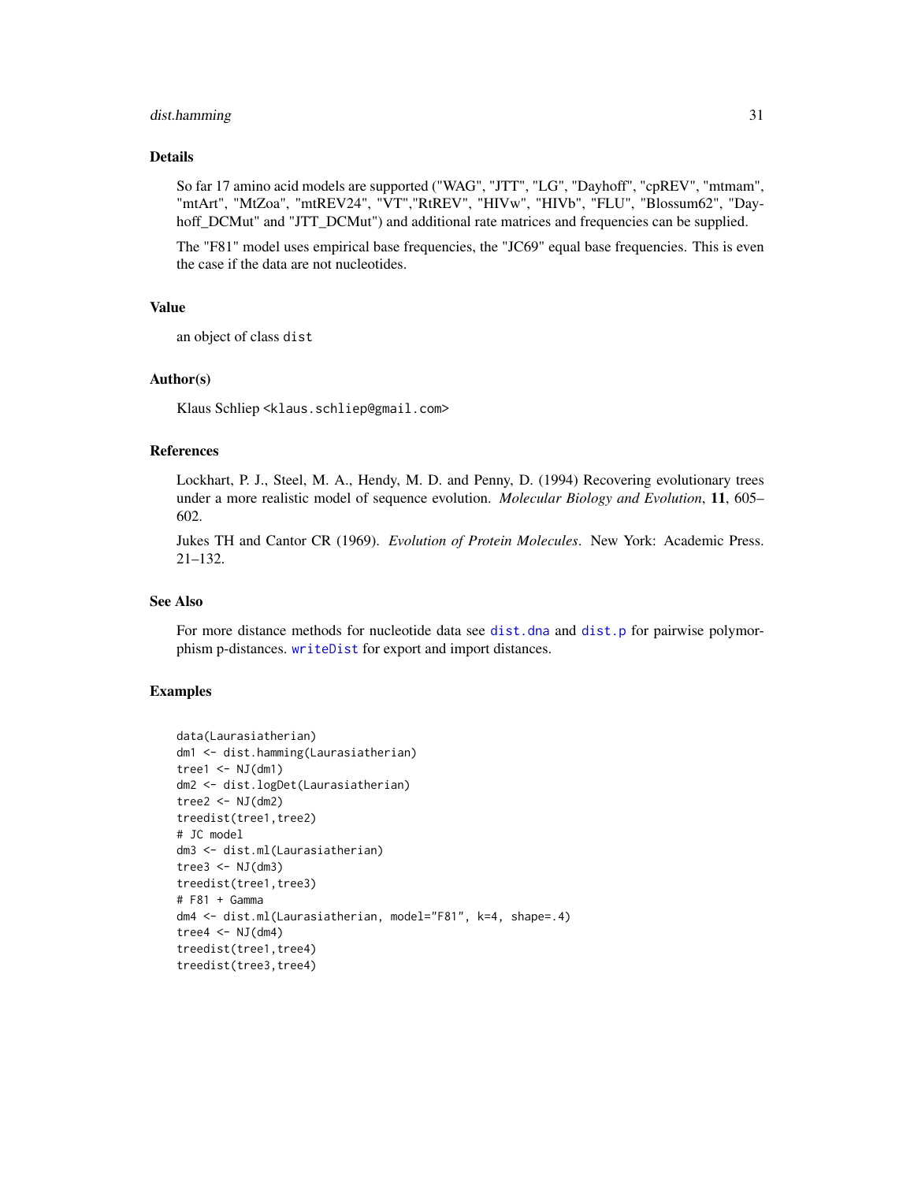## Details

So far 17 amino acid models are supported ("WAG", "JTT", "LG", "Dayhoff", "cpREV", "mtmam", "mtArt", "MtZoa", "mtREV24", "VT","RtREV", "HIVw", "HIVb", "FLU", "Blossum62", "Dayhoff_DCMut" and "JTT_DCMut") and additional rate matrices and frequencies can be supplied.

The "F81" model uses empirical base frequencies, the "JC69" equal base frequencies. This is even the case if the data are not nucleotides.

## Value

an object of class `dist`

## Author(s)

Klaus Schliep <klaus.schliep@gmail.com>

## References

Lockhart, P. J., Steel, M. A., Hendy, M. D. and Penny, D. (1994) Recovering evolutionary trees under a more realistic model of sequence evolution. *Molecular Biology and Evolution*, **11**, 605–602.

Jukes TH and Cantor CR (1969). *Evolution of Protein Molecules*. New York: Academic Press. 21–132.

## See Also

For more distance methods for nucleotide data see `dist.dna` and `dist.p` for pairwise polymorphism p-distances. `writeDist` for export and import distances.

## Examples

```
data(Laurasiatherian)
dm1 <- dist.hamming(Laurasiatherian)
tree1 <- NJ(dm1)
dm2 <- dist.logDet(Laurasiatherian)
tree2 <- NJ(dm2)
treedist(tree1,tree2)
# JC model
dm3 <- dist.ml(Laurasiatherian)
tree3 <- NJ(dm3)
treedist(tree1,tree3)
# F81 + Gamma
dm4 <- dist.ml(Laurasiatherian, model="F81", k=4, shape=.4)
tree4 <- NJ(dm4)
treedist(tree1,tree4)
treedist(tree3,tree4)
```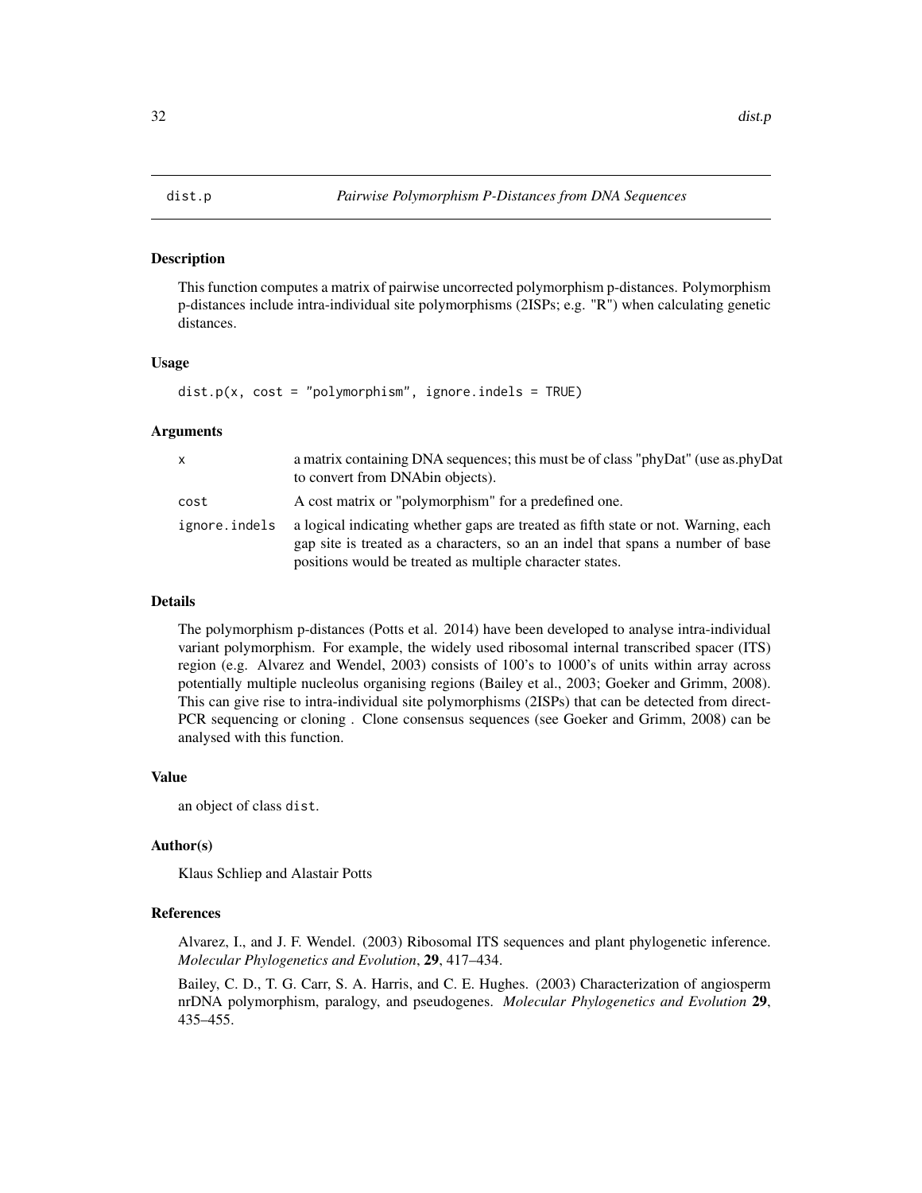# dist.p — *Pairwise Polymorphism P-Distances from DNA Sequences*

## Description

This function computes a matrix of pairwise uncorrected polymorphism p-distances. Polymorphism p-distances include intra-individual site polymorphisms (2ISPs; e.g. "R") when calculating genetic distances.

## Usage

```
dist.p(x, cost = "polymorphism", ignore.indels = TRUE)
```

## Arguments

| | |
|---|---|
| `x` | a matrix containing DNA sequences; this must be of class "phyDat" (use as.phyDat to convert from DNAbin objects). |
| `cost` | A cost matrix or "polymorphism" for a predefined one. |
| `ignore.indels` | a logical indicating whether gaps are treated as fifth state or not. Warning, each gap site is treated as a characters, so an an indel that spans a number of base positions would be treated as multiple character states. |

## Details

The polymorphism p-distances (Potts et al. 2014) have been developed to analyse intra-individual variant polymorphism. For example, the widely used ribosomal internal transcribed spacer (ITS) region (e.g. Alvarez and Wendel, 2003) consists of 100's to 1000's of units within array across potentially multiple nucleolus organising regions (Bailey et al., 2003; Goeker and Grimm, 2008). This can give rise to intra-individual site polymorphisms (2ISPs) that can be detected from direct-PCR sequencing or cloning . Clone consensus sequences (see Goeker and Grimm, 2008) can be analysed with this function.

## Value

an object of class `dist`.

## Author(s)

Klaus Schliep and Alastair Potts

## References

Alvarez, I., and J. F. Wendel. (2003) Ribosomal ITS sequences and plant phylogenetic inference. *Molecular Phylogenetics and Evolution*, **29**, 417–434.

Bailey, C. D., T. G. Carr, S. A. Harris, and C. E. Hughes. (2003) Characterization of angiosperm nrDNA polymorphism, paralogy, and pseudogenes. *Molecular Phylogenetics and Evolution* **29**, 435–455.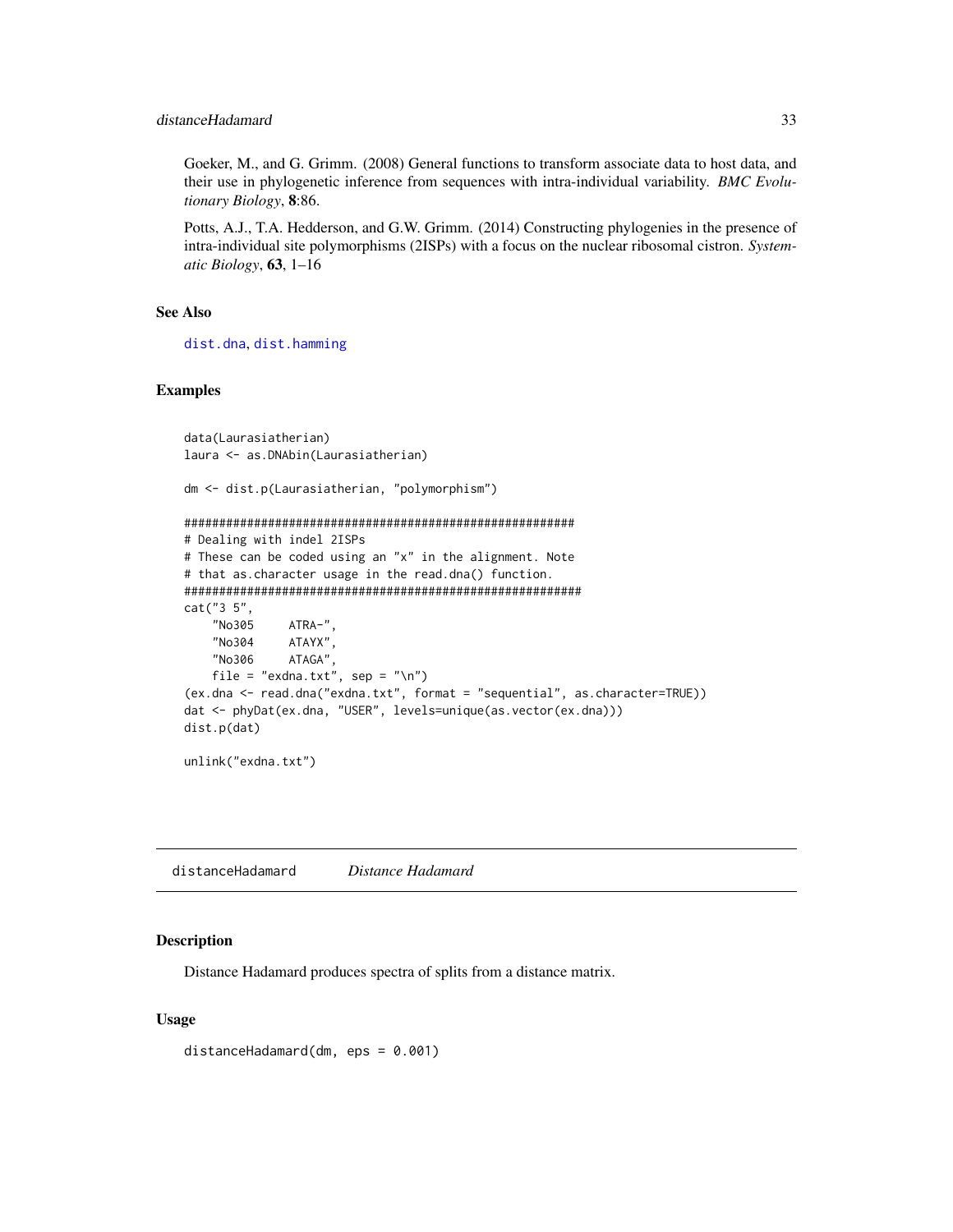Goeker, M., and G. Grimm. (2008) General functions to transform associate data to host data, and their use in phylogenetic inference from sequences with intra-individual variability. *BMC Evolutionary Biology*, **8**:86.

Potts, A.J., T.A. Hedderson, and G.W. Grimm. (2014) Constructing phylogenies in the presence of intra-individual site polymorphisms (2ISPs) with a focus on the nuclear ribosomal cistron. *Systematic Biology*, **63**, 1–16

### See Also

dist.dna, dist.hamming

### Examples

```
data(Laurasiatherian)
laura <- as.DNAbin(Laurasiatherian)

dm <- dist.p(Laurasiatherian, "polymorphism")

########################################################
# Dealing with indel 2ISPs
# These can be coded using an "x" in the alignment. Note
# that as.character usage in the read.dna() function.
#########################################################
cat("3 5",
    "No305     ATRA-",
    "No304     ATAYX",
    "No306     ATAGA",
    file = "exdna.txt", sep = "\n")
(ex.dna <- read.dna("exdna.txt", format = "sequential", as.character=TRUE))
dat <- phyDat(ex.dna, "USER", levels=unique(as.vector(ex.dna)))
dist.p(dat)

unlink("exdna.txt")
```

---

## distanceHadamard *Distance Hadamard*

### Description

Distance Hadamard produces spectra of splits from a distance matrix.

### Usage

```
distanceHadamard(dm, eps = 0.001)
```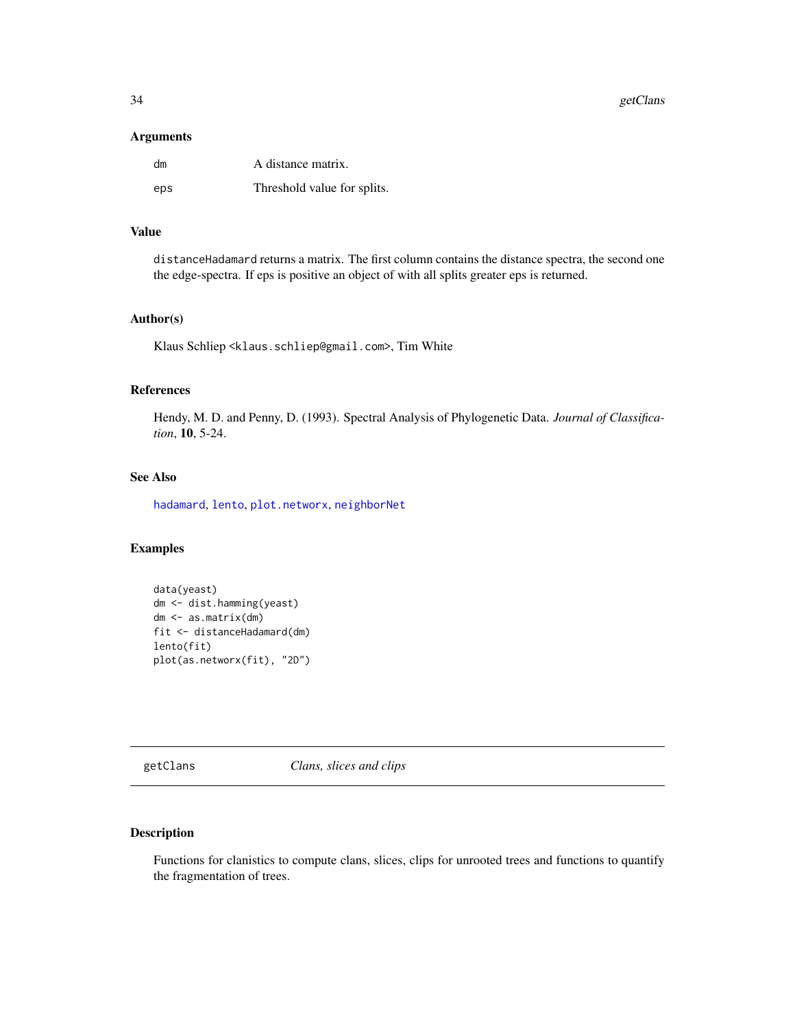### Arguments

| | |
|---|---|
| dm | A distance matrix. |
| eps | Threshold value for splits. |

### Value

distanceHadamard returns a matrix. The first column contains the distance spectra, the second one the edge-spectra. If eps is positive an object of with all splits greater eps is returned.

### Author(s)

Klaus Schliep <klaus.schliep@gmail.com>, Tim White

### References

Hendy, M. D. and Penny, D. (1993). Spectral Analysis of Phylogenetic Data. *Journal of Classification*, **10**, 5-24.

### See Also

hadamard, lento, plot.networx, neighborNet

### Examples

```
data(yeast)
dm <- dist.hamming(yeast)
dm <- as.matrix(dm)
fit <- distanceHadamard(dm)
lento(fit)
plot(as.networx(fit), "2D")
```

---

## getClans — *Clans, slices and clips*

### Description

Functions for clanistics to compute clans, slices, clips for unrooted trees and functions to quantify the fragmentation of trees.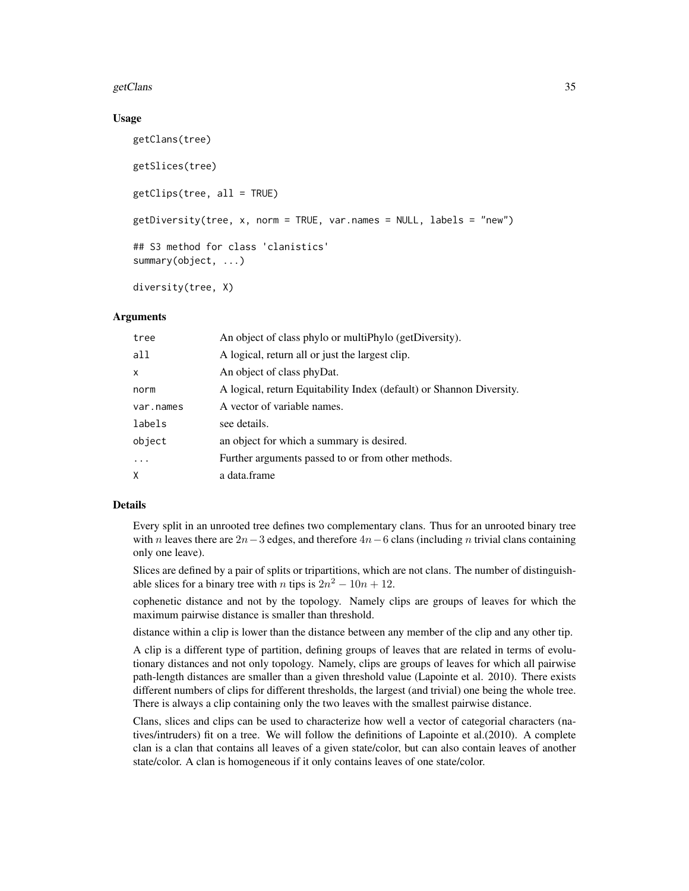### Usage

```
getClans(tree)

getSlices(tree)

getClips(tree, all = TRUE)

getDiversity(tree, x, norm = TRUE, var.names = NULL, labels = "new")

## S3 method for class 'clanistics'
summary(object, ...)

diversity(tree, X)
```

### Arguments

| | |
|---|---|
| tree | An object of class phylo or multiPhylo (getDiversity). |
| all | A logical, return all or just the largest clip. |
| x | An object of class phyDat. |
| norm | A logical, return Equitability Index (default) or Shannon Diversity. |
| var.names | A vector of variable names. |
| labels | see details. |
| object | an object for which a summary is desired. |
| ... | Further arguments passed to or from other methods. |
| X | a data.frame |

### Details

Every split in an unrooted tree defines two complementary clans. Thus for an unrooted binary tree with $n$ leaves there are $2n-3$ edges, and therefore $4n-6$ clans (including $n$ trivial clans containing only one leave).

Slices are defined by a pair of splits or tripartitions, which are not clans. The number of distinguishable slices for a binary tree with $n$ tips is $2n^2 - 10n + 12$.

cophenetic distance and not by the topology. Namely clips are groups of leaves for which the maximum pairwise distance is smaller than threshold.

distance within a clip is lower than the distance between any member of the clip and any other tip.

A clip is a different type of partition, defining groups of leaves that are related in terms of evolutionary distances and not only topology. Namely, clips are groups of leaves for which all pairwise path-length distances are smaller than a given threshold value (Lapointe et al. 2010). There exists different numbers of clips for different thresholds, the largest (and trivial) one being the whole tree. There is always a clip containing only the two leaves with the smallest pairwise distance.

Clans, slices and clips can be used to characterize how well a vector of categorial characters (natives/intruders) fit on a tree. We will follow the definitions of Lapointe et al.(2010). A complete clan is a clan that contains all leaves of a given state/color, but can also contain leaves of another state/color. A clan is homogeneous if it only contains leaves of one state/color.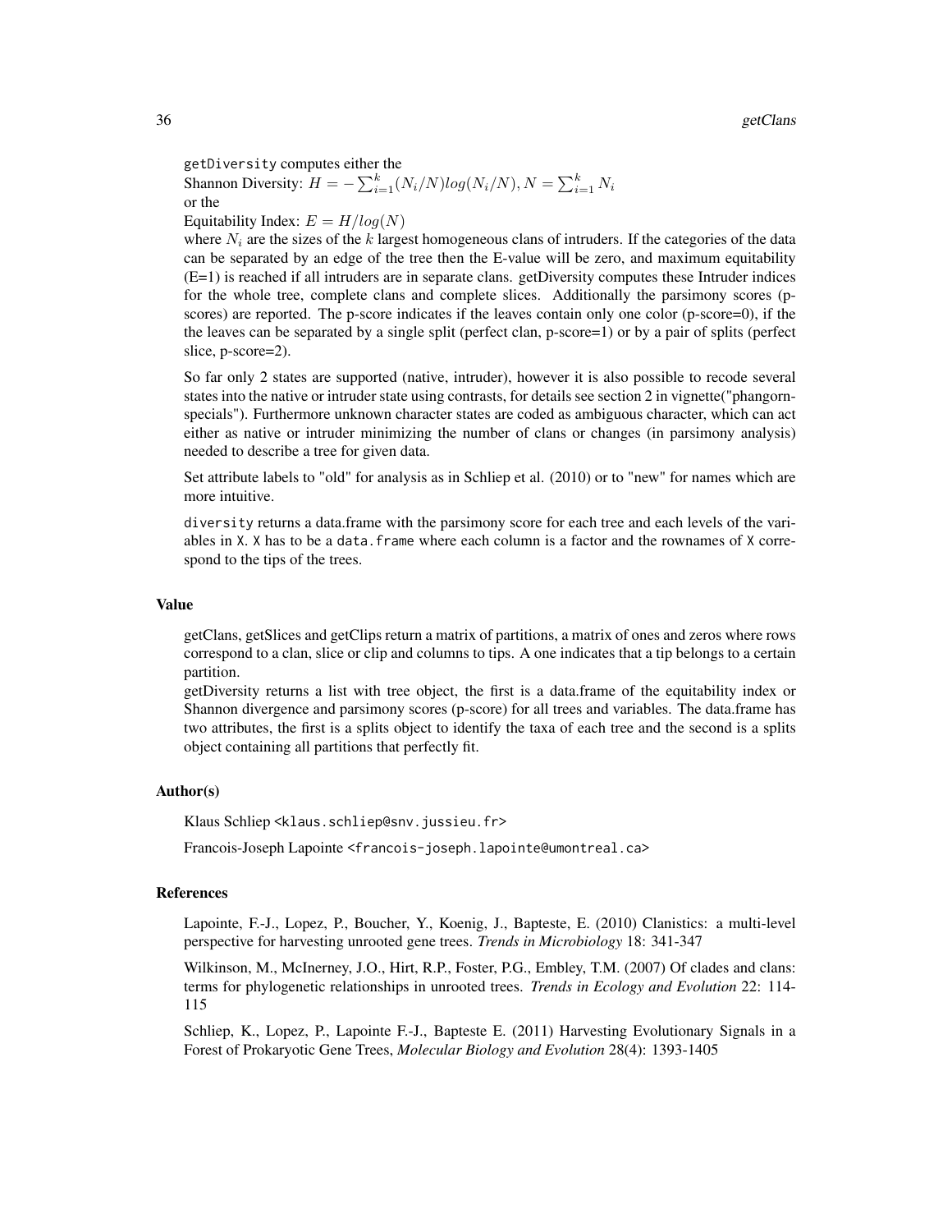`getDiversity` computes either the
Shannon Diversity: $H = -\sum_{i=1}^{k}(N_i/N)log(N_i/N), N = \sum_{i=1}^{k} N_i$
or the
Equitability Index: $E = H/log(N)$
where $N_i$ are the sizes of the $k$ largest homogeneous clans of intruders. If the categories of the data can be separated by an edge of the tree then the E-value will be zero, and maximum equitability (E=1) is reached if all intruders are in separate clans. getDiversity computes these Intruder indices for the whole tree, complete clans and complete slices. Additionally the parsimony scores (p-scores) are reported. The p-score indicates if the leaves contain only one color (p-score=0), if the the leaves can be separated by a single split (perfect clan, p-score=1) or by a pair of splits (perfect slice, p-score=2).

So far only 2 states are supported (native, intruder), however it is also possible to recode several states into the native or intruder state using contrasts, for details see section 2 in vignette("phangorn-specials"). Furthermore unknown character states are coded as ambiguous character, which can act either as native or intruder minimizing the number of clans or changes (in parsimony analysis) needed to describe a tree for given data.

Set attribute labels to "old" for analysis as in Schliep et al. (2010) or to "new" for names which are more intuitive.

`diversity` returns a data.frame with the parsimony score for each tree and each levels of the variables in `X`. `X` has to be a `data.frame` where each column is a factor and the rownames of `X` correspond to the tips of the trees.

## Value

getClans, getSlices and getClips return a matrix of partitions, a matrix of ones and zeros where rows correspond to a clan, slice or clip and columns to tips. A one indicates that a tip belongs to a certain partition.
getDiversity returns a list with tree object, the first is a data.frame of the equitability index or Shannon divergence and parsimony scores (p-score) for all trees and variables. The data.frame has two attributes, the first is a splits object to identify the taxa of each tree and the second is a splits object containing all partitions that perfectly fit.

## Author(s)

Klaus Schliep <klaus.schliep@snv.jussieu.fr>

Francois-Joseph Lapointe <francois-joseph.lapointe@umontreal.ca>

## References

Lapointe, F.-J., Lopez, P., Boucher, Y., Koenig, J., Bapteste, E. (2010) Clanistics: a multi-level perspective for harvesting unrooted gene trees. *Trends in Microbiology* 18: 341-347

Wilkinson, M., McInerney, J.O., Hirt, R.P., Foster, P.G., Embley, T.M. (2007) Of clades and clans: terms for phylogenetic relationships in unrooted trees. *Trends in Ecology and Evolution* 22: 114-115

Schliep, K., Lopez, P., Lapointe F.-J., Bapteste E. (2011) Harvesting Evolutionary Signals in a Forest of Prokaryotic Gene Trees, *Molecular Biology and Evolution* 28(4): 1393-1405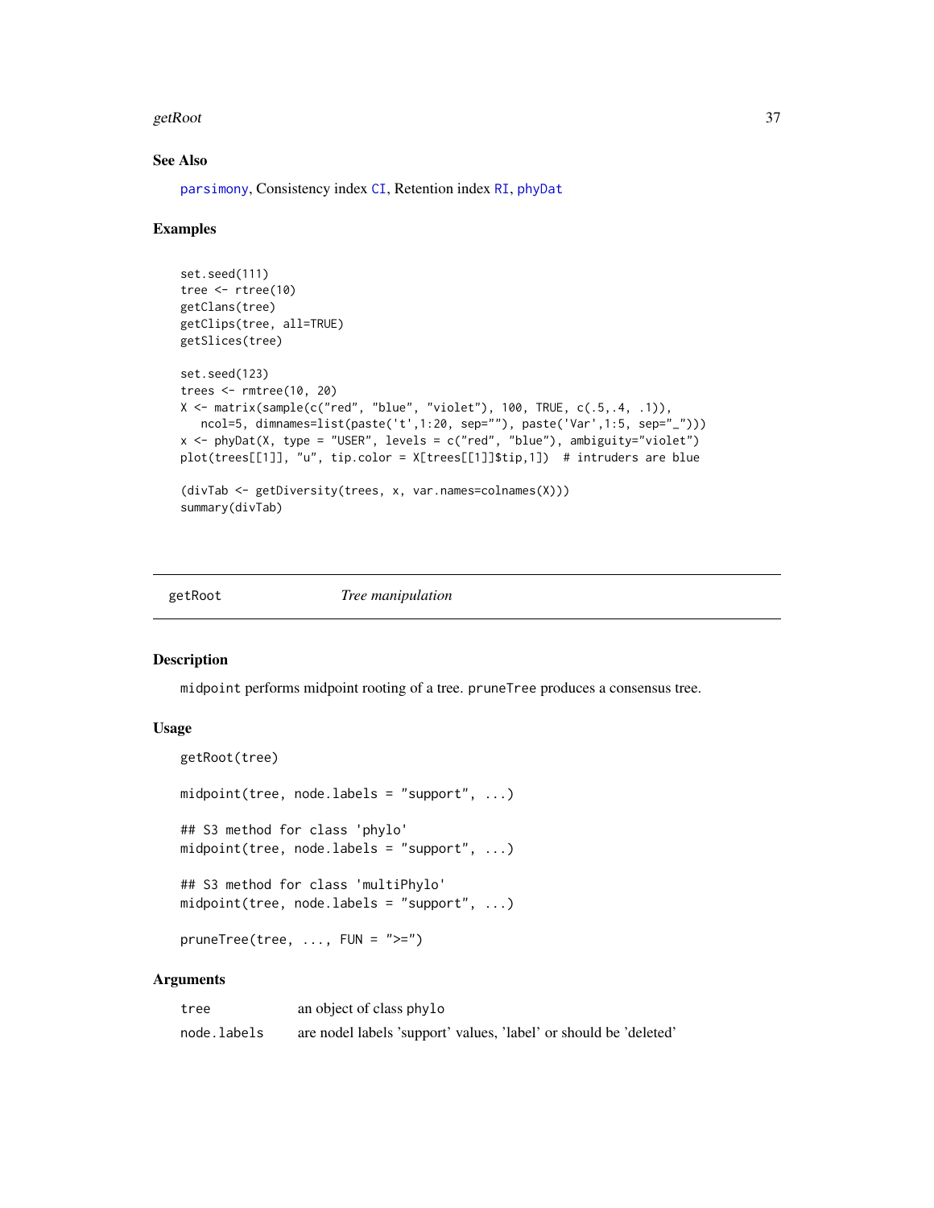## See Also

parsimony, Consistency index CI, Retention index RI, phyDat

## Examples

```
set.seed(111)
tree <- rtree(10)
getClans(tree)
getClips(tree, all=TRUE)
getSlices(tree)

set.seed(123)
trees <- rmtree(10, 20)
X <- matrix(sample(c("red", "blue", "violet"), 100, TRUE, c(.5,.4, .1)),
   ncol=5, dimnames=list(paste('t',1:20, sep=""), paste('Var',1:5, sep="_")))
x <- phyDat(X, type = "USER", levels = c("red", "blue"), ambiguity="violet")
plot(trees[[1]], "u", tip.color = X[trees[[1]]$tip,1])  # intruders are blue

(divTab <- getDiversity(trees, x, var.names=colnames(X)))
summary(divTab)
```

---

# getRoot *Tree manipulation*

## Description

midpoint performs midpoint rooting of a tree. pruneTree produces a consensus tree.

## Usage

```
getRoot(tree)

midpoint(tree, node.labels = "support", ...)

## S3 method for class 'phylo'
midpoint(tree, node.labels = "support", ...)

## S3 method for class 'multiPhylo'
midpoint(tree, node.labels = "support", ...)

pruneTree(tree, ..., FUN = ">=")
```

## Arguments

| | |
|---|---|
| tree | an object of class phylo |
| node.labels | are nodel labels 'support' values, 'label' or should be 'deleted' |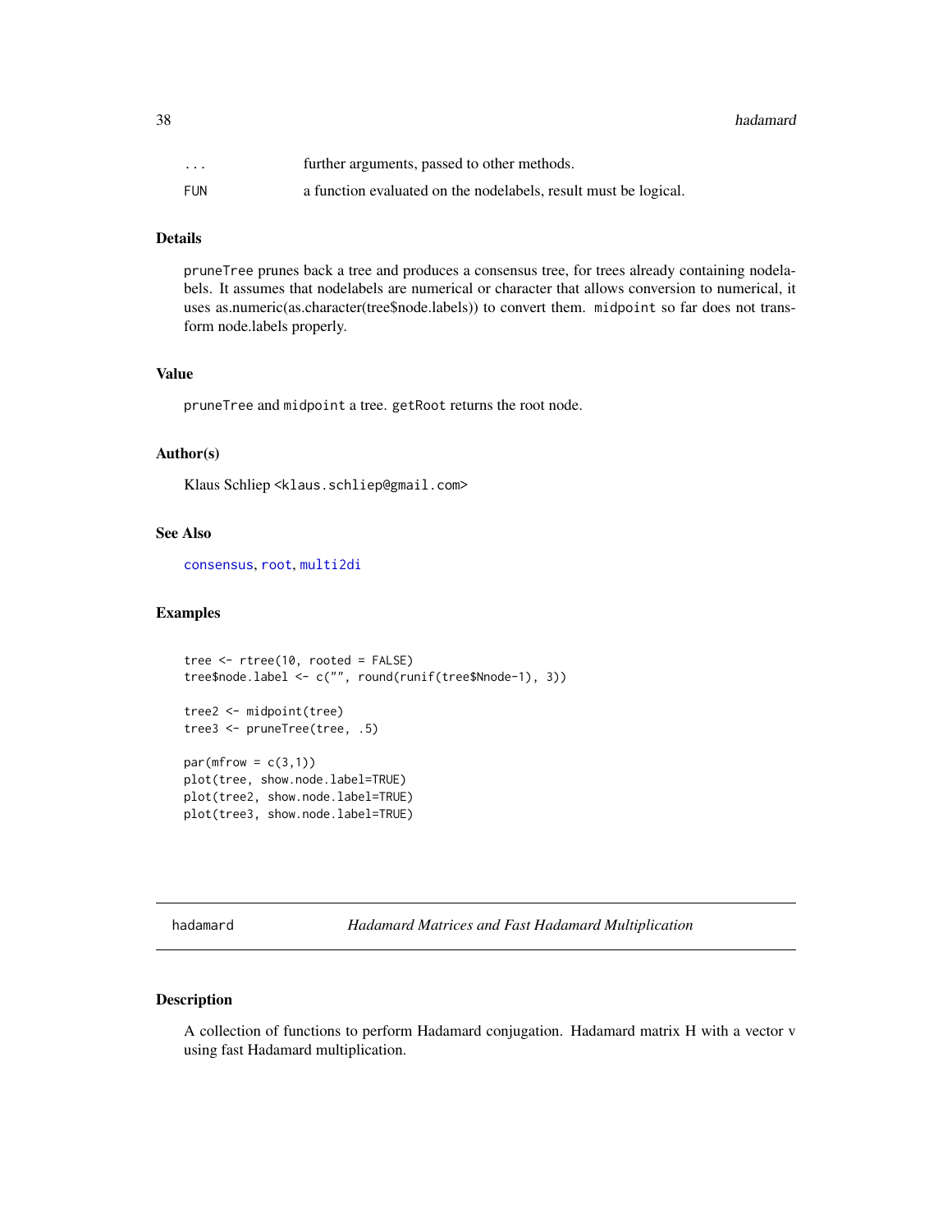| | |
|---|---|
| ... | further arguments, passed to other methods. |
| FUN | a function evaluated on the nodelabels, result must be logical. |

### Details

pruneTree prunes back a tree and produces a consensus tree, for trees already containing nodelabels. It assumes that nodelabels are numerical or character that allows conversion to numerical, it uses as.numeric(as.character(tree$node.labels)) to convert them. midpoint so far does not transform node.labels properly.

### Value

pruneTree and midpoint a tree. getRoot returns the root node.

### Author(s)

Klaus Schliep <klaus.schliep@gmail.com>

### See Also

consensus, root, multi2di

### Examples

```
tree <- rtree(10, rooted = FALSE)
tree$node.label <- c("", round(runif(tree$Nnode-1), 3))

tree2 <- midpoint(tree)
tree3 <- pruneTree(tree, .5)

par(mfrow = c(3,1))
plot(tree, show.node.label=TRUE)
plot(tree2, show.node.label=TRUE)
plot(tree3, show.node.label=TRUE)
```

---

## hadamard — *Hadamard Matrices and Fast Hadamard Multiplication*

### Description

A collection of functions to perform Hadamard conjugation. Hadamard matrix H with a vector v using fast Hadamard multiplication.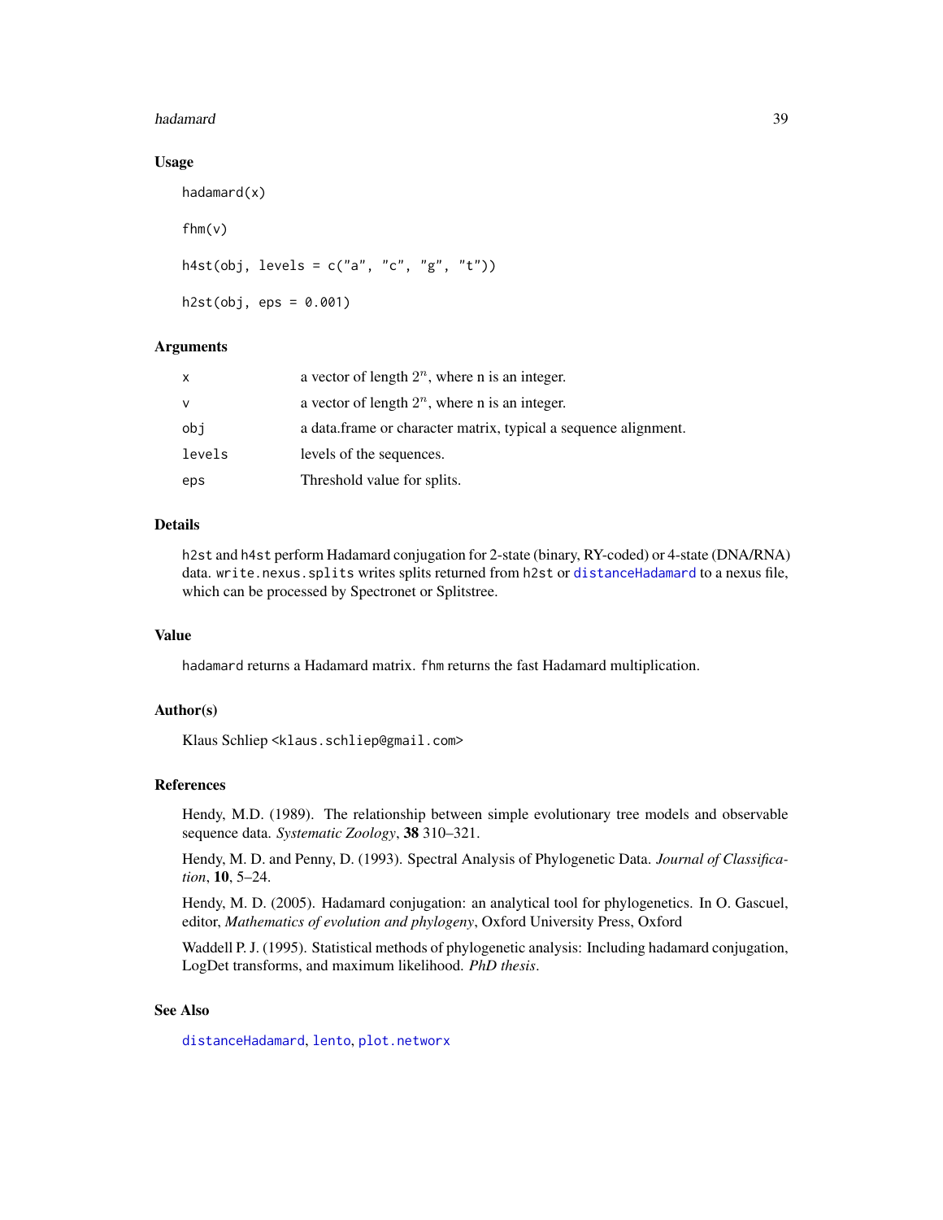### Usage

```
hadamard(x)

fhm(v)

h4st(obj, levels = c("a", "c", "g", "t"))

h2st(obj, eps = 0.001)
```

### Arguments

| | |
|---|---|
| x | a vector of length $2^n$, where n is an integer. |
| v | a vector of length $2^n$, where n is an integer. |
| obj | a data.frame or character matrix, typical a sequence alignment. |
| levels | levels of the sequences. |
| eps | Threshold value for splits. |

### Details

h2st and h4st perform Hadamard conjugation for 2-state (binary, RY-coded) or 4-state (DNA/RNA) data. write.nexus.splits writes splits returned from h2st or distanceHadamard to a nexus file, which can be processed by Spectronet or Splitstree.

### Value

hadamard returns a Hadamard matrix. fhm returns the fast Hadamard multiplication.

### Author(s)

Klaus Schliep <klaus.schliep@gmail.com>

### References

Hendy, M.D. (1989). The relationship between simple evolutionary tree models and observable sequence data. *Systematic Zoology*, **38** 310–321.

Hendy, M. D. and Penny, D. (1993). Spectral Analysis of Phylogenetic Data. *Journal of Classification*, **10**, 5–24.

Hendy, M. D. (2005). Hadamard conjugation: an analytical tool for phylogenetics. In O. Gascuel, editor, *Mathematics of evolution and phylogeny*, Oxford University Press, Oxford

Waddell P. J. (1995). Statistical methods of phylogenetic analysis: Including hadamard conjugation, LogDet transforms, and maximum likelihood. *PhD thesis*.

### See Also

distanceHadamard, lento, plot.networx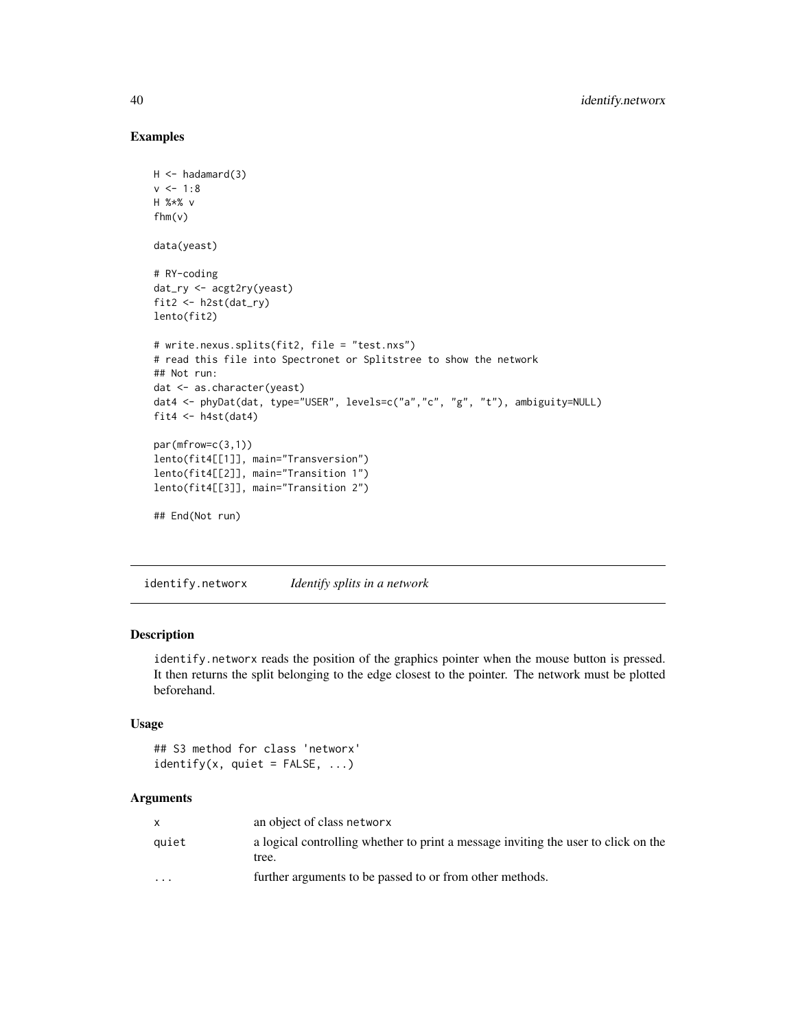## Examples

```
H <- hadamard(3)
v <- 1:8
H %*% v
fhm(v)

data(yeast)

# RY-coding
dat_ry <- acgt2ry(yeast)
fit2 <- h2st(dat_ry)
lento(fit2)

# write.nexus.splits(fit2, file = "test.nxs")
# read this file into Spectronet or Splitstree to show the network
## Not run:
dat <- as.character(yeast)
dat4 <- phyDat(dat, type="USER", levels=c("a","c", "g", "t"), ambiguity=NULL)
fit4 <- h4st(dat4)

par(mfrow=c(3,1))
lento(fit4[[1]], main="Transversion")
lento(fit4[[2]], main="Transition 1")
lento(fit4[[3]], main="Transition 2")

## End(Not run)
```

---

# identify.networx *Identify splits in a network*

## Description

identify.networx reads the position of the graphics pointer when the mouse button is pressed. It then returns the split belonging to the edge closest to the pointer. The network must be plotted beforehand.

## Usage

```
## S3 method for class 'networx'
identify(x, quiet = FALSE, ...)
```

## Arguments

| | |
|---|---|
| x | an object of class networx |
| quiet | a logical controlling whether to print a message inviting the user to click on the tree. |
| ... | further arguments to be passed to or from other methods. |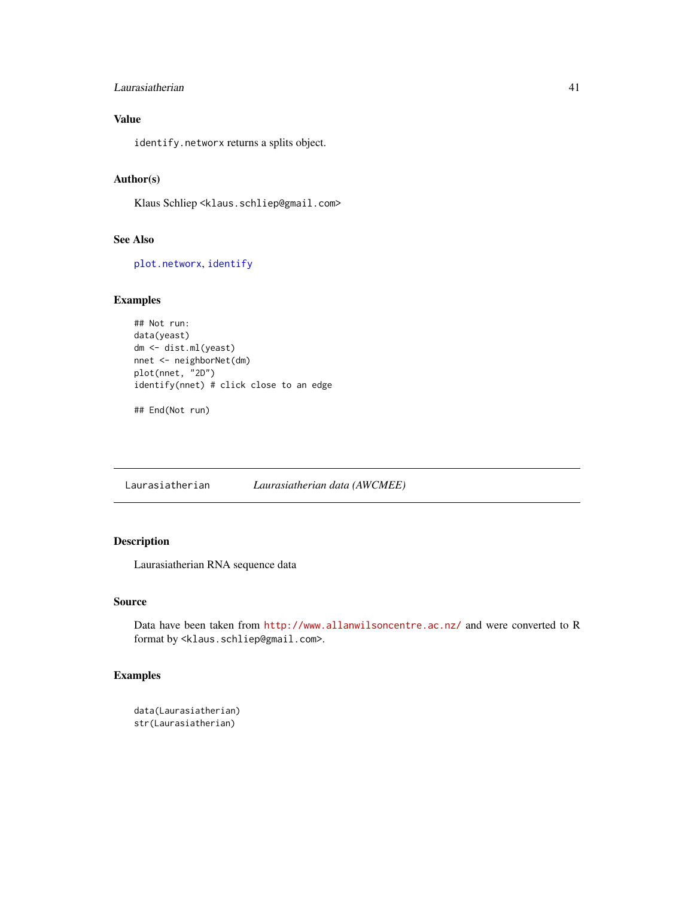### Value

identify.networx returns a splits object.

### Author(s)

Klaus Schliep <klaus.schliep@gmail.com>

### See Also

plot.networx, identify

### Examples

```
## Not run:
data(yeast)
dm <- dist.ml(yeast)
nnet <- neighborNet(dm)
plot(nnet, "2D")
identify(nnet) # click close to an edge

## End(Not run)
```

---

## Laurasiatherian    *Laurasiatherian data (AWCMEE)*

---

### Description

Laurasiatherian RNA sequence data

### Source

Data have been taken from http://www.allanwilsoncentre.ac.nz/ and were converted to R format by <klaus.schliep@gmail.com>.

### Examples

```
data(Laurasiatherian)
str(Laurasiatherian)
```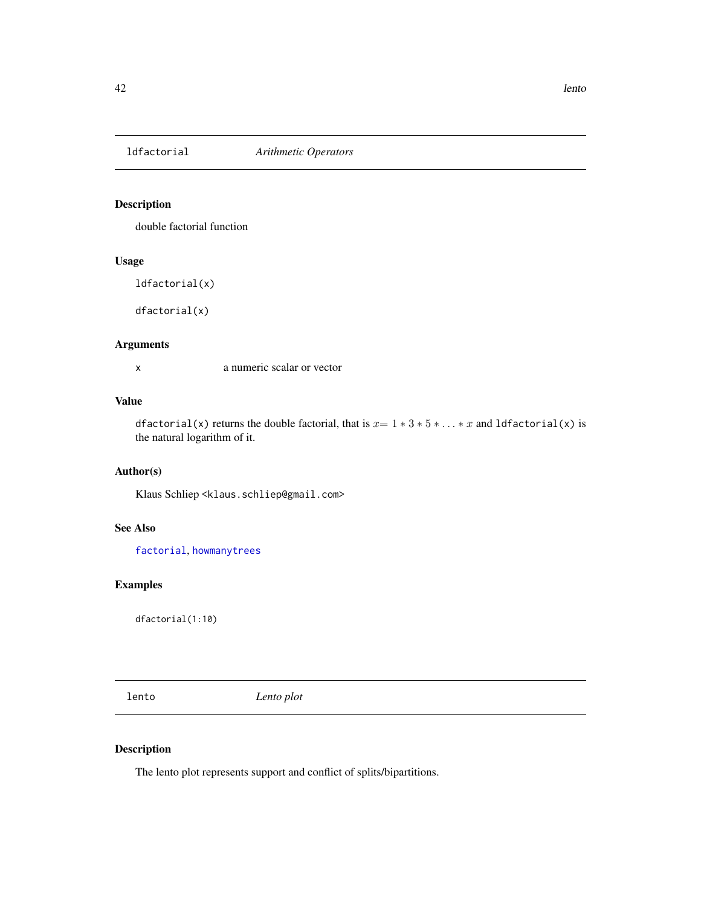## ldfactorial *Arithmetic Operators*

### Description

double factorial function

### Usage

```
ldfactorial(x)

dfactorial(x)
```

### Arguments

| | |
|---|---|
| x | a numeric scalar or vector |

### Value

`dfactorial(x)` returns the double factorial, that is $x = 1 * 3 * 5 * \ldots * x$ and `ldfactorial(x)` is the natural logarithm of it.

### Author(s)

Klaus Schliep <klaus.schliep@gmail.com>

### See Also

`factorial`, `howmanytrees`

### Examples

```
dfactorial(1:10)
```

## lento *Lento plot*

### Description

The lento plot represents support and conflict of splits/bipartitions.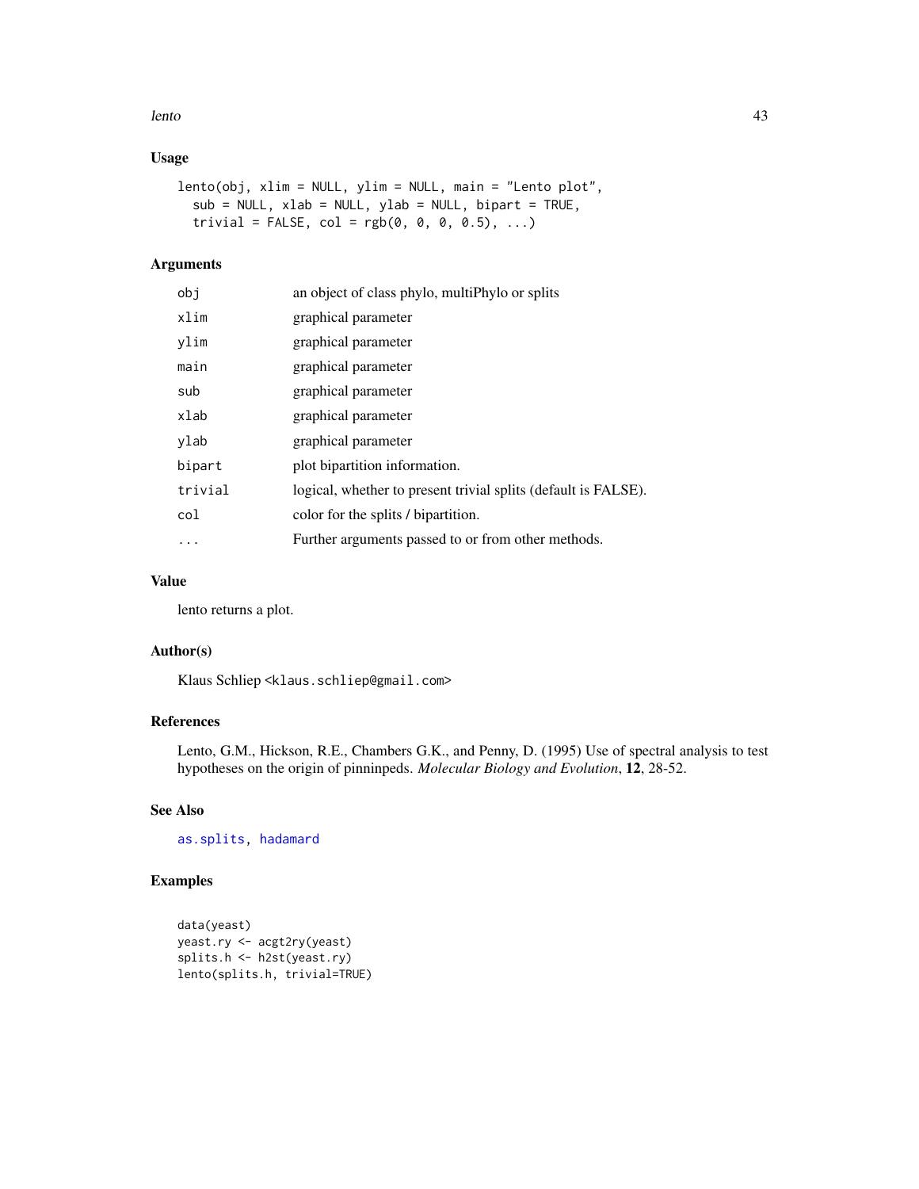### Usage

```
lento(obj, xlim = NULL, ylim = NULL, main = "Lento plot",
  sub = NULL, xlab = NULL, ylab = NULL, bipart = TRUE,
  trivial = FALSE, col = rgb(0, 0, 0, 0.5), ...)
```

### Arguments

| | |
|---|---|
| obj | an object of class phylo, multiPhylo or splits |
| xlim | graphical parameter |
| ylim | graphical parameter |
| main | graphical parameter |
| sub | graphical parameter |
| xlab | graphical parameter |
| ylab | graphical parameter |
| bipart | plot bipartition information. |
| trivial | logical, whether to present trivial splits (default is FALSE). |
| col | color for the splits / bipartition. |
| ... | Further arguments passed to or from other methods. |

### Value

lento returns a plot.

### Author(s)

Klaus Schliep <klaus.schliep@gmail.com>

### References

Lento, G.M., Hickson, R.E., Chambers G.K., and Penny, D. (1995) Use of spectral analysis to test hypotheses on the origin of pinninpeds. *Molecular Biology and Evolution*, **12**, 28-52.

### See Also

as.splits, hadamard

### Examples

```
data(yeast)
yeast.ry <- acgt2ry(yeast)
splits.h <- h2st(yeast.ry)
lento(splits.h, trivial=TRUE)
```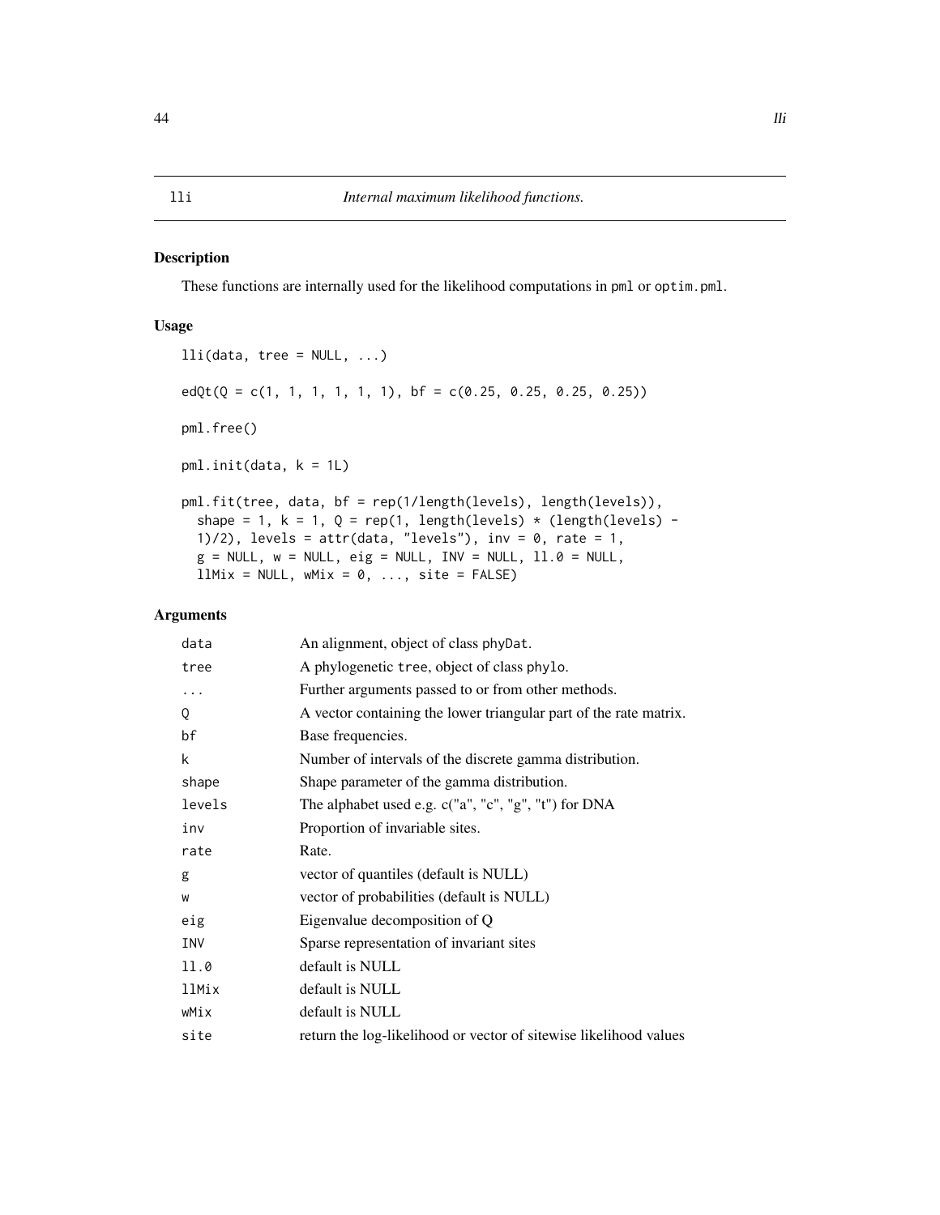lli *Internal maximum likelihood functions.*

## Description

These functions are internally used for the likelihood computations in pml or optim.pml.

## Usage

```
lli(data, tree = NULL, ...)

edQt(Q = c(1, 1, 1, 1, 1, 1), bf = c(0.25, 0.25, 0.25, 0.25))

pml.free()

pml.init(data, k = 1L)

pml.fit(tree, data, bf = rep(1/length(levels), length(levels)),
  shape = 1, k = 1, Q = rep(1, length(levels) * (length(levels) -
  1)/2), levels = attr(data, "levels"), inv = 0, rate = 1,
  g = NULL, w = NULL, eig = NULL, INV = NULL, ll.0 = NULL,
  llMix = NULL, wMix = 0, ..., site = FALSE)
```

## Arguments

| | |
|---|---|
| data | An alignment, object of class phyDat. |
| tree | A phylogenetic tree, object of class phylo. |
| ... | Further arguments passed to or from other methods. |
| Q | A vector containing the lower triangular part of the rate matrix. |
| bf | Base frequencies. |
| k | Number of intervals of the discrete gamma distribution. |
| shape | Shape parameter of the gamma distribution. |
| levels | The alphabet used e.g. c("a", "c", "g", "t") for DNA |
| inv | Proportion of invariable sites. |
| rate | Rate. |
| g | vector of quantiles (default is NULL) |
| w | vector of probabilities (default is NULL) |
| eig | Eigenvalue decomposition of Q |
| INV | Sparse representation of invariant sites |
| ll.0 | default is NULL |
| llMix | default is NULL |
| wMix | default is NULL |
| site | return the log-likelihood or vector of sitewise likelihood values |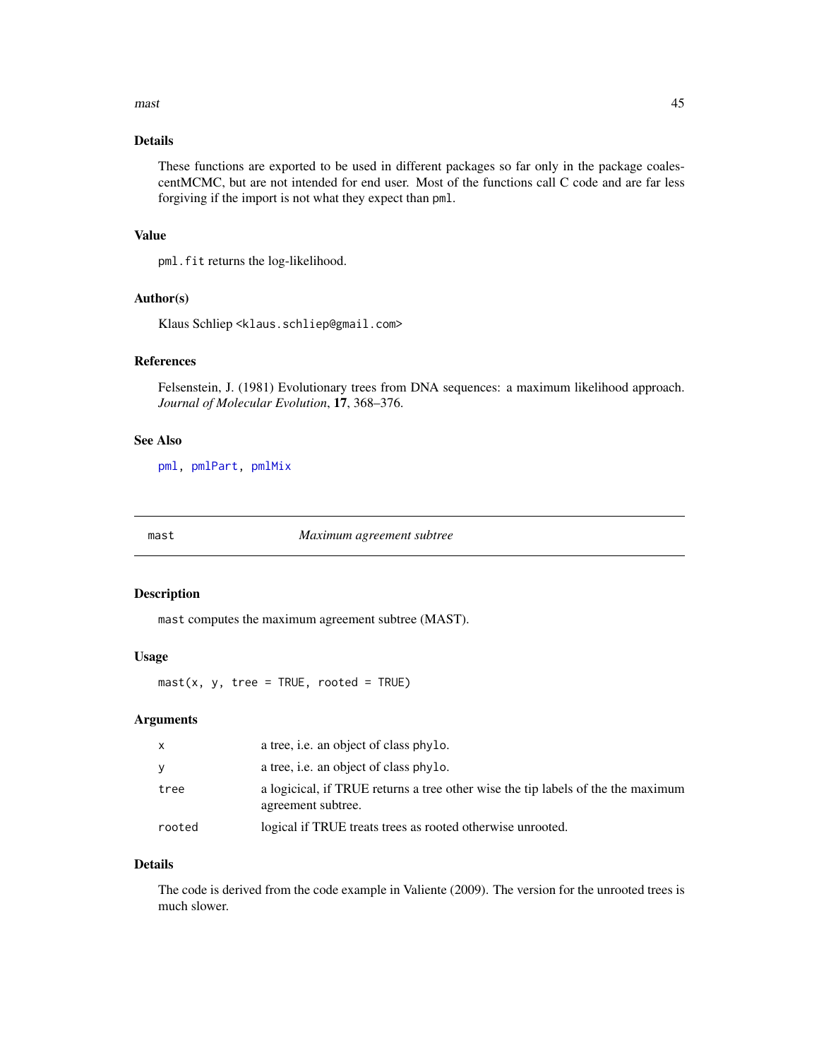### Details

These functions are exported to be used in different packages so far only in the package coalescentMCMC, but are not intended for end user. Most of the functions call C code and are far less forgiving if the import is not what they expect than `pml`.

### Value

`pml.fit` returns the log-likelihood.

### Author(s)

Klaus Schliep <klaus.schliep@gmail.com>

### References

Felsenstein, J. (1981) Evolutionary trees from DNA sequences: a maximum likelihood approach. *Journal of Molecular Evolution*, **17**, 368–376.

### See Also

`pml`, `pmlPart`, `pmlMix`

---

## mast — *Maximum agreement subtree*

### Description

`mast` computes the maximum agreement subtree (MAST).

### Usage

```
mast(x, y, tree = TRUE, rooted = TRUE)
```

### Arguments

| | |
|---|---|
| `x` | a tree, i.e. an object of class `phylo`. |
| `y` | a tree, i.e. an object of class `phylo`. |
| `tree` | a logical, if TRUE returns a tree other wise the tip labels of the the maximum agreement subtree. |
| `rooted` | logical if TRUE treats trees as rooted otherwise unrooted. |

### Details

The code is derived from the code example in Valiente (2009). The version for the unrooted trees is much slower.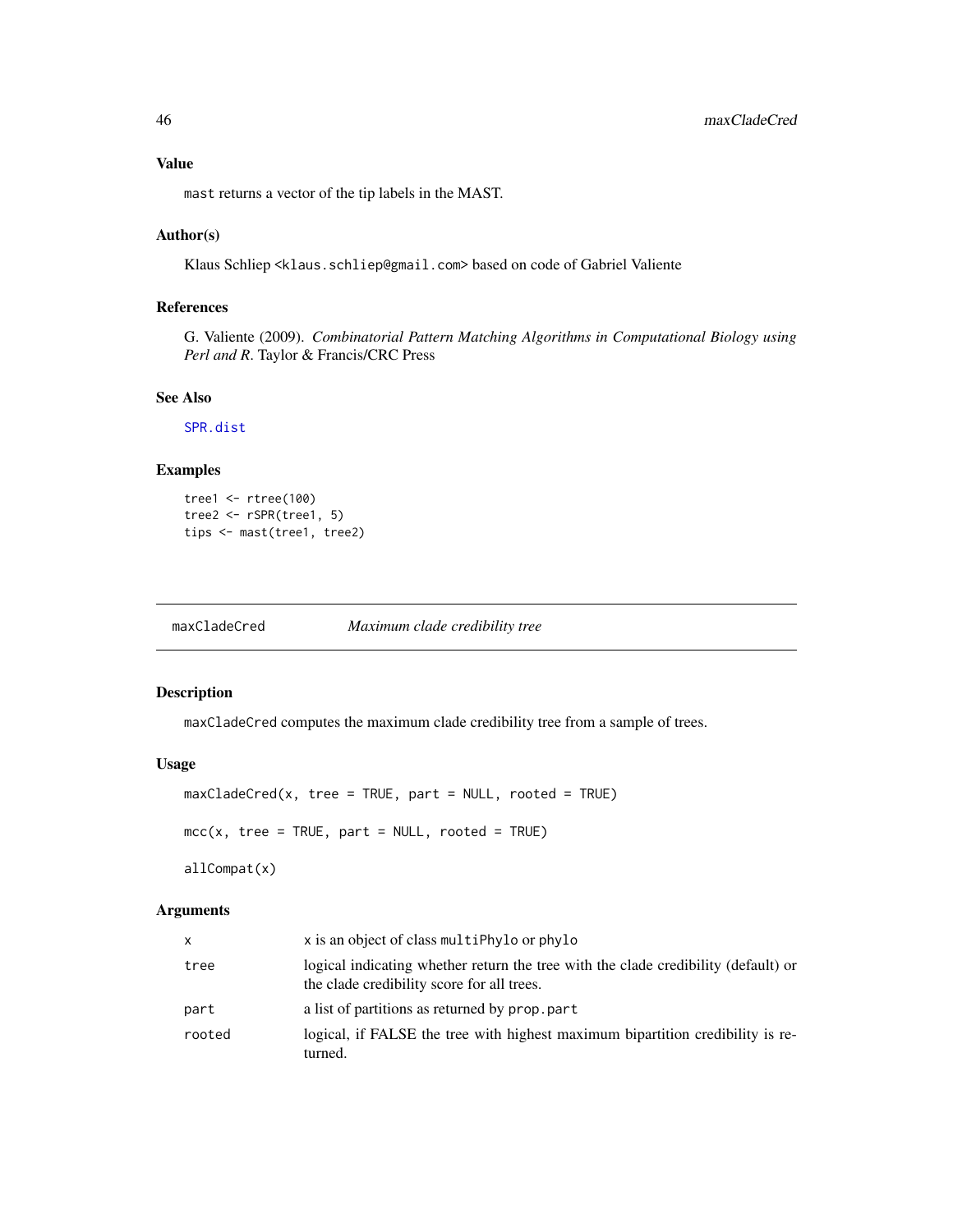## Value

mast returns a vector of the tip labels in the MAST.

## Author(s)

Klaus Schliep <klaus.schliep@gmail.com> based on code of Gabriel Valiente

## References

G. Valiente (2009). *Combinatorial Pattern Matching Algorithms in Computational Biology using Perl and R*. Taylor & Francis/CRC Press

## See Also

SPR.dist

## Examples

```
tree1 <- rtree(100)
tree2 <- rSPR(tree1, 5)
tips <- mast(tree1, tree2)
```

---

# maxCladeCred    *Maximum clade credibility tree*

---

## Description

maxCladeCred computes the maximum clade credibility tree from a sample of trees.

## Usage

```
maxCladeCred(x, tree = TRUE, part = NULL, rooted = TRUE)

mcc(x, tree = TRUE, part = NULL, rooted = TRUE)

allCompat(x)
```

## Arguments

| | |
|---|---|
| x | x is an object of class multiPhylo or phylo |
| tree | logical indicating whether return the tree with the clade credibility (default) or the clade credibility score for all trees. |
| part | a list of partitions as returned by prop.part |
| rooted | logical, if FALSE the tree with highest maximum bipartition credibility is returned. |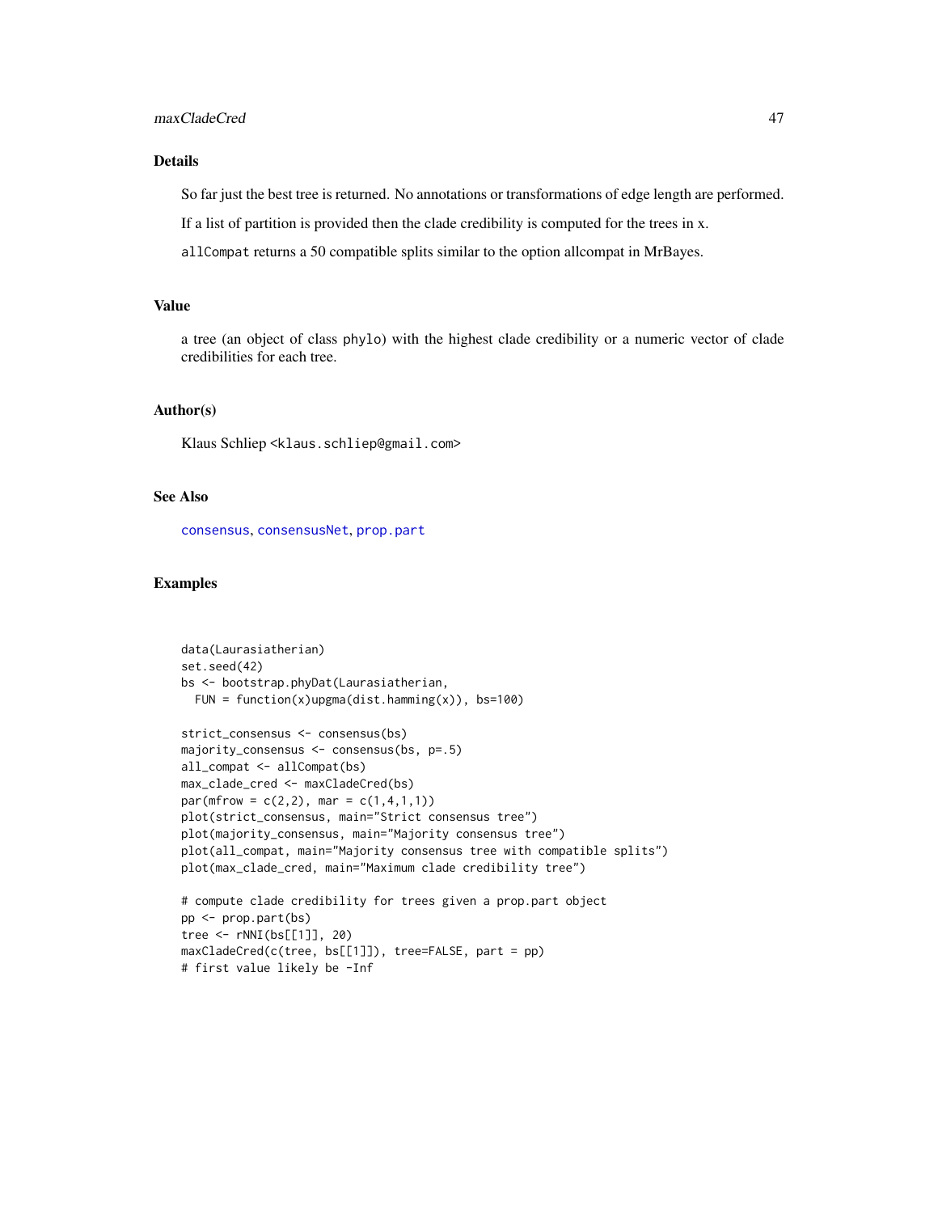## Details

So far just the best tree is returned. No annotations or transformations of edge length are performed.

If a list of partition is provided then the clade credibility is computed for the trees in x.

`allCompat` returns a 50 compatible splits similar to the option allcompat in MrBayes.

## Value

a tree (an object of class `phylo`) with the highest clade credibility or a numeric vector of clade credibilities for each tree.

## Author(s)

Klaus Schliep <`klaus.schliep@gmail.com`>

## See Also

`consensus`, `consensusNet`, `prop.part`

## Examples

```
data(Laurasiatherian)
set.seed(42)
bs <- bootstrap.phyDat(Laurasiatherian,
  FUN = function(x)upgma(dist.hamming(x)), bs=100)

strict_consensus <- consensus(bs)
majority_consensus <- consensus(bs, p=.5)
all_compat <- allCompat(bs)
max_clade_cred <- maxCladeCred(bs)
par(mfrow = c(2,2), mar = c(1,4,1,1))
plot(strict_consensus, main="Strict consensus tree")
plot(majority_consensus, main="Majority consensus tree")
plot(all_compat, main="Majority consensus tree with compatible splits")
plot(max_clade_cred, main="Maximum clade credibility tree")

# compute clade credibility for trees given a prop.part object
pp <- prop.part(bs)
tree <- rNNI(bs[[1]], 20)
maxCladeCred(c(tree, bs[[1]]), tree=FALSE, part = pp)
# first value likely be -Inf
```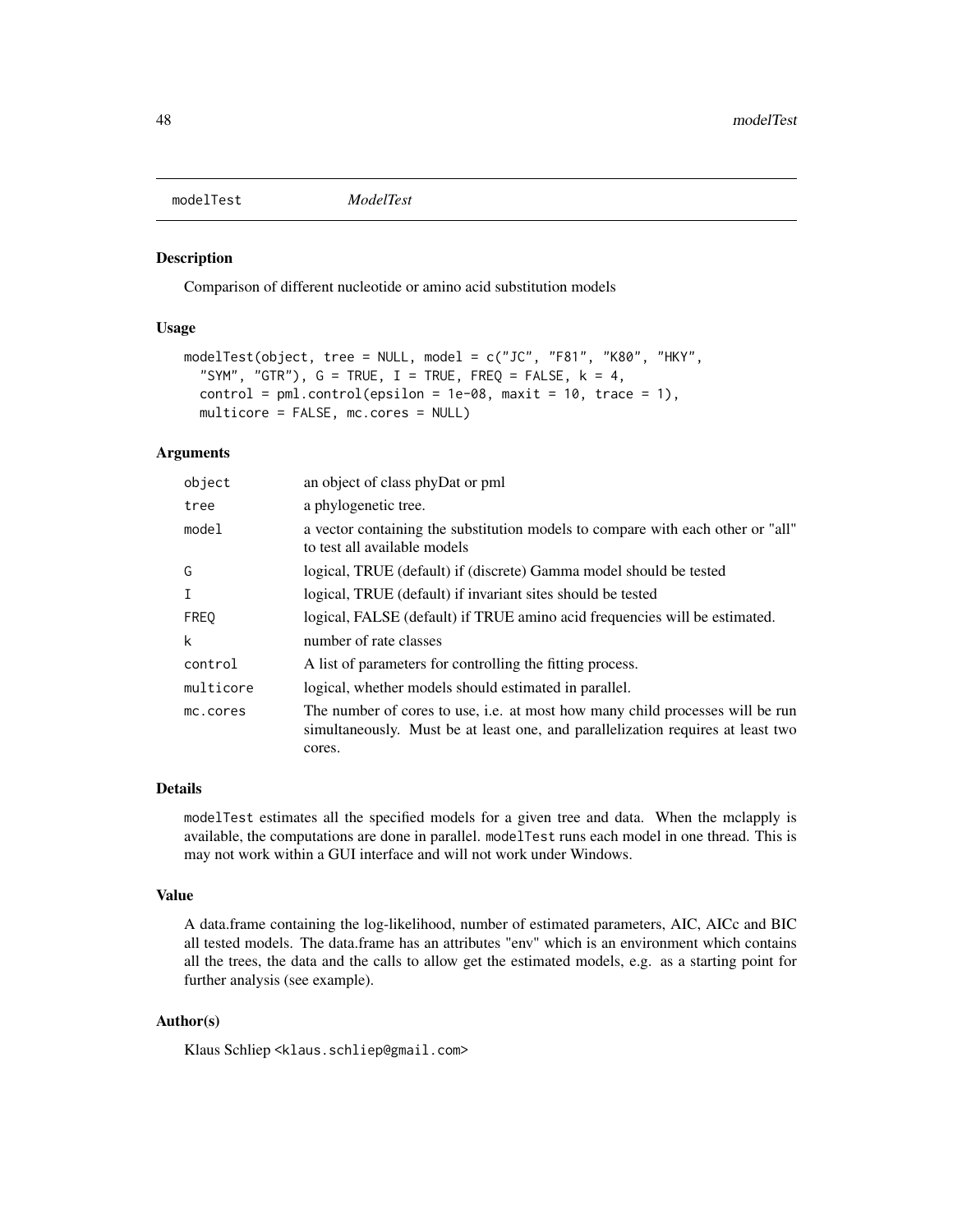# modelTest *ModelTest*

## Description

Comparison of different nucleotide or amino acid substitution models

## Usage

```
modelTest(object, tree = NULL, model = c("JC", "F81", "K80", "HKY",
  "SYM", "GTR"), G = TRUE, I = TRUE, FREQ = FALSE, k = 4,
  control = pml.control(epsilon = 1e-08, maxit = 10, trace = 1),
  multicore = FALSE, mc.cores = NULL)
```

## Arguments

| | |
|---|---|
| object | an object of class phyDat or pml |
| tree | a phylogenetic tree. |
| model | a vector containing the substitution models to compare with each other or "all" to test all available models |
| G | logical, TRUE (default) if (discrete) Gamma model should be tested |
| I | logical, TRUE (default) if invariant sites should be tested |
| FREQ | logical, FALSE (default) if TRUE amino acid frequencies will be estimated. |
| k | number of rate classes |
| control | A list of parameters for controlling the fitting process. |
| multicore | logical, whether models should estimated in parallel. |
| mc.cores | The number of cores to use, i.e. at most how many child processes will be run simultaneously. Must be at least one, and parallelization requires at least two cores. |

## Details

`modelTest` estimates all the specified models for a given tree and data. When the mclapply is available, the computations are done in parallel. `modelTest` runs each model in one thread. This is may not work within a GUI interface and will not work under Windows.

## Value

A data.frame containing the log-likelihood, number of estimated parameters, AIC, AICc and BIC all tested models. The data.frame has an attributes "env" which is an environment which contains all the trees, the data and the calls to allow get the estimated models, e.g. as a starting point for further analysis (see example).

## Author(s)

Klaus Schliep <klaus.schliep@gmail.com>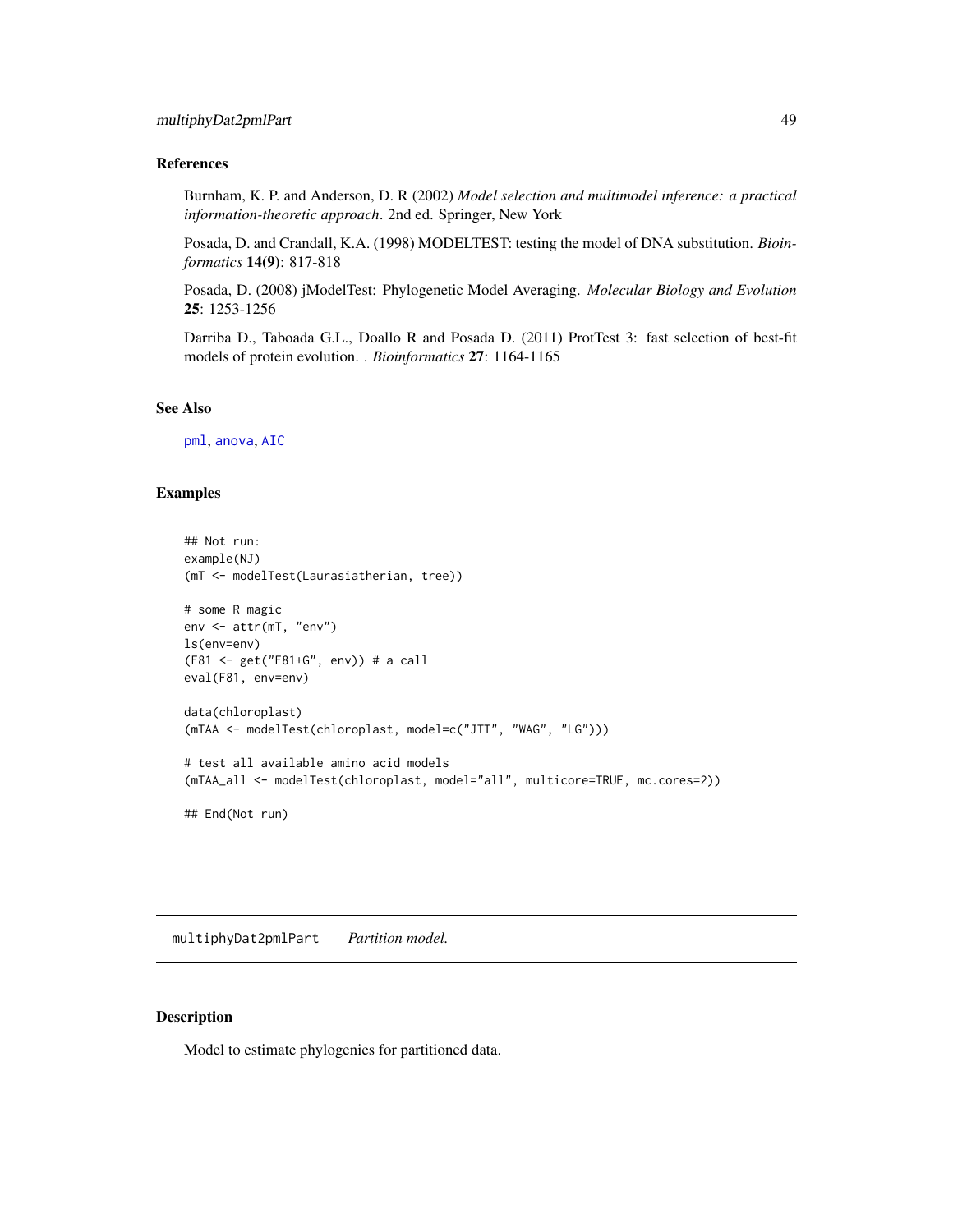### References

Burnham, K. P. and Anderson, D. R (2002) *Model selection and multimodel inference: a practical information-theoretic approach*. 2nd ed. Springer, New York

Posada, D. and Crandall, K.A. (1998) MODELTEST: testing the model of DNA substitution. *Bioinformatics* **14(9)**: 817-818

Posada, D. (2008) jModelTest: Phylogenetic Model Averaging. *Molecular Biology and Evolution* **25**: 1253-1256

Darriba D., Taboada G.L., Doallo R and Posada D. (2011) ProtTest 3: fast selection of best-fit models of protein evolution. . *Bioinformatics* **27**: 1164-1165

### See Also

pml, anova, AIC

### Examples

```
## Not run:
example(NJ)
(mT <- modelTest(Laurasiatherian, tree))

# some R magic
env <- attr(mT, "env")
ls(env=env)
(F81 <- get("F81+G", env)) # a call
eval(F81, env=env)

data(chloroplast)
(mTAA <- modelTest(chloroplast, model=c("JTT", "WAG", "LG")))

# test all available amino acid models
(mTAA_all <- modelTest(chloroplast, model="all", multicore=TRUE, mc.cores=2))

## End(Not run)
```

## multiphyDat2pmlPart    *Partition model.*

### Description

Model to estimate phylogenies for partitioned data.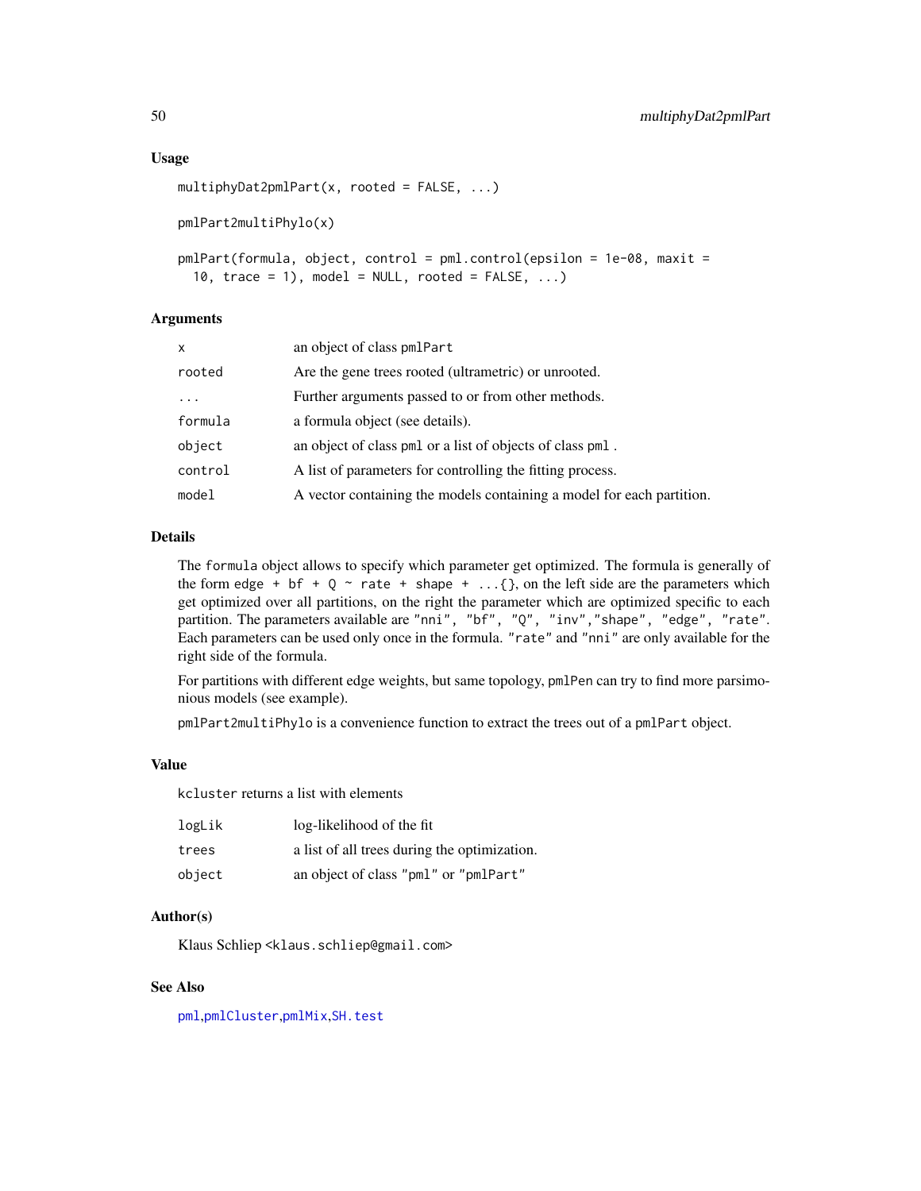### Usage

```
multiphyDat2pmlPart(x, rooted = FALSE, ...)

pmlPart2multiPhylo(x)

pmlPart(formula, object, control = pml.control(epsilon = 1e-08, maxit =
  10, trace = 1), model = NULL, rooted = FALSE, ...)
```

### Arguments

| | |
|---|---|
| x | an object of class pmlPart |
| rooted | Are the gene trees rooted (ultrametric) or unrooted. |
| ... | Further arguments passed to or from other methods. |
| formula | a formula object (see details). |
| object | an object of class pml or a list of objects of class pml . |
| control | A list of parameters for controlling the fitting process. |
| model | A vector containing the models containing a model for each partition. |

### Details

The `formula` object allows to specify which parameter get optimized. The formula is generally of the form `edge + bf + Q ~ rate + shape + ...{}`, on the left side are the parameters which get optimized over all partitions, on the right the parameter which are optimized specific to each partition. The parameters available are `"nni", "bf", "Q", "inv","shape", "edge", "rate"`. Each parameters can be used only once in the formula. `"rate"` and `"nni"` are only available for the right side of the formula.

For partitions with different edge weights, but same topology, `pmlPen` can try to find more parsimonious models (see example).

`pmlPart2multiPhylo` is a convenience function to extract the trees out of a `pmlPart` object.

### Value

`kcluster` returns a list with elements

| | |
|---|---|
| logLik | log-likelihood of the fit |
| trees | a list of all trees during the optimization. |
| object | an object of class "pml" or "pmlPart" |

### Author(s)

Klaus Schliep <klaus.schliep@gmail.com>

### See Also

pml, pmlCluster, pmlMix, SH.test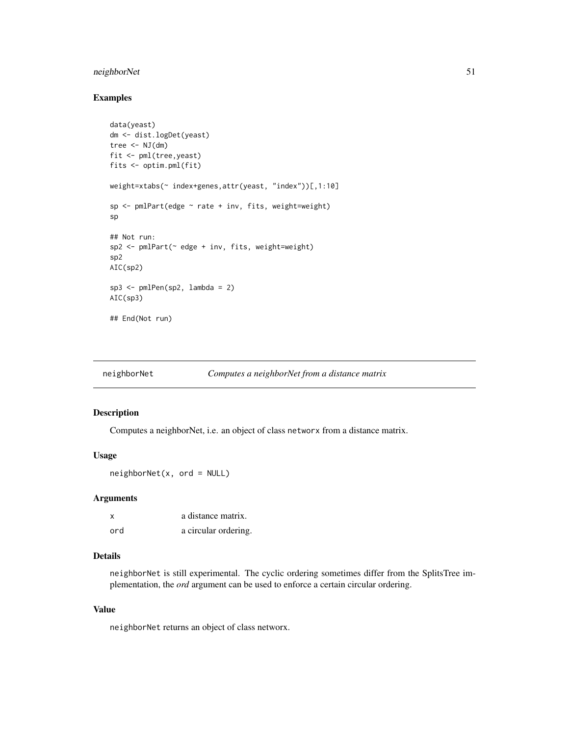## Examples

```
data(yeast)
dm <- dist.logDet(yeast)
tree <- NJ(dm)
fit <- pml(tree,yeast)
fits <- optim.pml(fit)

weight=xtabs(~ index+genes,attr(yeast, "index"))[,1:10]

sp <- pmlPart(edge ~ rate + inv, fits, weight=weight)
sp

## Not run:
sp2 <- pmlPart(~ edge + inv, fits, weight=weight)
sp2
AIC(sp2)

sp3 <- pmlPen(sp2, lambda = 2)
AIC(sp3)

## End(Not run)
```

---

# neighborNet *Computes a neighborNet from a distance matrix*

## Description

Computes a neighborNet, i.e. an object of class `networx` from a distance matrix.

## Usage

```
neighborNet(x, ord = NULL)
```

## Arguments

| | |
|---|---|
| x | a distance matrix. |
| ord | a circular ordering. |

## Details

`neighborNet` is still experimental. The cyclic ordering sometimes differ from the SplitsTree implementation, the *ord* argument can be used to enforce a certain circular ordering.

## Value

`neighborNet` returns an object of class networx.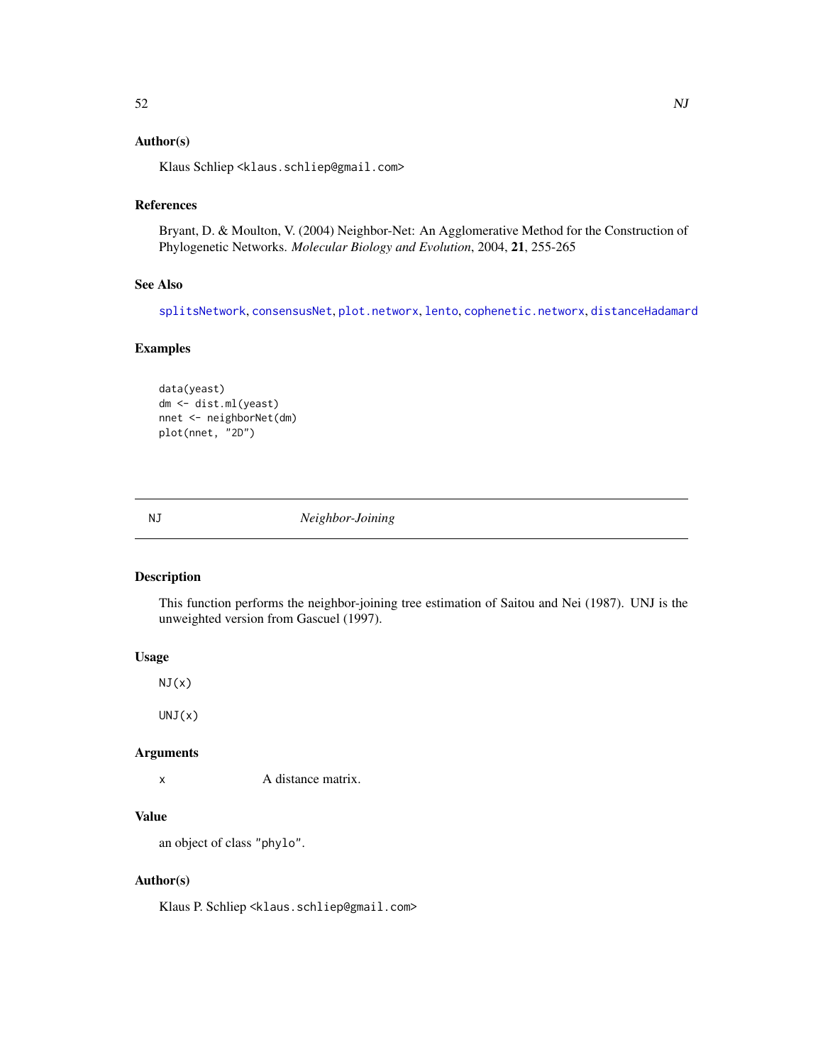## Author(s)

Klaus Schliep <klaus.schliep@gmail.com>

## References

Bryant, D. & Moulton, V. (2004) Neighbor-Net: An Agglomerative Method for the Construction of Phylogenetic Networks. *Molecular Biology and Evolution*, 2004, **21**, 255-265

## See Also

splitsNetwork, consensusNet, plot.networx, lento, cophenetic.networx, distanceHadamard

## Examples

```
data(yeast)
dm <- dist.ml(yeast)
nnet <- neighborNet(dm)
plot(nnet, "2D")
```

---

# NJ — *Neighbor-Joining*

## Description

This function performs the neighbor-joining tree estimation of Saitou and Nei (1987). UNJ is the unweighted version from Gascuel (1997).

## Usage

```
NJ(x)

UNJ(x)
```

## Arguments

| | |
|---|---|
| x | A distance matrix. |

## Value

an object of class "phylo".

## Author(s)

Klaus P. Schliep <klaus.schliep@gmail.com>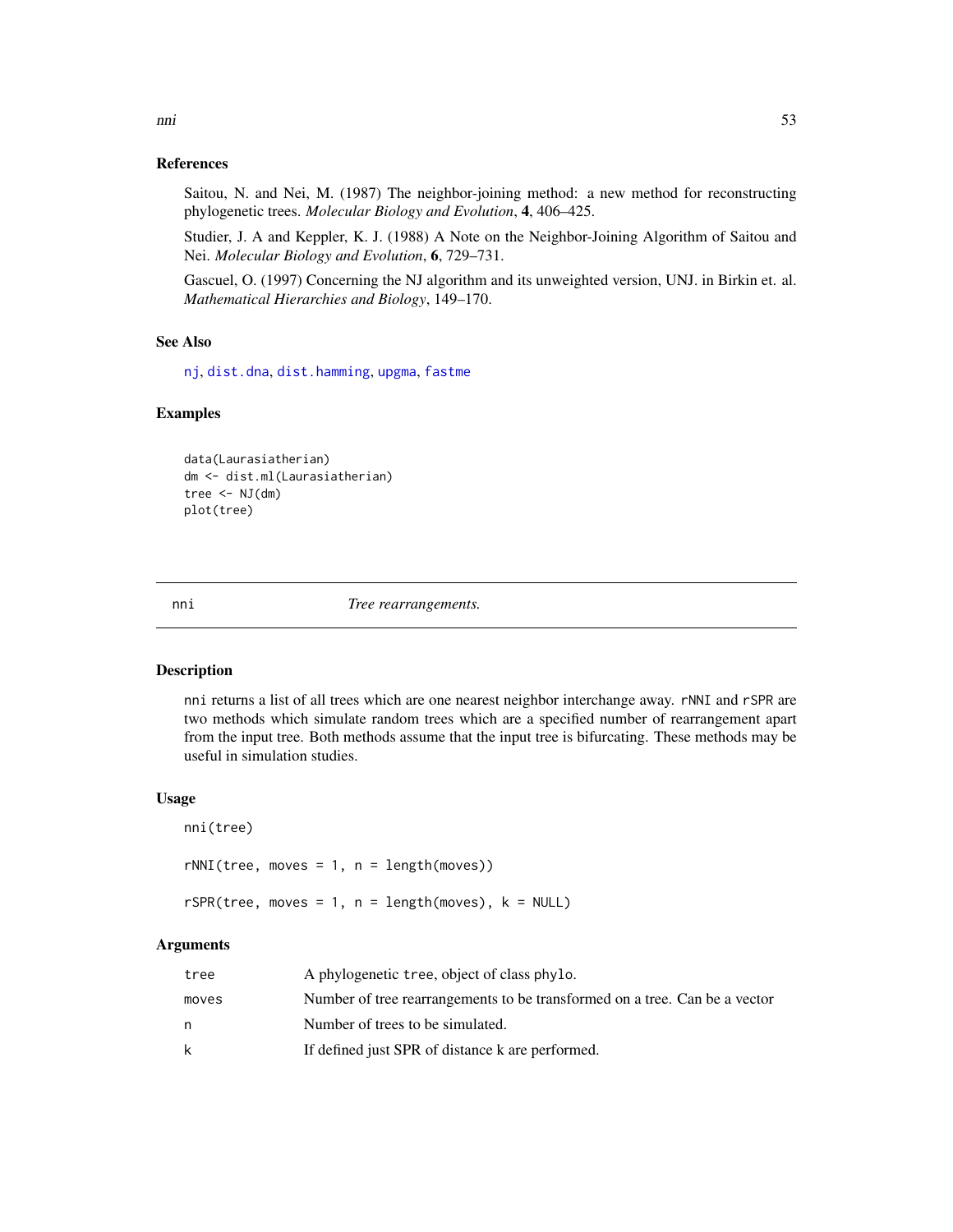### References

Saitou, N. and Nei, M. (1987) The neighbor-joining method: a new method for reconstructing phylogenetic trees. *Molecular Biology and Evolution*, **4**, 406–425.

Studier, J. A and Keppler, K. J. (1988) A Note on the Neighbor-Joining Algorithm of Saitou and Nei. *Molecular Biology and Evolution*, **6**, 729–731.

Gascuel, O. (1997) Concerning the NJ algorithm and its unweighted version, UNJ. in Birkin et. al. *Mathematical Hierarchies and Biology*, 149–170.

### See Also

nj, dist.dna, dist.hamming, upgma, fastme

### Examples

```
data(Laurasiatherian)
dm <- dist.ml(Laurasiatherian)
tree <- NJ(dm)
plot(tree)
```

---

## nni — *Tree rearrangements.*

---

### Description

nni returns a list of all trees which are one nearest neighbor interchange away. rNNI and rSPR are two methods which simulate random trees which are a specified number of rearrangement apart from the input tree. Both methods assume that the input tree is bifurcating. These methods may be useful in simulation studies.

### Usage

```
nni(tree)

rNNI(tree, moves = 1, n = length(moves))

rSPR(tree, moves = 1, n = length(moves), k = NULL)
```

### Arguments

| | |
|---|---|
| tree | A phylogenetic tree, object of class phylo. |
| moves | Number of tree rearrangements to be transformed on a tree. Can be a vector |
| n | Number of trees to be simulated. |
| k | If defined just SPR of distance k are performed. |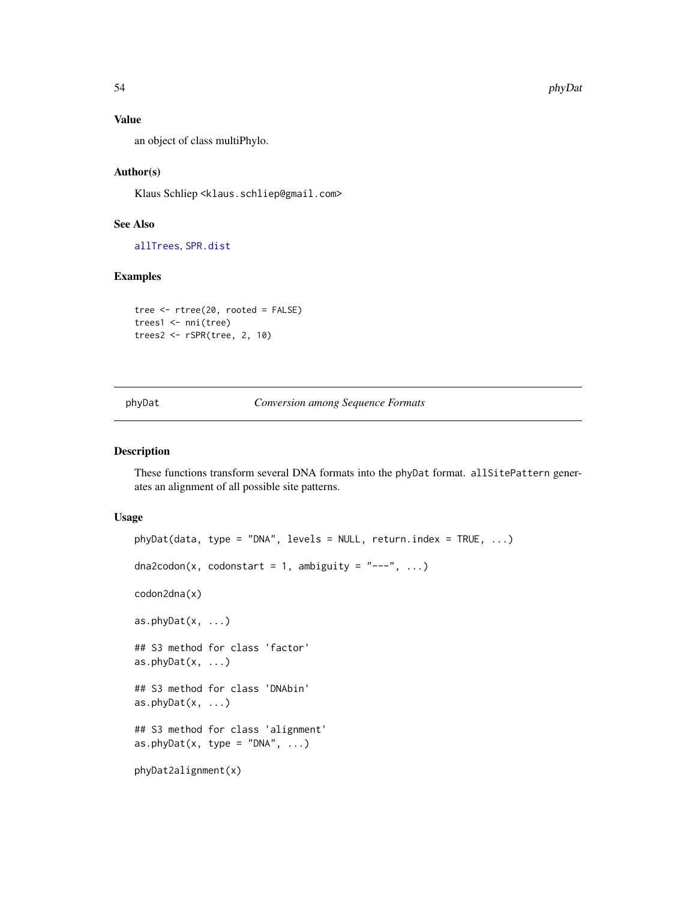### Value

an object of class multiPhylo.

### Author(s)

Klaus Schliep <klaus.schliep@gmail.com>

### See Also

allTrees, SPR.dist

### Examples

```
tree <- rtree(20, rooted = FALSE)
trees1 <- nni(tree)
trees2 <- rSPR(tree, 2, 10)
```

---

## phyDat — *Conversion among Sequence Formats*

---

### Description

These functions transform several DNA formats into the phyDat format. allSitePattern generates an alignment of all possible site patterns.

### Usage

```
phyDat(data, type = "DNA", levels = NULL, return.index = TRUE, ...)

dna2codon(x, codonstart = 1, ambiguity = "---", ...)

codon2dna(x)

as.phyDat(x, ...)

## S3 method for class 'factor'
as.phyDat(x, ...)

## S3 method for class 'DNAbin'
as.phyDat(x, ...)

## S3 method for class 'alignment'
as.phyDat(x, type = "DNA", ...)

phyDat2alignment(x)
```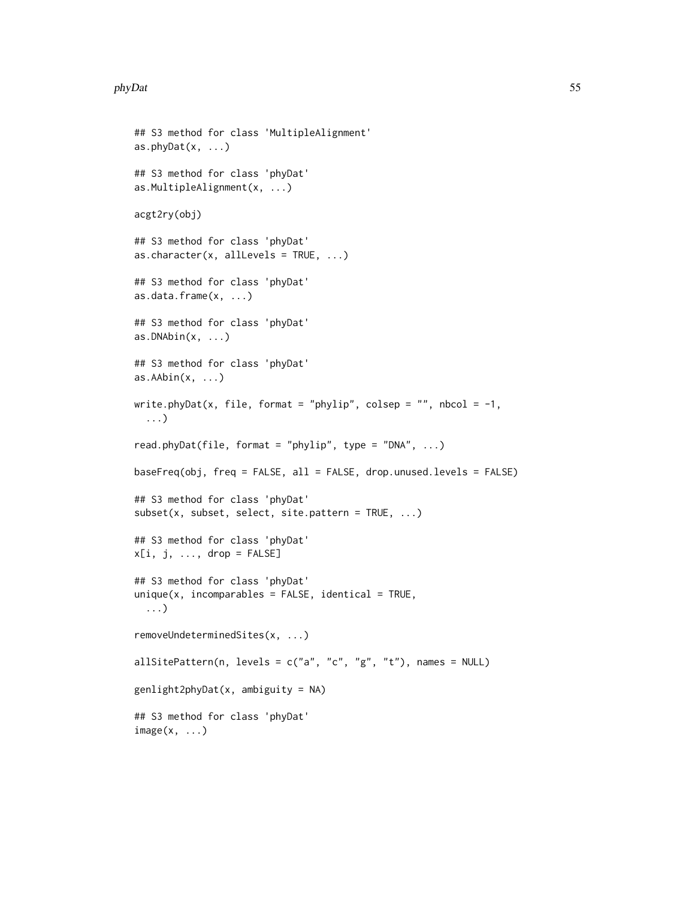```
## S3 method for class 'MultipleAlignment'
as.phyDat(x, ...)

## S3 method for class 'phyDat'
as.MultipleAlignment(x, ...)

acgt2ry(obj)

## S3 method for class 'phyDat'
as.character(x, allLevels = TRUE, ...)

## S3 method for class 'phyDat'
as.data.frame(x, ...)

## S3 method for class 'phyDat'
as.DNAbin(x, ...)

## S3 method for class 'phyDat'
as.AAbin(x, ...)

write.phyDat(x, file, format = "phylip", colsep = "", nbcol = -1,
  ...)

read.phyDat(file, format = "phylip", type = "DNA", ...)

baseFreq(obj, freq = FALSE, all = FALSE, drop.unused.levels = FALSE)

## S3 method for class 'phyDat'
subset(x, subset, select, site.pattern = TRUE, ...)

## S3 method for class 'phyDat'
x[i, j, ..., drop = FALSE]

## S3 method for class 'phyDat'
unique(x, incomparables = FALSE, identical = TRUE,
  ...)

removeUndeterminedSites(x, ...)

allSitePattern(n, levels = c("a", "c", "g", "t"), names = NULL)

genlight2phyDat(x, ambiguity = NA)

## S3 method for class 'phyDat'
image(x, ...)
```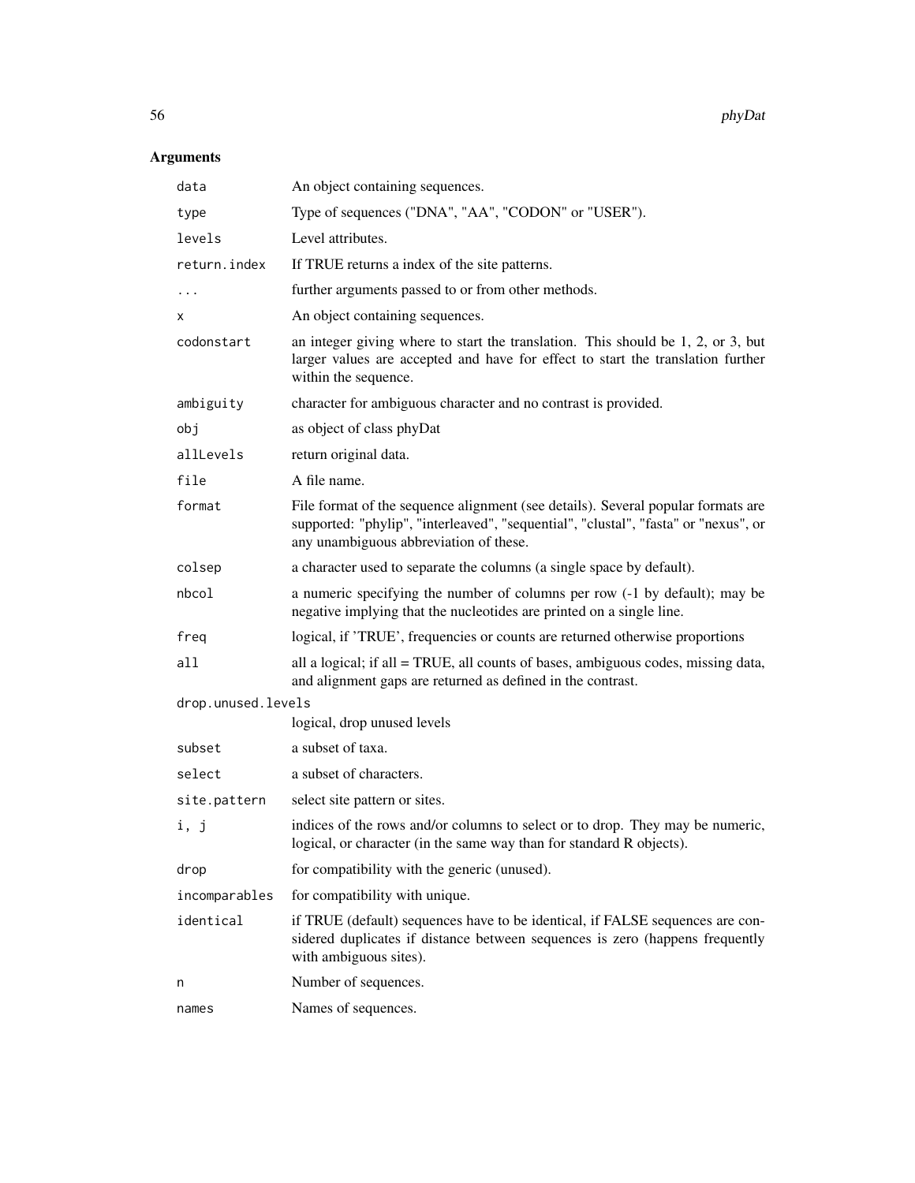## Arguments

| | |
|---|---|
| `data` | An object containing sequences. |
| `type` | Type of sequences ("DNA", "AA", "CODON" or "USER"). |
| `levels` | Level attributes. |
| `return.index` | If TRUE returns a index of the site patterns. |
| `...` | further arguments passed to or from other methods. |
| `x` | An object containing sequences. |
| `codonstart` | an integer giving where to start the translation. This should be 1, 2, or 3, but larger values are accepted and have for effect to start the translation further within the sequence. |
| `ambiguity` | character for ambiguous character and no contrast is provided. |
| `obj` | as object of class phyDat |
| `allLevels` | return original data. |
| `file` | A file name. |
| `format` | File format of the sequence alignment (see details). Several popular formats are supported: "phylip", "interleaved", "sequential", "clustal", "fasta" or "nexus", or any unambiguous abbreviation of these. |
| `colsep` | a character used to separate the columns (a single space by default). |
| `nbcol` | a numeric specifying the number of columns per row (-1 by default); may be negative implying that the nucleotides are printed on a single line. |
| `freq` | logical, if 'TRUE', frequencies or counts are returned otherwise proportions |
| `all` | all a logical; if all = TRUE, all counts of bases, ambiguous codes, missing data, and alignment gaps are returned as defined in the contrast. |
| `drop.unused.levels` | logical, drop unused levels |
| `subset` | a subset of taxa. |
| `select` | a subset of characters. |
| `site.pattern` | select site pattern or sites. |
| `i, j` | indices of the rows and/or columns to select or to drop. They may be numeric, logical, or character (in the same way than for standard R objects). |
| `drop` | for compatibility with the generic (unused). |
| `incomparables` | for compatibility with unique. |
| `identical` | if TRUE (default) sequences have to be identical, if FALSE sequences are considered duplicates if distance between sequences is zero (happens frequently with ambiguous sites). |
| `n` | Number of sequences. |
| `names` | Names of sequences. |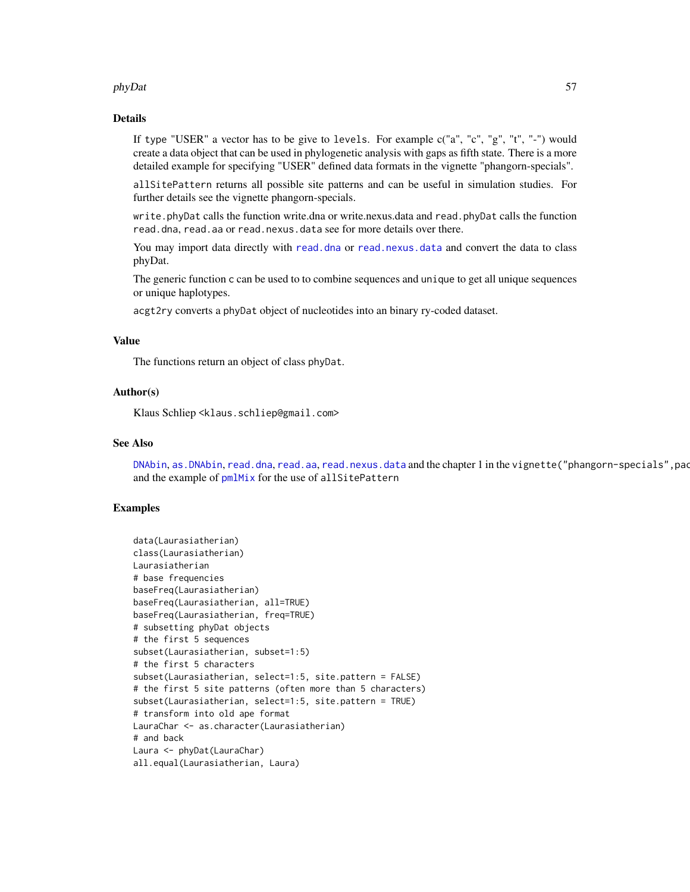## Details

If type "USER" a vector has to be give to levels. For example c("a", "c", "g", "t", "-") would create a data object that can be used in phylogenetic analysis with gaps as fifth state. There is a more detailed example for specifying "USER" defined data formats in the vignette "phangorn-specials".

allSitePattern returns all possible site patterns and can be useful in simulation studies. For further details see the vignette phangorn-specials.

write.phyDat calls the function write.dna or write.nexus.data and read.phyDat calls the function read.dna, read.aa or read.nexus.data see for more details over there.

You may import data directly with read.dna or read.nexus.data and convert the data to class phyDat.

The generic function c can be used to to combine sequences and unique to get all unique sequences or unique haplotypes.

acgt2ry converts a phyDat object of nucleotides into an binary ry-coded dataset.

## Value

The functions return an object of class phyDat.

## Author(s)

Klaus Schliep <klaus.schliep@gmail.com>

## See Also

DNAbin, as.DNAbin, read.dna, read.aa, read.nexus.data and the chapter 1 in the vignette("phangorn-specials",pac and the example of pmlMix for the use of allSitePattern

## Examples

```
data(Laurasiatherian)
class(Laurasiatherian)
Laurasiatherian
# base frequencies
baseFreq(Laurasiatherian)
baseFreq(Laurasiatherian, all=TRUE)
baseFreq(Laurasiatherian, freq=TRUE)
# subsetting phyDat objects
# the first 5 sequences
subset(Laurasiatherian, subset=1:5)
# the first 5 characters
subset(Laurasiatherian, select=1:5, site.pattern = FALSE)
# the first 5 site patterns (often more than 5 characters)
subset(Laurasiatherian, select=1:5, site.pattern = TRUE)
# transform into old ape format
LauraChar <- as.character(Laurasiatherian)
# and back
Laura <- phyDat(LauraChar)
all.equal(Laurasiatherian, Laura)
```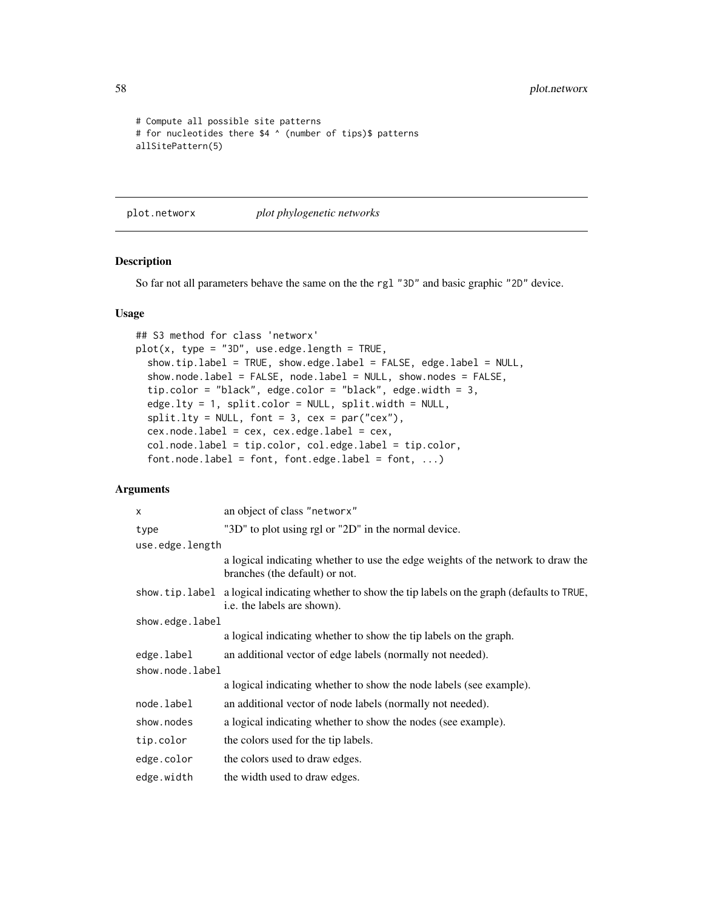```
# Compute all possible site patterns
# for nucleotides there $4 ^ (number of tips)$ patterns
allSitePattern(5)
```

## plot.networx — *plot phylogenetic networks*

### Description

So far not all parameters behave the same on the the `rgl` "3D" and basic graphic "2D" device.

### Usage

```
## S3 method for class 'networx'
plot(x, type = "3D", use.edge.length = TRUE,
  show.tip.label = TRUE, show.edge.label = FALSE, edge.label = NULL,
  show.node.label = FALSE, node.label = NULL, show.nodes = FALSE,
  tip.color = "black", edge.color = "black", edge.width = 3,
  edge.lty = 1, split.color = NULL, split.width = NULL,
  split.lty = NULL, font = 3, cex = par("cex"),
  cex.node.label = cex, cex.edge.label = cex,
  col.node.label = tip.color, col.edge.label = tip.color,
  font.node.label = font, font.edge.label = font, ...)
```

### Arguments

| | |
|---|---|
| `x` | an object of class "networx" |
| `type` | "3D" to plot using rgl or "2D" in the normal device. |
| `use.edge.length` | a logical indicating whether to use the edge weights of the network to draw the branches (the default) or not. |
| `show.tip.label` | a logical indicating whether to show the tip labels on the graph (defaults to `TRUE`, i.e. the labels are shown). |
| `show.edge.label` | a logical indicating whether to show the tip labels on the graph. |
| `edge.label` | an additional vector of edge labels (normally not needed). |
| `show.node.label` | a logical indicating whether to show the node labels (see example). |
| `node.label` | an additional vector of node labels (normally not needed). |
| `show.nodes` | a logical indicating whether to show the nodes (see example). |
| `tip.color` | the colors used for the tip labels. |
| `edge.color` | the colors used to draw edges. |
| `edge.width` | the width used to draw edges. |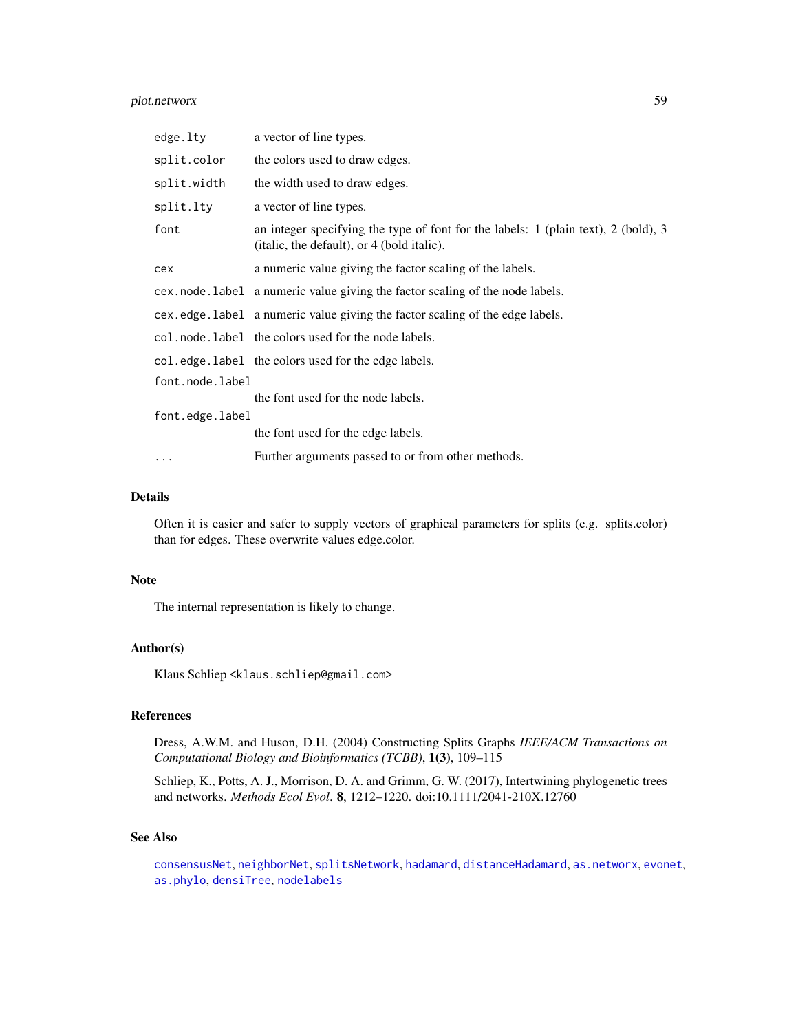| | |
|---|---|
| `edge.lty` | a vector of line types. |
| `split.color` | the colors used to draw edges. |
| `split.width` | the width used to draw edges. |
| `split.lty` | a vector of line types. |
| `font` | an integer specifying the type of font for the labels: 1 (plain text), 2 (bold), 3 (italic, the default), or 4 (bold italic). |
| `cex` | a numeric value giving the factor scaling of the labels. |
| `cex.node.label` | a numeric value giving the factor scaling of the node labels. |
| `cex.edge.label` | a numeric value giving the factor scaling of the edge labels. |
| `col.node.label` | the colors used for the node labels. |
| `col.edge.label` | the colors used for the edge labels. |
| `font.node.label` | the font used for the node labels. |
| `font.edge.label` | the font used for the edge labels. |
| `...` | Further arguments passed to or from other methods. |

## Details

Often it is easier and safer to supply vectors of graphical parameters for splits (e.g. splits.color) than for edges. These overwrite values edge.color.

## Note

The internal representation is likely to change.

## Author(s)

Klaus Schliep <klaus.schliep@gmail.com>

## References

Dress, A.W.M. and Huson, D.H. (2004) Constructing Splits Graphs *IEEE/ACM Transactions on Computational Biology and Bioinformatics (TCBB)*, **1(3)**, 109–115

Schliep, K., Potts, A. J., Morrison, D. A. and Grimm, G. W. (2017), Intertwining phylogenetic trees and networks. *Methods Ecol Evol*. **8**, 1212–1220. doi:10.1111/2041-210X.12760

## See Also

`consensusNet`, `neighborNet`, `splitsNetwork`, `hadamard`, `distanceHadamard`, `as.networx`, `evonet`, `as.phylo`, `densiTree`, `nodelabels`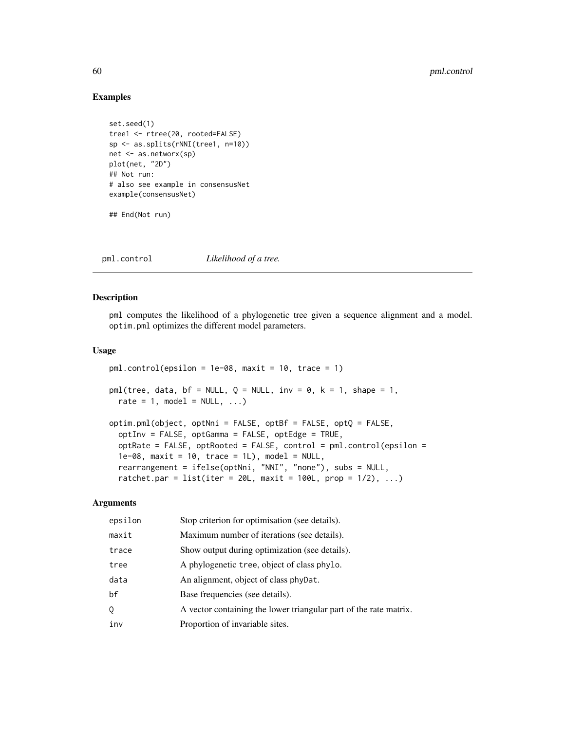## Examples

```
set.seed(1)
tree1 <- rtree(20, rooted=FALSE)
sp <- as.splits(rNNI(tree1, n=10))
net <- as.networx(sp)
plot(net, "2D")
## Not run:
# also see example in consensusNet
example(consensusNet)

## End(Not run)
```

---

pml.control *Likelihood of a tree.*

---

## Description

pml computes the likelihood of a phylogenetic tree given a sequence alignment and a model. optim.pml optimizes the different model parameters.

## Usage

```
pml.control(epsilon = 1e-08, maxit = 10, trace = 1)

pml(tree, data, bf = NULL, Q = NULL, inv = 0, k = 1, shape = 1,
  rate = 1, model = NULL, ...)

optim.pml(object, optNni = FALSE, optBf = FALSE, optQ = FALSE,
  optInv = FALSE, optGamma = FALSE, optEdge = TRUE,
  optRate = FALSE, optRooted = FALSE, control = pml.control(epsilon =
  1e-08, maxit = 10, trace = 1L), model = NULL,
  rearrangement = ifelse(optNni, "NNI", "none"), subs = NULL,
  ratchet.par = list(iter = 20L, maxit = 100L, prop = 1/2), ...)
```

## Arguments

| | |
|---|---|
| epsilon | Stop criterion for optimisation (see details). |
| maxit | Maximum number of iterations (see details). |
| trace | Show output during optimization (see details). |
| tree | A phylogenetic tree, object of class phylo. |
| data | An alignment, object of class phyDat. |
| bf | Base frequencies (see details). |
| Q | A vector containing the lower triangular part of the rate matrix. |
| inv | Proportion of invariable sites. |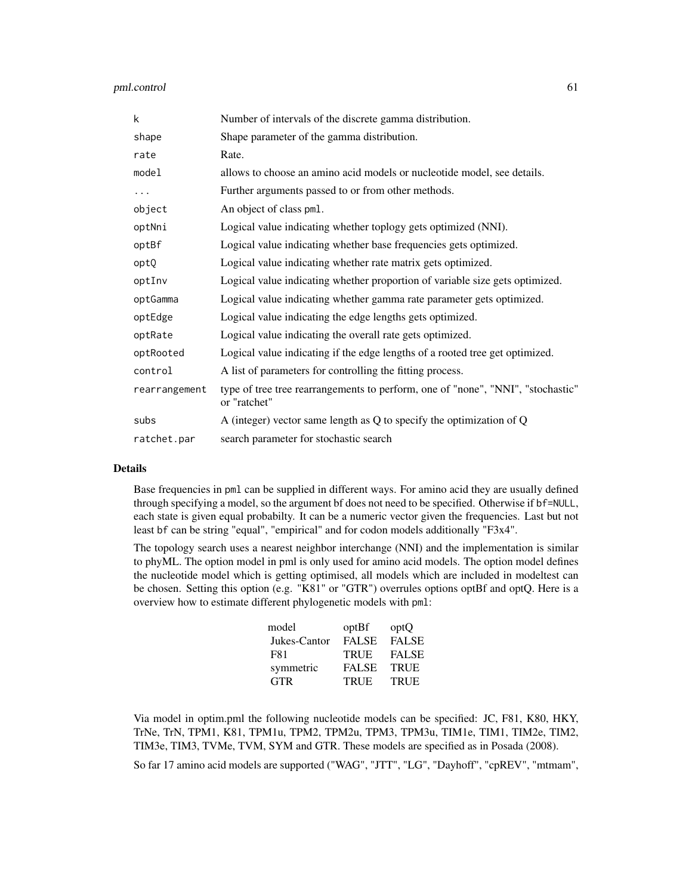| | |
|---|---|
| k | Number of intervals of the discrete gamma distribution. |
| shape | Shape parameter of the gamma distribution. |
| rate | Rate. |
| model | allows to choose an amino acid models or nucleotide model, see details. |
| ... | Further arguments passed to or from other methods. |
| object | An object of class pml. |
| optNni | Logical value indicating whether toplogy gets optimized (NNI). |
| optBf | Logical value indicating whether base frequencies gets optimized. |
| optQ | Logical value indicating whether rate matrix gets optimized. |
| optInv | Logical value indicating whether proportion of variable size gets optimized. |
| optGamma | Logical value indicating whether gamma rate parameter gets optimized. |
| optEdge | Logical value indicating the edge lengths gets optimized. |
| optRate | Logical value indicating the overall rate gets optimized. |
| optRooted | Logical value indicating if the edge lengths of a rooted tree get optimized. |
| control | A list of parameters for controlling the fitting process. |
| rearrangement | type of tree tree rearrangements to perform, one of "none", "NNI", "stochastic" or "ratchet" |
| subs | A (integer) vector same length as Q to specify the optimization of Q |
| ratchet.par | search parameter for stochastic search |

## Details

Base frequencies in pml can be supplied in different ways. For amino acid they are usually defined through specifying a model, so the argument bf does not need to be specified. Otherwise if bf=NULL, each state is given equal probabilty. It can be a numeric vector given the frequencies. Last but not least bf can be string "equal", "empirical" and for codon models additionally "F3x4".

The topology search uses a nearest neighbor interchange (NNI) and the implementation is similar to phyML. The option model in pml is only used for amino acid models. The option model defines the nucleotide model which is getting optimised, all models which are included in modeltest can be chosen. Setting this option (e.g. "K81" or "GTR") overrules options optBf and optQ. Here is a overview how to estimate different phylogenetic models with pml:

| model | optBf | optQ |
|---|---|---|
| Jukes-Cantor | FALSE | FALSE |
| F81 | TRUE | FALSE |
| symmetric | FALSE | TRUE |
| GTR | TRUE | TRUE |

Via model in optim.pml the following nucleotide models can be specified: JC, F81, K80, HKY, TrNe, TrN, TPM1, K81, TPM1u, TPM2, TPM2u, TPM3, TPM3u, TIM1e, TIM1, TIM2e, TIM2, TIM3e, TIM3, TVMe, TVM, SYM and GTR. These models are specified as in Posada (2008).

So far 17 amino acid models are supported ("WAG", "JTT", "LG", "Dayhoff", "cpREV", "mtmam",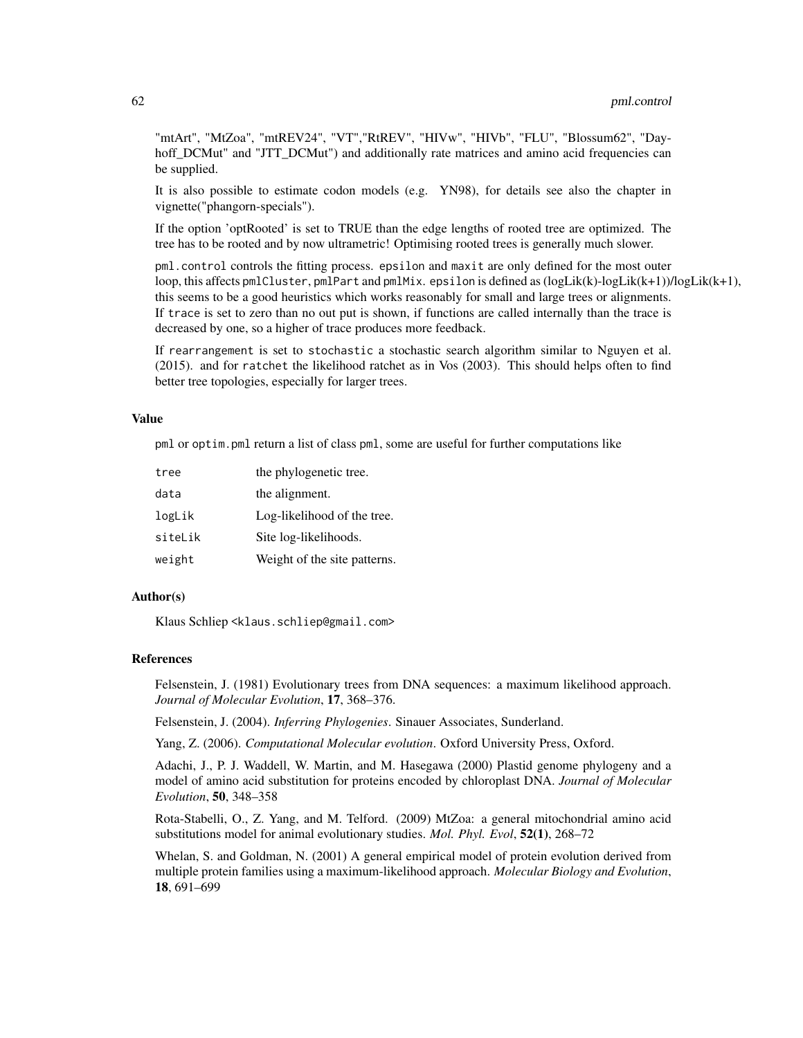"mtArt", "MtZoa", "mtREV24", "VT","RtREV", "HIVw", "HIVb", "FLU", "Blossum62", "Dayhoff_DCMut" and "JTT_DCMut") and additionally rate matrices and amino acid frequencies can be supplied.

It is also possible to estimate codon models (e.g. YN98), for details see also the chapter in vignette("phangorn-specials").

If the option 'optRooted' is set to TRUE than the edge lengths of rooted tree are optimized. The tree has to be rooted and by now ultrametric! Optimising rooted trees is generally much slower.

`pml.control` controls the fitting process. `epsilon` and `maxit` are only defined for the most outer loop, this affects `pmlCluster`, `pmlPart` and `pmlMix`. `epsilon` is defined as (logLik(k)-logLik(k+1))/logLik(k+1), this seems to be a good heuristics which works reasonably for small and large trees or alignments. If `trace` is set to zero than no out put is shown, if functions are called internally than the trace is decreased by one, so a higher of trace produces more feedback.

If `rearrangement` is set to `stochastic` a stochastic search algorithm similar to Nguyen et al. (2015). and for `ratchet` the likelihood ratchet as in Vos (2003). This should helps often to find better tree topologies, especially for larger trees.

## Value

`pml` or `optim.pml` return a list of class `pml`, some are useful for further computations like

| | |
|---|---|
| `tree` | the phylogenetic tree. |
| `data` | the alignment. |
| `logLik` | Log-likelihood of the tree. |
| `siteLik` | Site log-likelihoods. |
| `weight` | Weight of the site patterns. |

## Author(s)

Klaus Schliep <klaus.schliep@gmail.com>

## References

Felsenstein, J. (1981) Evolutionary trees from DNA sequences: a maximum likelihood approach. *Journal of Molecular Evolution*, **17**, 368–376.

Felsenstein, J. (2004). *Inferring Phylogenies*. Sinauer Associates, Sunderland.

Yang, Z. (2006). *Computational Molecular evolution*. Oxford University Press, Oxford.

Adachi, J., P. J. Waddell, W. Martin, and M. Hasegawa (2000) Plastid genome phylogeny and a model of amino acid substitution for proteins encoded by chloroplast DNA. *Journal of Molecular Evolution*, **50**, 348–358

Rota-Stabelli, O., Z. Yang, and M. Telford. (2009) MtZoa: a general mitochondrial amino acid substitutions model for animal evolutionary studies. *Mol. Phyl. Evol*, **52(1)**, 268–72

Whelan, S. and Goldman, N. (2001) A general empirical model of protein evolution derived from multiple protein families using a maximum-likelihood approach. *Molecular Biology and Evolution*, **18**, 691–699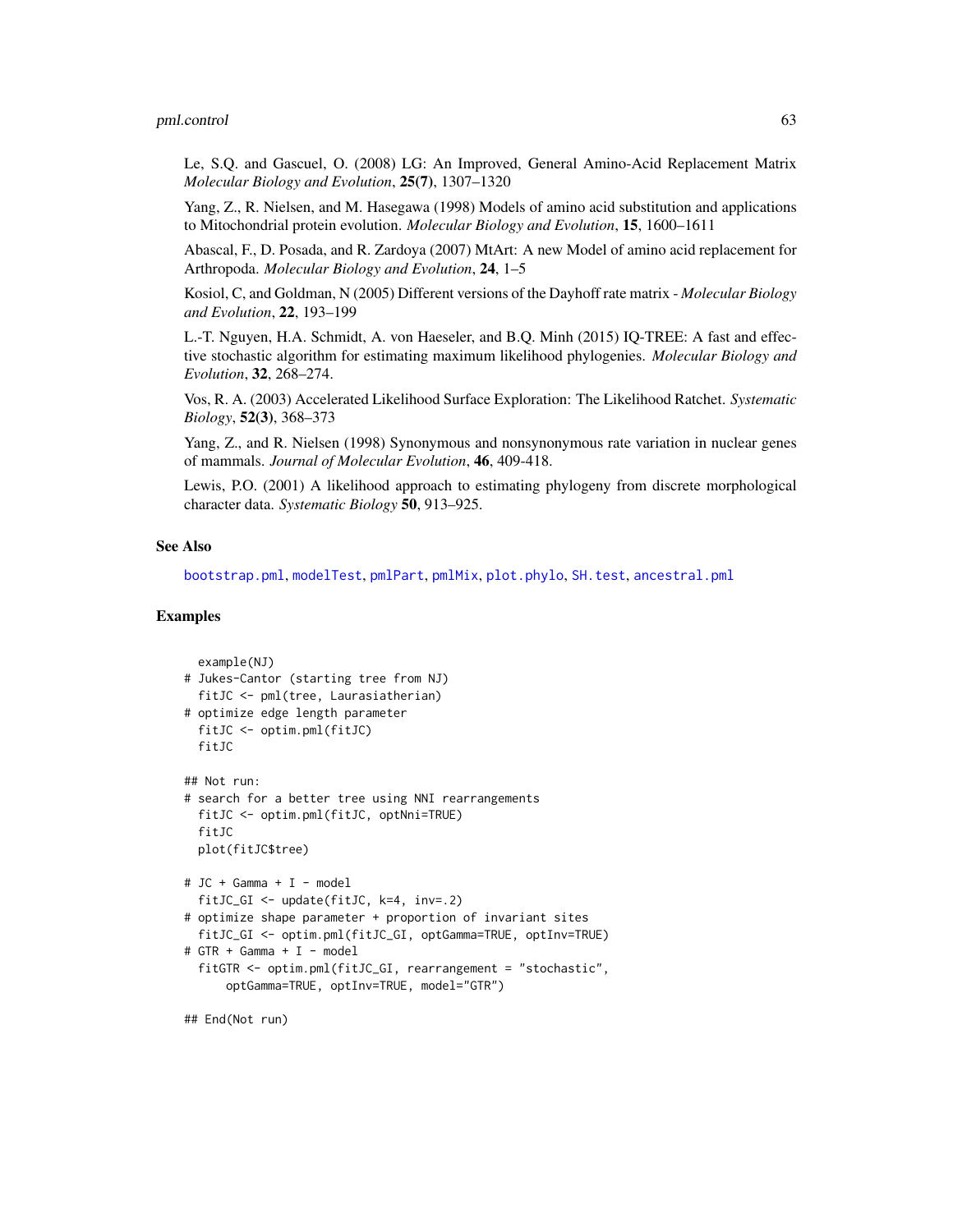Le, S.Q. and Gascuel, O. (2008) LG: An Improved, General Amino-Acid Replacement Matrix *Molecular Biology and Evolution*, **25(7)**, 1307–1320

Yang, Z., R. Nielsen, and M. Hasegawa (1998) Models of amino acid substitution and applications to Mitochondrial protein evolution. *Molecular Biology and Evolution*, **15**, 1600–1611

Abascal, F., D. Posada, and R. Zardoya (2007) MtArt: A new Model of amino acid replacement for Arthropoda. *Molecular Biology and Evolution*, **24**, 1–5

Kosiol, C, and Goldman, N (2005) Different versions of the Dayhoff rate matrix - *Molecular Biology and Evolution*, **22**, 193–199

L.-T. Nguyen, H.A. Schmidt, A. von Haeseler, and B.Q. Minh (2015) IQ-TREE: A fast and effective stochastic algorithm for estimating maximum likelihood phylogenies. *Molecular Biology and Evolution*, **32**, 268–274.

Vos, R. A. (2003) Accelerated Likelihood Surface Exploration: The Likelihood Ratchet. *Systematic Biology*, **52(3)**, 368–373

Yang, Z., and R. Nielsen (1998) Synonymous and nonsynonymous rate variation in nuclear genes of mammals. *Journal of Molecular Evolution*, **46**, 409-418.

Lewis, P.O. (2001) A likelihood approach to estimating phylogeny from discrete morphological character data. *Systematic Biology* **50**, 913–925.

## See Also

bootstrap.pml, modelTest, pmlPart, pmlMix, plot.phylo, SH.test, ancestral.pml

## Examples

```
  example(NJ)
# Jukes-Cantor (starting tree from NJ)
  fitJC <- pml(tree, Laurasiatherian)
# optimize edge length parameter
  fitJC <- optim.pml(fitJC)
  fitJC

## Not run:
# search for a better tree using NNI rearrangements
  fitJC <- optim.pml(fitJC, optNni=TRUE)
  fitJC
  plot(fitJC$tree)

# JC + Gamma + I - model
  fitJC_GI <- update(fitJC, k=4, inv=.2)
# optimize shape parameter + proportion of invariant sites
  fitJC_GI <- optim.pml(fitJC_GI, optGamma=TRUE, optInv=TRUE)
# GTR + Gamma + I - model
  fitGTR <- optim.pml(fitJC_GI, rearrangement = "stochastic",
      optGamma=TRUE, optInv=TRUE, model="GTR")

## End(Not run)
```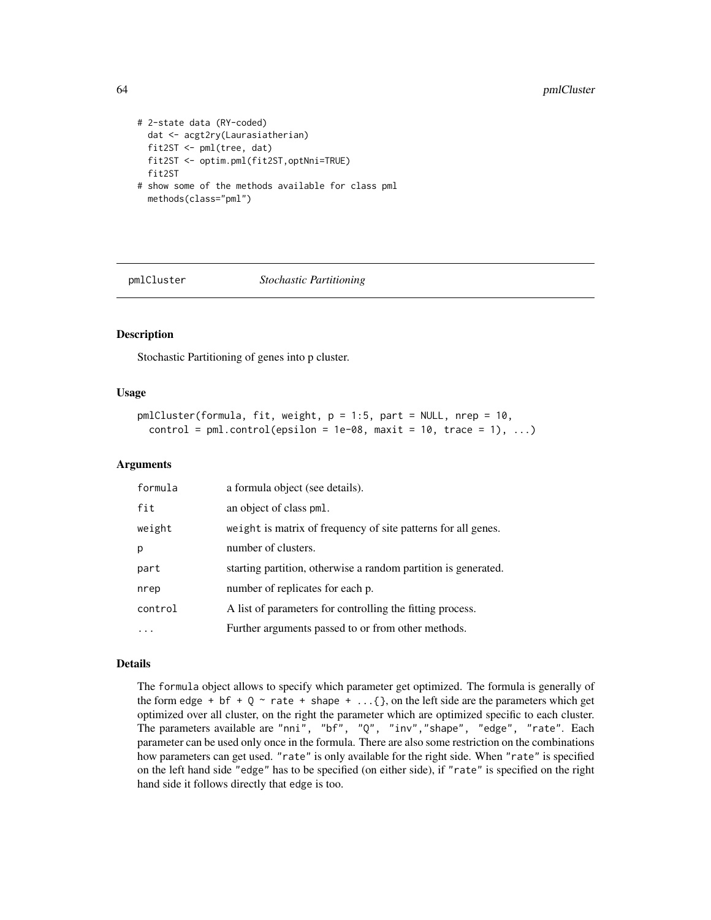```
# 2-state data (RY-coded)
  dat <- acgt2ry(Laurasiatherian)
  fit2ST <- pml(tree, dat)
  fit2ST <- optim.pml(fit2ST,optNni=TRUE)
  fit2ST
# show some of the methods available for class pml
  methods(class="pml")
```

## pmlCluster *Stochastic Partitioning*

### Description

Stochastic Partitioning of genes into p cluster.

### Usage

```
pmlCluster(formula, fit, weight, p = 1:5, part = NULL, nrep = 10,
  control = pml.control(epsilon = 1e-08, maxit = 10, trace = 1), ...)
```

### Arguments

| | |
|---|---|
| formula | a formula object (see details). |
| fit | an object of class pml. |
| weight | weight is matrix of frequency of site patterns for all genes. |
| p | number of clusters. |
| part | starting partition, otherwise a random partition is generated. |
| nrep | number of replicates for each p. |
| control | A list of parameters for controlling the fitting process. |
| ... | Further arguments passed to or from other methods. |

### Details

The formula object allows to specify which parameter get optimized. The formula is generally of the form edge + bf + Q ~ rate + shape + ...{}, on the left side are the parameters which get optimized over all cluster, on the right the parameter which are optimized specific to each cluster. The parameters available are "nni", "bf", "Q", "inv","shape", "edge", "rate". Each parameter can be used only once in the formula. There are also some restriction on the combinations how parameters can get used. "rate" is only available for the right side. When "rate" is specified on the left hand side "edge" has to be specified (on either side), if "rate" is specified on the right hand side it follows directly that edge is too.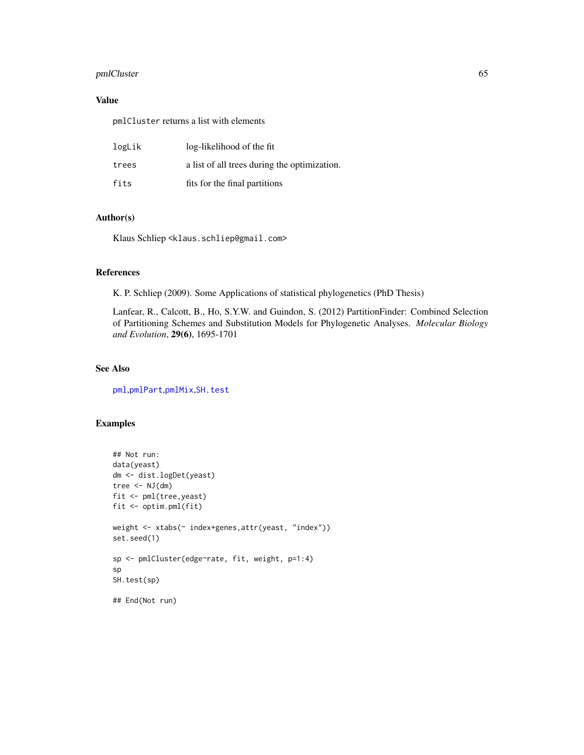## Value

pmlCluster returns a list with elements

| | |
|---|---|
| logLik | log-likelihood of the fit |
| trees | a list of all trees during the optimization. |
| fits | fits for the final partitions |

## Author(s)

Klaus Schliep <klaus.schliep@gmail.com>

## References

K. P. Schliep (2009). Some Applications of statistical phylogenetics (PhD Thesis)

Lanfear, R., Calcott, B., Ho, S.Y.W. and Guindon, S. (2012) PartitionFinder: Combined Selection of Partitioning Schemes and Substitution Models for Phylogenetic Analyses. *Molecular Biology and Evolution*, **29(6)**, 1695-1701

## See Also

pml,pmlPart,pmlMix,SH.test

## Examples

```
## Not run:
data(yeast)
dm <- dist.logDet(yeast)
tree <- NJ(dm)
fit <- pml(tree,yeast)
fit <- optim.pml(fit)

weight <- xtabs(~ index+genes,attr(yeast, "index"))
set.seed(1)

sp <- pmlCluster(edge~rate, fit, weight, p=1:4)
sp
SH.test(sp)

## End(Not run)
```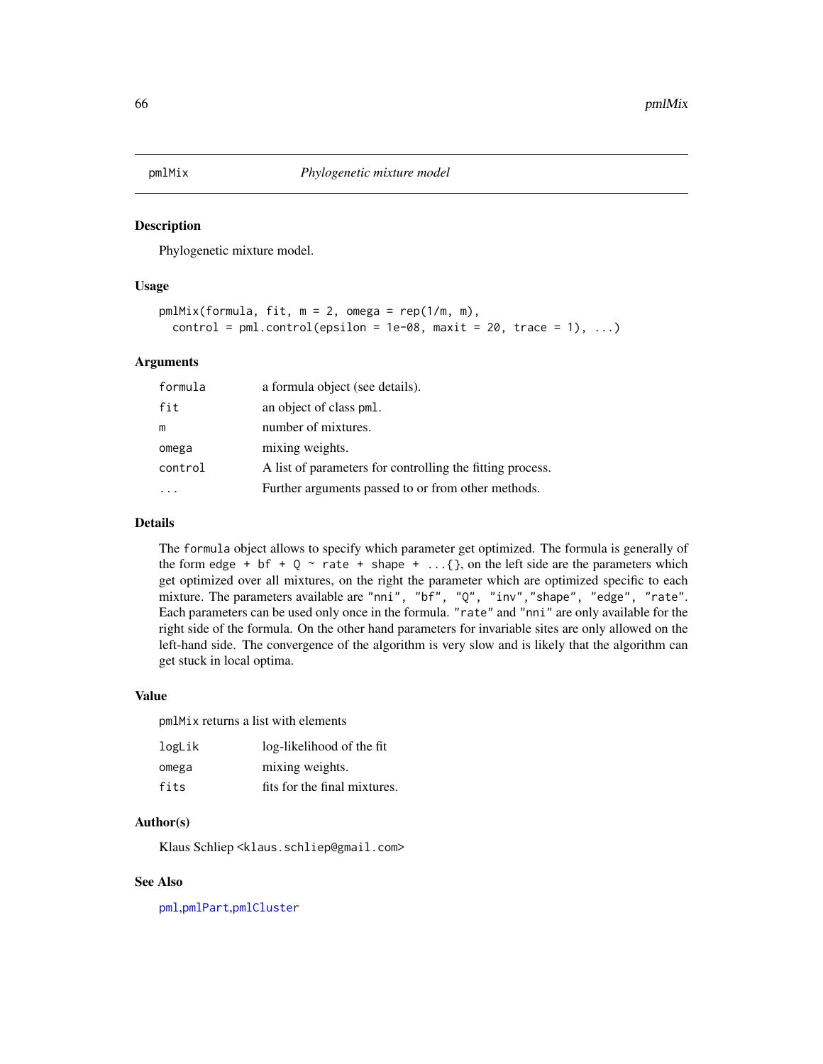## pmlMix — *Phylogenetic mixture model*

### Description

Phylogenetic mixture model.

### Usage

```
pmlMix(formula, fit, m = 2, omega = rep(1/m, m),
  control = pml.control(epsilon = 1e-08, maxit = 20, trace = 1), ...)
```

### Arguments

| | |
|---|---|
| `formula` | a formula object (see details). |
| `fit` | an object of class `pml`. |
| `m` | number of mixtures. |
| `omega` | mixing weights. |
| `control` | A list of parameters for controlling the fitting process. |
| `...` | Further arguments passed to or from other methods. |

### Details

The `formula` object allows to specify which parameter get optimized. The formula is generally of the form `edge + bf + Q ~ rate + shape + ...{}`, on the left side are the parameters which get optimized over all mixtures, on the right the parameter which are optimized specific to each mixture. The parameters available are `"nni", "bf", "Q", "inv","shape", "edge", "rate"`. Each parameters can be used only once in the formula. `"rate"` and `"nni"` are only available for the right side of the formula. On the other hand parameters for invariable sites are only allowed on the left-hand side. The convergence of the algorithm is very slow and is likely that the algorithm can get stuck in local optima.

### Value

`pmlMix` returns a list with elements

| | |
|---|---|
| `logLik` | log-likelihood of the fit |
| `omega` | mixing weights. |
| `fits` | fits for the final mixtures. |

### Author(s)

Klaus Schliep <`klaus.schliep@gmail.com`>

### See Also

`pml`,`pmlPart`,`pmlCluster`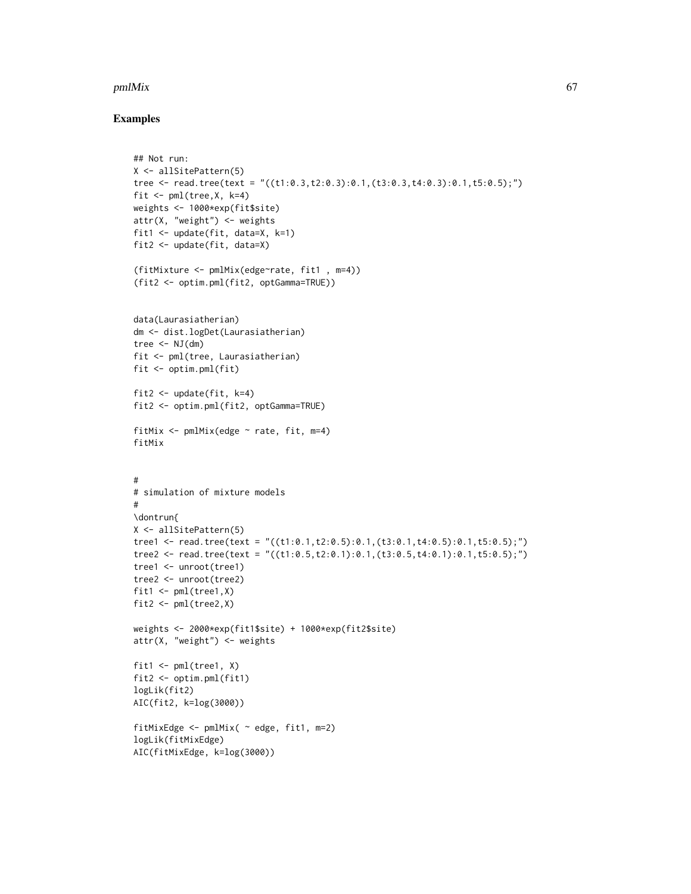## Examples

```
## Not run:
X <- allSitePattern(5)
tree <- read.tree(text = "((t1:0.3,t2:0.3):0.1,(t3:0.3,t4:0.3):0.1,t5:0.5);")
fit <- pml(tree,X, k=4)
weights <- 1000*exp(fit$site)
attr(X, "weight") <- weights
fit1 <- update(fit, data=X, k=1)
fit2 <- update(fit, data=X)

(fitMixture <- pmlMix(edge~rate, fit1 , m=4))
(fit2 <- optim.pml(fit2, optGamma=TRUE))


data(Laurasiatherian)
dm <- dist.logDet(Laurasiatherian)
tree <- NJ(dm)
fit <- pml(tree, Laurasiatherian)
fit <- optim.pml(fit)

fit2 <- update(fit, k=4)
fit2 <- optim.pml(fit2, optGamma=TRUE)

fitMix <- pmlMix(edge ~ rate, fit, m=4)
fitMix


#
# simulation of mixture models
#
\dontrun{
X <- allSitePattern(5)
tree1 <- read.tree(text = "((t1:0.1,t2:0.5):0.1,(t3:0.1,t4:0.5):0.1,t5:0.5);")
tree2 <- read.tree(text = "((t1:0.5,t2:0.1):0.1,(t3:0.5,t4:0.1):0.1,t5:0.5);")
tree1 <- unroot(tree1)
tree2 <- unroot(tree2)
fit1 <- pml(tree1,X)
fit2 <- pml(tree2,X)

weights <- 2000*exp(fit1$site) + 1000*exp(fit2$site)
attr(X, "weight") <- weights

fit1 <- pml(tree1, X)
fit2 <- optim.pml(fit1)
logLik(fit2)
AIC(fit2, k=log(3000))

fitMixEdge <- pmlMix( ~ edge, fit1, m=2)
logLik(fitMixEdge)
AIC(fitMixEdge, k=log(3000))
```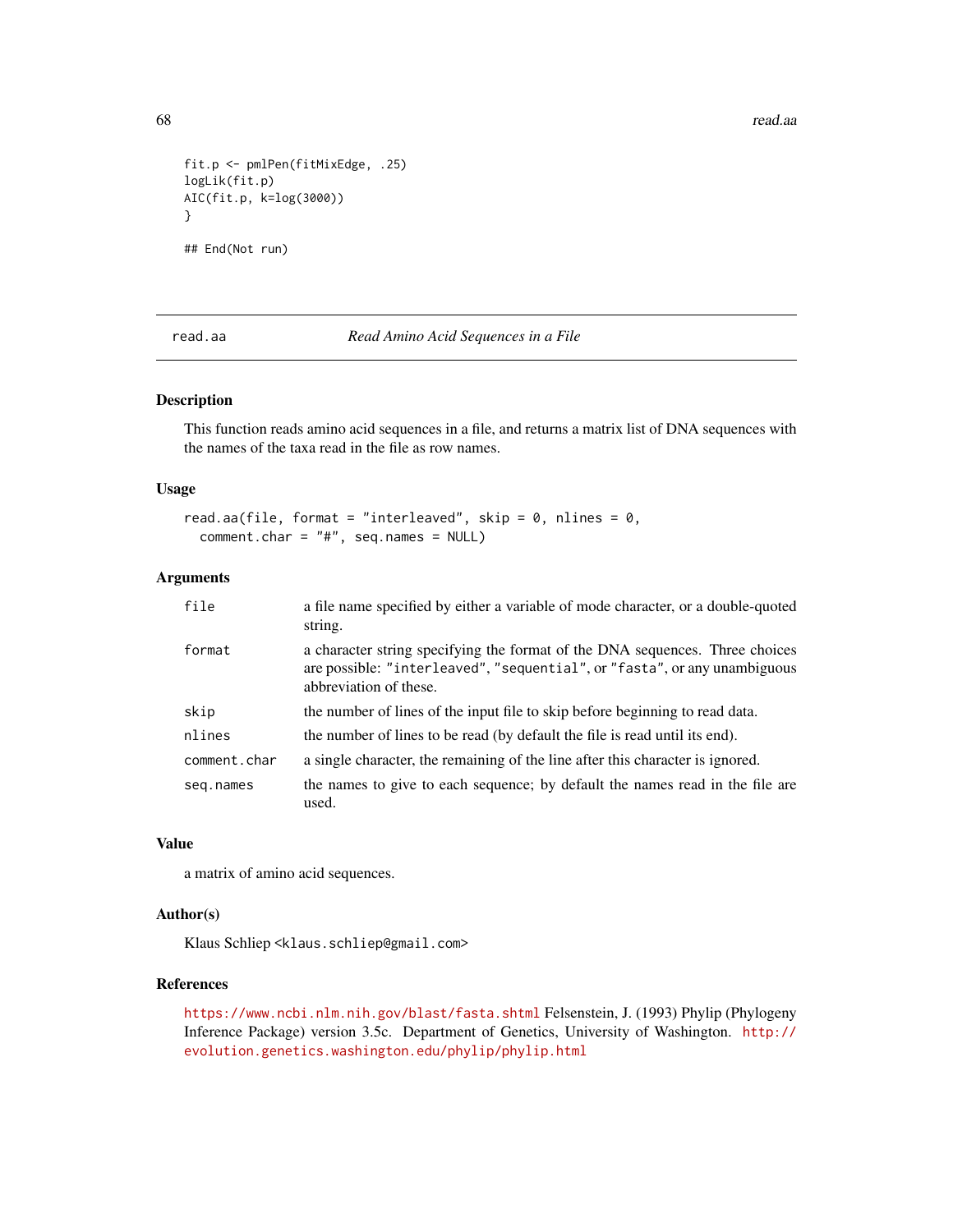```
fit.p <- pmlPen(fitMixEdge, .25)
logLik(fit.p)
AIC(fit.p, k=log(3000))
}

## End(Not run)
```

---

## read.aa — *Read Amino Acid Sequences in a File*

### Description

This function reads amino acid sequences in a file, and returns a matrix list of DNA sequences with the names of the taxa read in the file as row names.

### Usage

```
read.aa(file, format = "interleaved", skip = 0, nlines = 0,
  comment.char = "#", seq.names = NULL)
```

### Arguments

| | |
|---|---|
| `file` | a file name specified by either a variable of mode character, or a double-quoted string. |
| `format` | a character string specifying the format of the DNA sequences. Three choices are possible: `"interleaved"`, `"sequential"`, or `"fasta"`, or any unambiguous abbreviation of these. |
| `skip` | the number of lines of the input file to skip before beginning to read data. |
| `nlines` | the number of lines to be read (by default the file is read until its end). |
| `comment.char` | a single character, the remaining of the line after this character is ignored. |
| `seq.names` | the names to give to each sequence; by default the names read in the file are used. |

### Value

a matrix of amino acid sequences.

### Author(s)

Klaus Schliep <klaus.schliep@gmail.com>

### References

https://www.ncbi.nlm.nih.gov/blast/fasta.shtml Felsenstein, J. (1993) Phylip (Phylogeny Inference Package) version 3.5c. Department of Genetics, University of Washington. http://evolution.genetics.washington.edu/phylip/phylip.html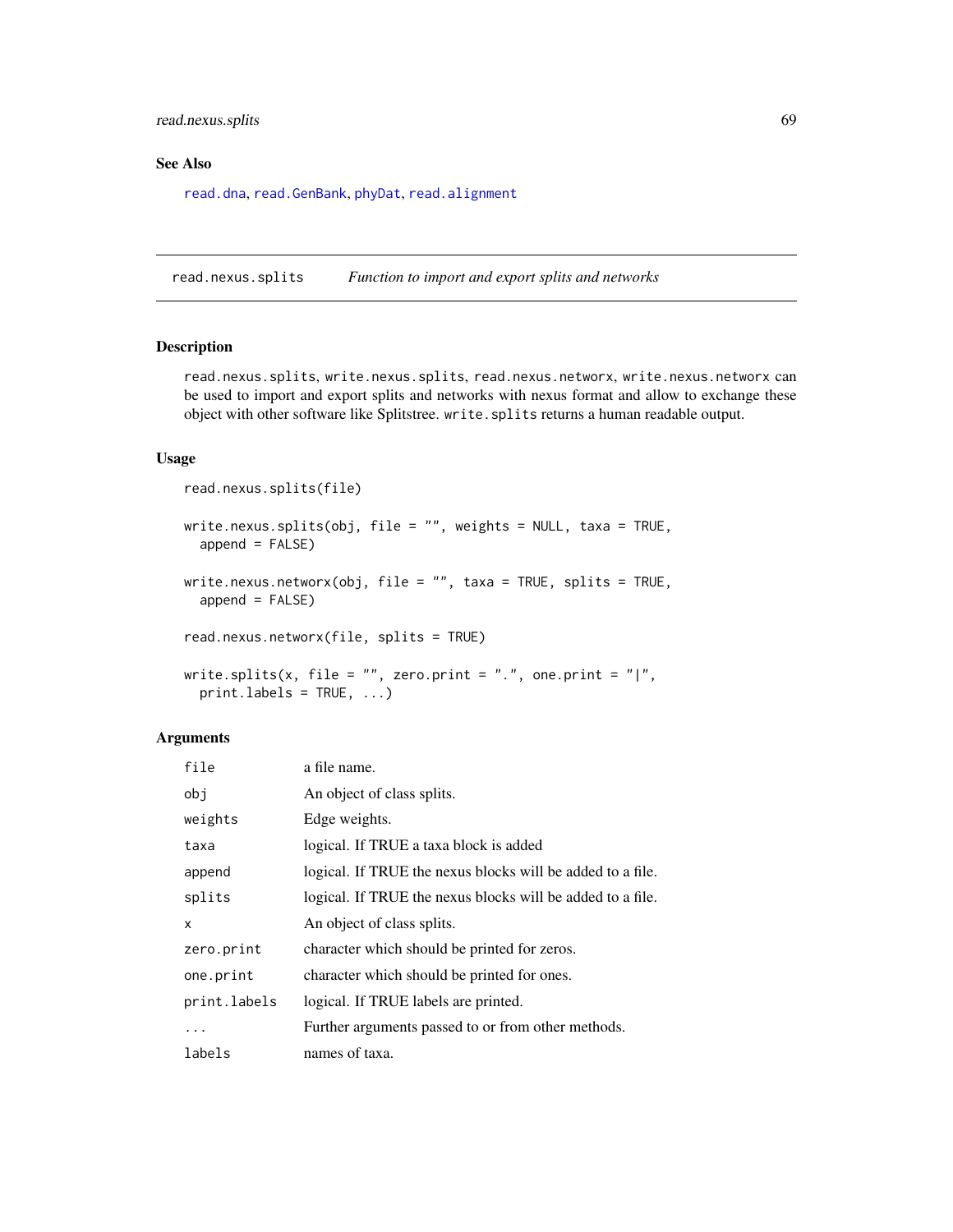## See Also

read.dna, read.GenBank, phyDat, read.alignment

---

read.nexus.splits    *Function to import and export splits and networks*

---

## Description

read.nexus.splits, write.nexus.splits, read.nexus.networx, write.nexus.networx can be used to import and export splits and networks with nexus format and allow to exchange these object with other software like Splitstree. write.splits returns a human readable output.

## Usage

```
read.nexus.splits(file)

write.nexus.splits(obj, file = "", weights = NULL, taxa = TRUE,
  append = FALSE)

write.nexus.networx(obj, file = "", taxa = TRUE, splits = TRUE,
  append = FALSE)

read.nexus.networx(file, splits = TRUE)

write.splits(x, file = "", zero.print = ".", one.print = "|",
  print.labels = TRUE, ...)
```

## Arguments

| | |
|---|---|
| file | a file name. |
| obj | An object of class splits. |
| weights | Edge weights. |
| taxa | logical. If TRUE a taxa block is added |
| append | logical. If TRUE the nexus blocks will be added to a file. |
| splits | logical. If TRUE the nexus blocks will be added to a file. |
| x | An object of class splits. |
| zero.print | character which should be printed for zeros. |
| one.print | character which should be printed for ones. |
| print.labels | logical. If TRUE labels are printed. |
| ... | Further arguments passed to or from other methods. |
| labels | names of taxa. |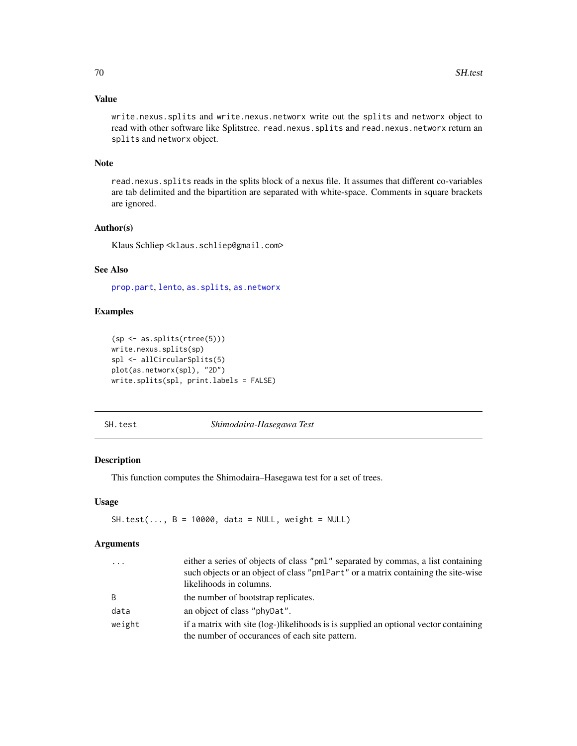## Value

write.nexus.splits and write.nexus.networx write out the splits and networx object to read with other software like Splitstree. read.nexus.splits and read.nexus.networx return an splits and networx object.

## Note

read.nexus.splits reads in the splits block of a nexus file. It assumes that different co-variables are tab delimited and the bipartition are separated with white-space. Comments in square brackets are ignored.

## Author(s)

Klaus Schliep <klaus.schliep@gmail.com>

## See Also

prop.part, lento, as.splits, as.networx

## Examples

```
(sp <- as.splits(rtree(5)))
write.nexus.splits(sp)
spl <- allCircularSplits(5)
plot(as.networx(spl), "2D")
write.splits(spl, print.labels = FALSE)
```

---

# SH.test — *Shimodaira-Hasegawa Test*

## Description

This function computes the Shimodaira–Hasegawa test for a set of trees.

## Usage

```
SH.test(..., B = 10000, data = NULL, weight = NULL)
```

## Arguments

| | |
|---|---|
| ... | either a series of objects of class "pml" separated by commas, a list containing such objects or an object of class "pmlPart" or a matrix containing the site-wise likelihoods in columns. |
| B | the number of bootstrap replicates. |
| data | an object of class "phyDat". |
| weight | if a matrix with site (log-)likelihoods is is supplied an optional vector containing the number of occurances of each site pattern. |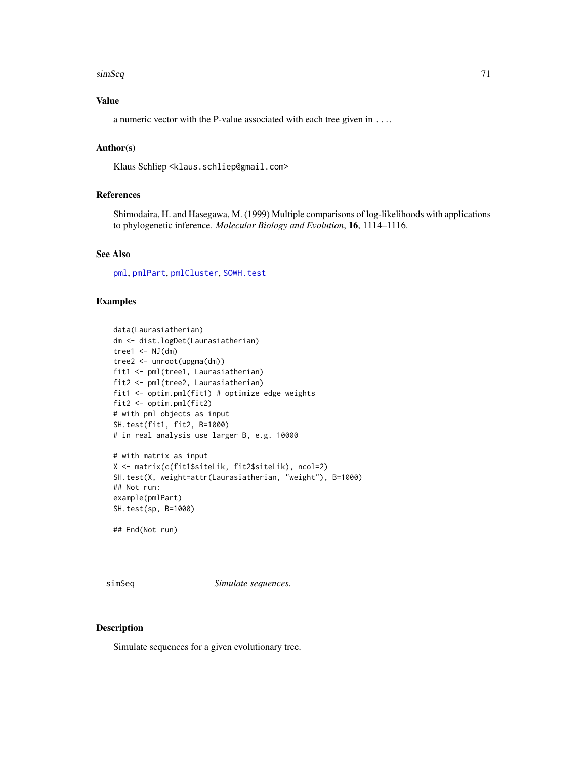## Value

a numeric vector with the P-value associated with each tree given in ....

## Author(s)

Klaus Schliep <klaus.schliep@gmail.com>

## References

Shimodaira, H. and Hasegawa, M. (1999) Multiple comparisons of log-likelihoods with applications to phylogenetic inference. *Molecular Biology and Evolution*, **16**, 1114–1116.

## See Also

pml, pmlPart, pmlCluster, SOWH.test

## Examples

```
data(Laurasiatherian)
dm <- dist.logDet(Laurasiatherian)
tree1 <- NJ(dm)
tree2 <- unroot(upgma(dm))
fit1 <- pml(tree1, Laurasiatherian)
fit2 <- pml(tree2, Laurasiatherian)
fit1 <- optim.pml(fit1) # optimize edge weights
fit2 <- optim.pml(fit2)
# with pml objects as input
SH.test(fit1, fit2, B=1000)
# in real analysis use larger B, e.g. 10000

# with matrix as input
X <- matrix(c(fit1$siteLik, fit2$siteLik), ncol=2)
SH.test(X, weight=attr(Laurasiatherian, "weight"), B=1000)
## Not run:
example(pmlPart)
SH.test(sp, B=1000)

## End(Not run)
```

---

# simSeq — *Simulate sequences.*

## Description

Simulate sequences for a given evolutionary tree.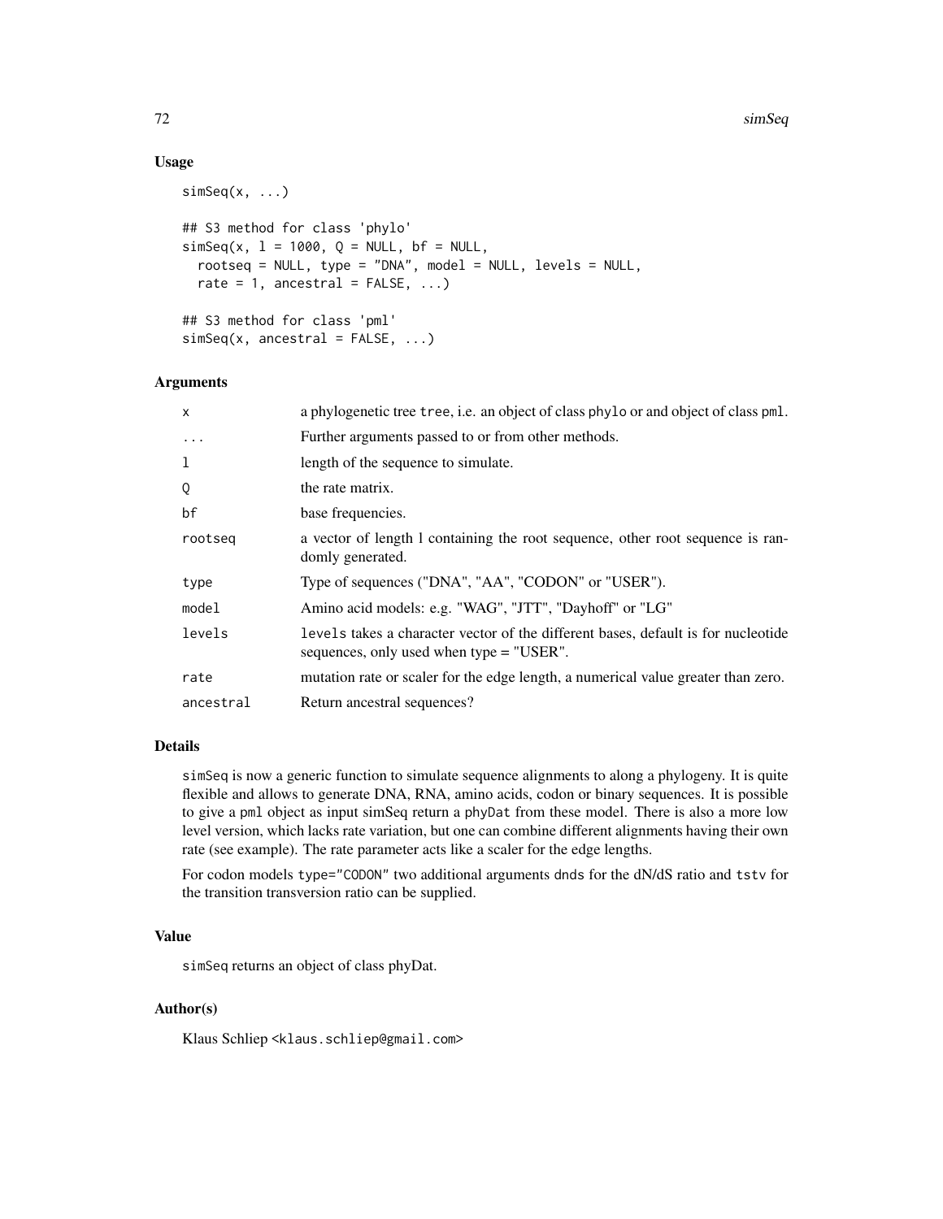## Usage

```
simSeq(x, ...)

## S3 method for class 'phylo'
simSeq(x, l = 1000, Q = NULL, bf = NULL,
  rootseq = NULL, type = "DNA", model = NULL, levels = NULL,
  rate = 1, ancestral = FALSE, ...)

## S3 method for class 'pml'
simSeq(x, ancestral = FALSE, ...)
```

## Arguments

| | |
|---|---|
| `x` | a phylogenetic tree `tree`, i.e. an object of class `phylo` or and object of class `pml`. |
| `...` | Further arguments passed to or from other methods. |
| `l` | length of the sequence to simulate. |
| `Q` | the rate matrix. |
| `bf` | base frequencies. |
| `rootseq` | a vector of length l containing the root sequence, other root sequence is randomly generated. |
| `type` | Type of sequences ("DNA", "AA", "CODON" or "USER"). |
| `model` | Amino acid models: e.g. "WAG", "JTT", "Dayhoff" or "LG" |
| `levels` | `levels` takes a character vector of the different bases, default is for nucleotide sequences, only used when type = "USER". |
| `rate` | mutation rate or scaler for the edge length, a numerical value greater than zero. |
| `ancestral` | Return ancestral sequences? |

## Details

`simSeq` is now a generic function to simulate sequence alignments to along a phylogeny. It is quite flexible and allows to generate DNA, RNA, amino acids, codon or binary sequences. It is possible to give a `pml` object as input simSeq return a `phyDat` from these model. There is also a more low level version, which lacks rate variation, but one can combine different alignments having their own rate (see example). The rate parameter acts like a scaler for the edge lengths.

For codon models `type="CODON"` two additional arguments `dnds` for the dN/dS ratio and `tstv` for the transition transversion ratio can be supplied.

## Value

`simSeq` returns an object of class phyDat.

## Author(s)

Klaus Schliep <klaus.schliep@gmail.com>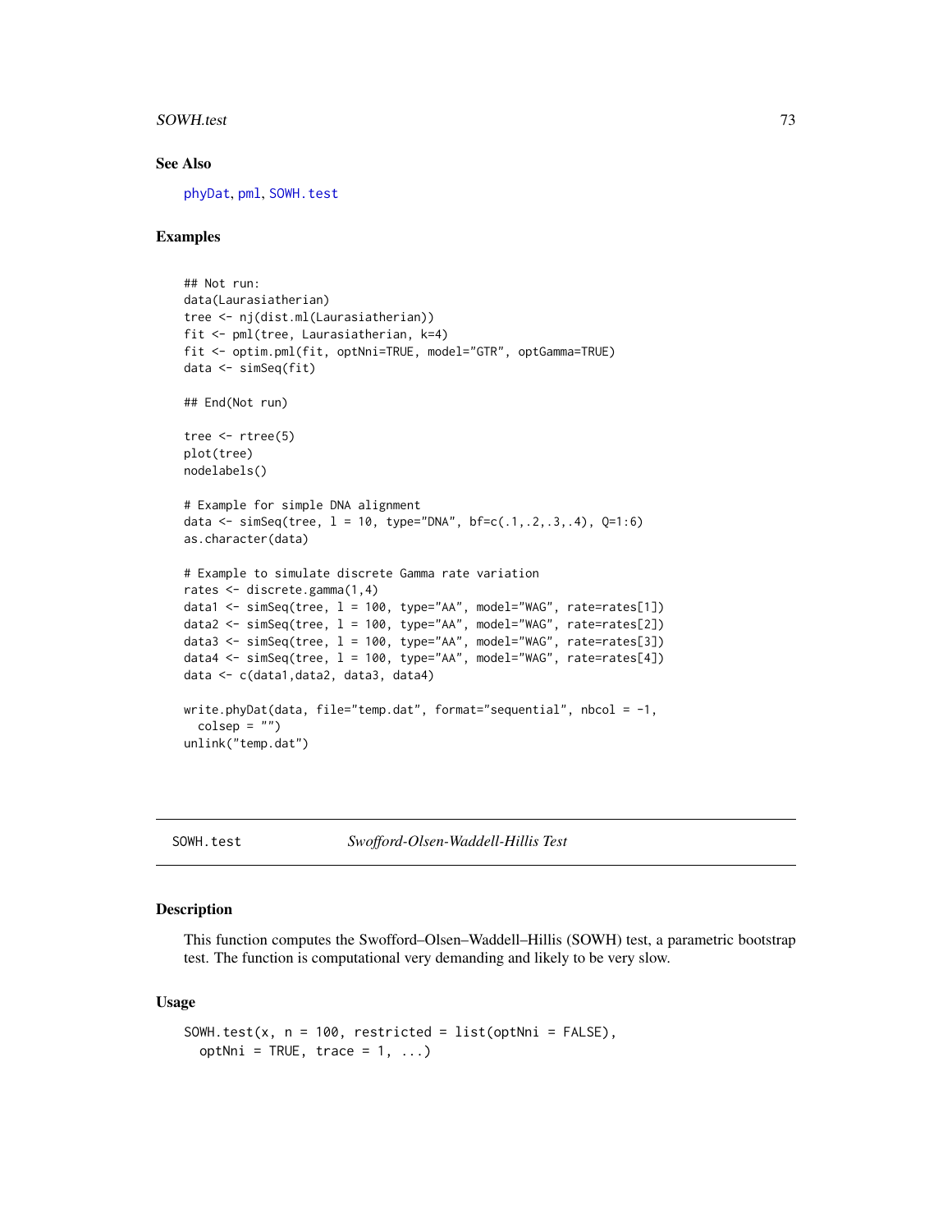## See Also

phyDat, pml, SOWH.test

## Examples

```
## Not run:
data(Laurasiatherian)
tree <- nj(dist.ml(Laurasiatherian))
fit <- pml(tree, Laurasiatherian, k=4)
fit <- optim.pml(fit, optNni=TRUE, model="GTR", optGamma=TRUE)
data <- simSeq(fit)

## End(Not run)

tree <- rtree(5)
plot(tree)
nodelabels()

# Example for simple DNA alignment
data <- simSeq(tree, l = 10, type="DNA", bf=c(.1,.2,.3,.4), Q=1:6)
as.character(data)

# Example to simulate discrete Gamma rate variation
rates <- discrete.gamma(1,4)
data1 <- simSeq(tree, l = 100, type="AA", model="WAG", rate=rates[1])
data2 <- simSeq(tree, l = 100, type="AA", model="WAG", rate=rates[2])
data3 <- simSeq(tree, l = 100, type="AA", model="WAG", rate=rates[3])
data4 <- simSeq(tree, l = 100, type="AA", model="WAG", rate=rates[4])
data <- c(data1,data2, data3, data4)

write.phyDat(data, file="temp.dat", format="sequential", nbcol = -1,
  colsep = "")
unlink("temp.dat")
```

---

# SOWH.test *Swofford-Olsen-Waddell-Hillis Test*

## Description

This function computes the Swofford–Olsen–Waddell–Hillis (SOWH) test, a parametric bootstrap test. The function is computational very demanding and likely to be very slow.

## Usage

```
SOWH.test(x, n = 100, restricted = list(optNni = FALSE),
  optNni = TRUE, trace = 1, ...)
```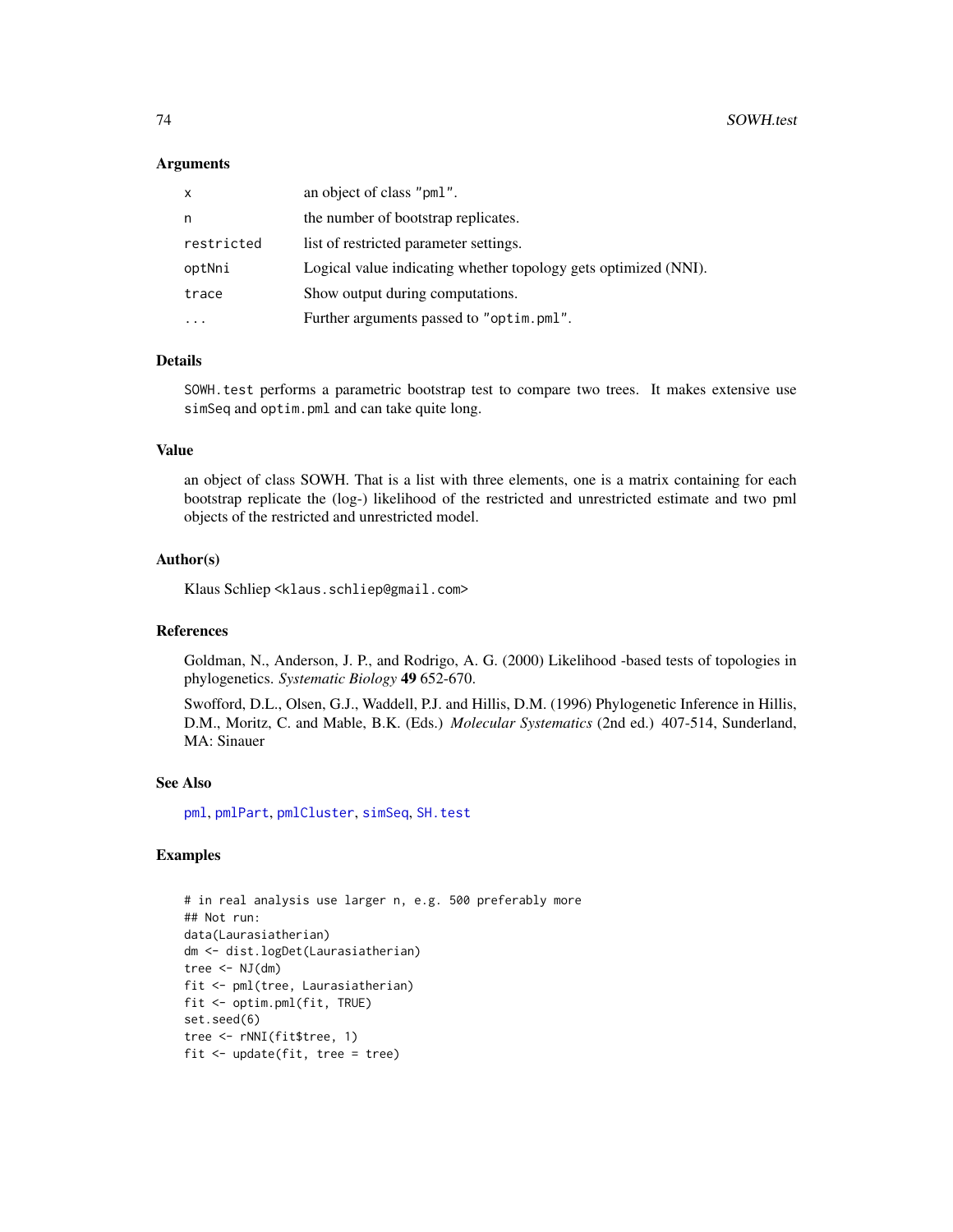### Arguments

| | |
|---|---|
| `x` | an object of class "pml". |
| `n` | the number of bootstrap replicates. |
| `restricted` | list of restricted parameter settings. |
| `optNni` | Logical value indicating whether topology gets optimized (NNI). |
| `trace` | Show output during computations. |
| `...` | Further arguments passed to "optim.pml". |

### Details

`SOWH.test` performs a parametric bootstrap test to compare two trees. It makes extensive use `simSeq` and `optim.pml` and can take quite long.

### Value

an object of class SOWH. That is a list with three elements, one is a matrix containing for each bootstrap replicate the (log-) likelihood of the restricted and unrestricted estimate and two pml objects of the restricted and unrestricted model.

### Author(s)

Klaus Schliep <klaus.schliep@gmail.com>

### References

Goldman, N., Anderson, J. P., and Rodrigo, A. G. (2000) Likelihood -based tests of topologies in phylogenetics. *Systematic Biology* **49** 652-670.

Swofford, D.L., Olsen, G.J., Waddell, P.J. and Hillis, D.M. (1996) Phylogenetic Inference in Hillis, D.M., Moritz, C. and Mable, B.K. (Eds.) *Molecular Systematics* (2nd ed.) 407-514, Sunderland, MA: Sinauer

### See Also

`pml`, `pmlPart`, `pmlCluster`, `simSeq`, `SH.test`

### Examples

```
# in real analysis use larger n, e.g. 500 preferably more
## Not run:
data(Laurasiatherian)
dm <- dist.logDet(Laurasiatherian)
tree <- NJ(dm)
fit <- pml(tree, Laurasiatherian)
fit <- optim.pml(fit, TRUE)
set.seed(6)
tree <- rNNI(fit$tree, 1)
fit <- update(fit, tree = tree)
```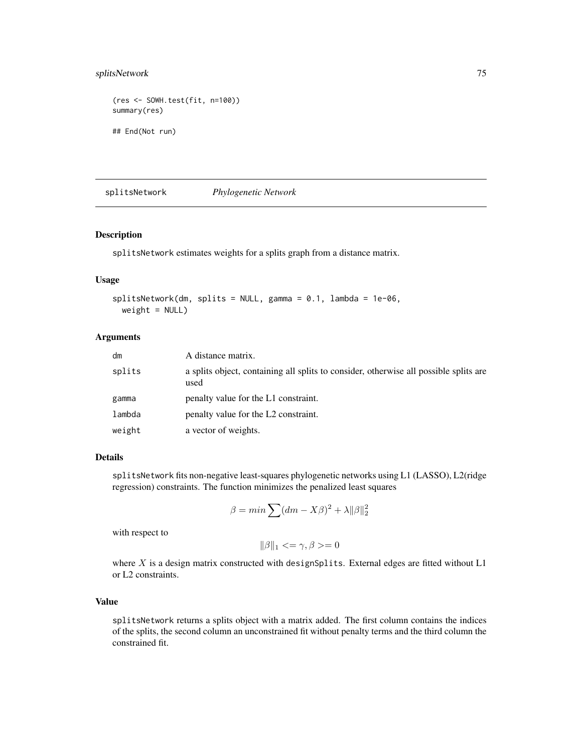```
(res <- SOWH.test(fit, n=100))
summary(res)

## End(Not run)
```

## splitsNetwork *Phylogenetic Network*

### Description

splitsNetwork estimates weights for a splits graph from a distance matrix.

### Usage

```
splitsNetwork(dm, splits = NULL, gamma = 0.1, lambda = 1e-06,
  weight = NULL)
```

### Arguments

| | |
|---|---|
| dm | A distance matrix. |
| splits | a splits object, containing all splits to consider, otherwise all possible splits are used |
| gamma | penalty value for the L1 constraint. |
| lambda | penalty value for the L2 constraint. |
| weight | a vector of weights. |

### Details

splitsNetwork fits non-negative least-squares phylogenetic networks using L1 (LASSO), L2(ridge regression) constraints. The function minimizes the penalized least squares

$$\beta = min \sum (dm - X\beta)^2 + \lambda \|\beta\|_2^2$$

with respect to

$$\|\beta\|_1 <= \gamma, \beta >= 0$$

where $X$ is a design matrix constructed with designSplits. External edges are fitted without L1 or L2 constraints.

### Value

splitsNetwork returns a splits object with a matrix added. The first column contains the indices of the splits, the second column an unconstrained fit without penalty terms and the third column the constrained fit.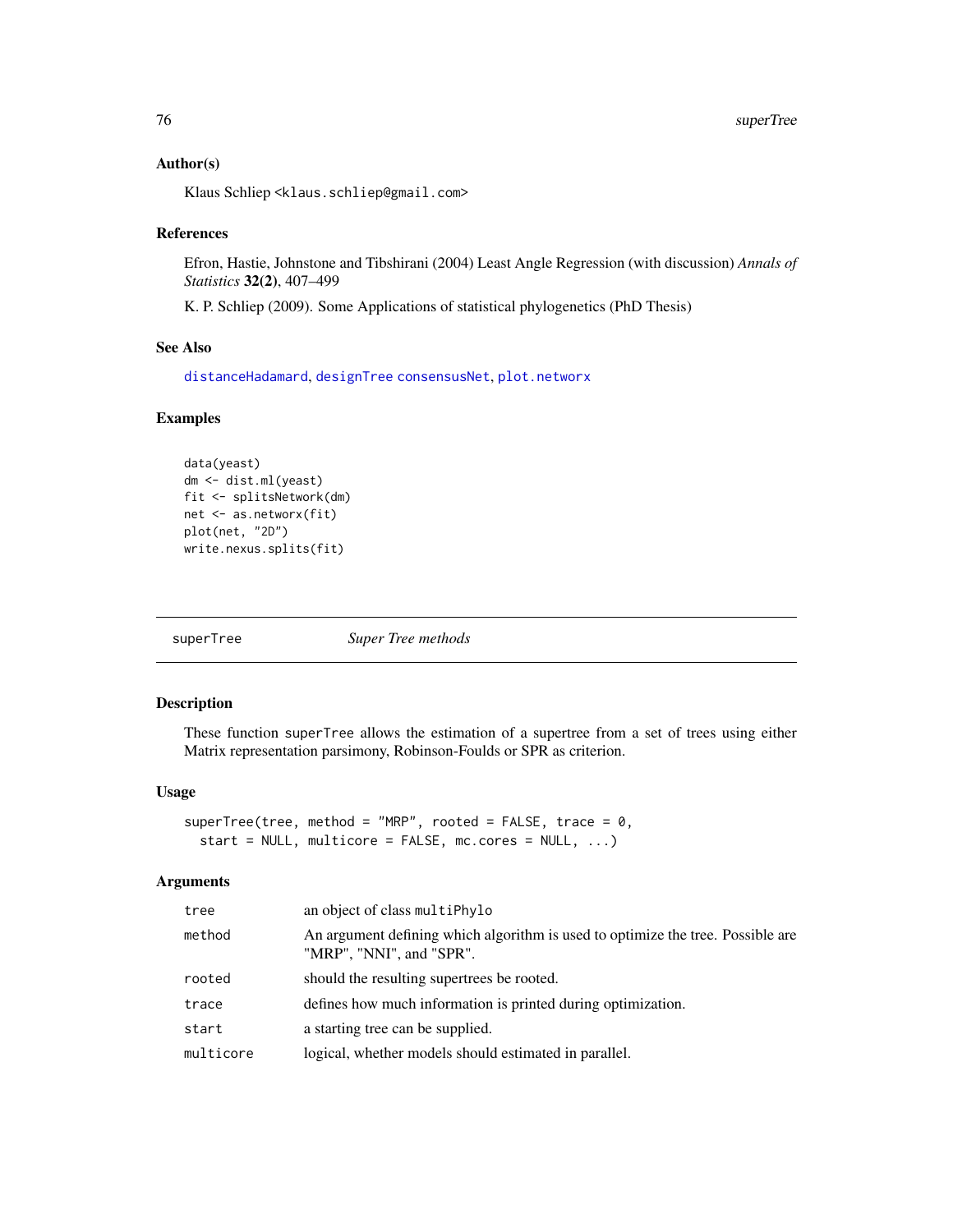### Author(s)

Klaus Schliep <klaus.schliep@gmail.com>

### References

Efron, Hastie, Johnstone and Tibshirani (2004) Least Angle Regression (with discussion) *Annals of Statistics* **32(2)**, 407–499

K. P. Schliep (2009). Some Applications of statistical phylogenetics (PhD Thesis)

### See Also

distanceHadamard, designTree consensusNet, plot.networx

### Examples

```
data(yeast)
dm <- dist.ml(yeast)
fit <- splitsNetwork(dm)
net <- as.networx(fit)
plot(net, "2D")
write.nexus.splits(fit)
```

---

## superTree — *Super Tree methods*

### Description

These function superTree allows the estimation of a supertree from a set of trees using either Matrix representation parsimony, Robinson-Foulds or SPR as criterion.

### Usage

```
superTree(tree, method = "MRP", rooted = FALSE, trace = 0,
  start = NULL, multicore = FALSE, mc.cores = NULL, ...)
```

### Arguments

| | |
|---|---|
| tree | an object of class multiPhylo |
| method | An argument defining which algorithm is used to optimize the tree. Possible are "MRP", "NNI", and "SPR". |
| rooted | should the resulting supertrees be rooted. |
| trace | defines how much information is printed during optimization. |
| start | a starting tree can be supplied. |
| multicore | logical, whether models should estimated in parallel. |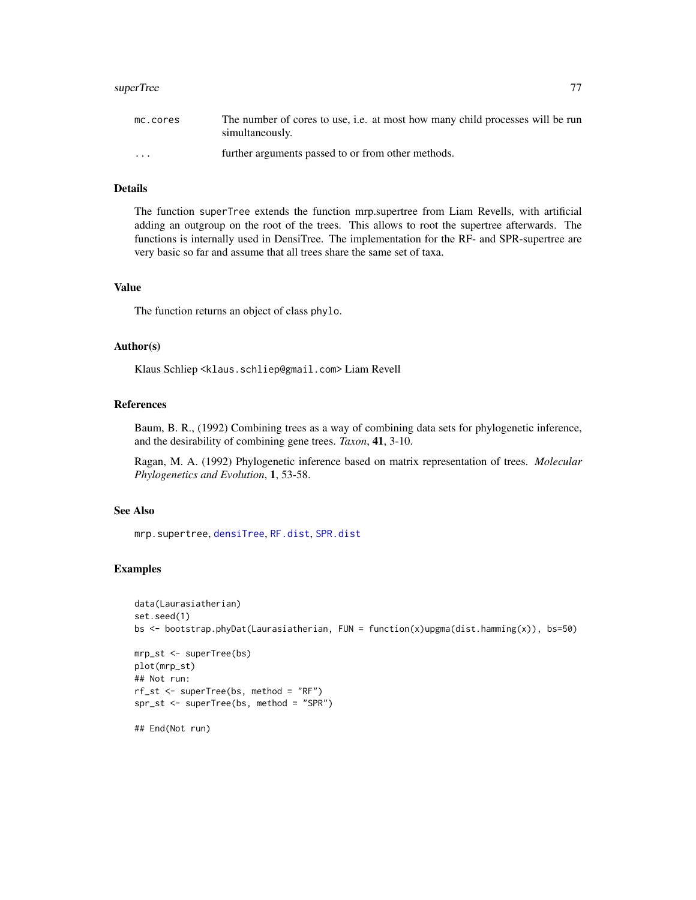| | |
|---|---|
| mc.cores | The number of cores to use, i.e. at most how many child processes will be run simultaneously. |
| ... | further arguments passed to or from other methods. |

## Details

The function superTree extends the function mrp.supertree from Liam Revells, with artificial adding an outgroup on the root of the trees. This allows to root the supertree afterwards. The functions is internally used in DensiTree. The implementation for the RF- and SPR-supertree are very basic so far and assume that all trees share the same set of taxa.

## Value

The function returns an object of class phylo.

## Author(s)

Klaus Schliep <klaus.schliep@gmail.com> Liam Revell

## References

Baum, B. R., (1992) Combining trees as a way of combining data sets for phylogenetic inference, and the desirability of combining gene trees. *Taxon*, **41**, 3-10.

Ragan, M. A. (1992) Phylogenetic inference based on matrix representation of trees. *Molecular Phylogenetics and Evolution*, **1**, 53-58.

## See Also

mrp.supertree, densiTree, RF.dist, SPR.dist

## Examples

```
data(Laurasiatherian)
set.seed(1)
bs <- bootstrap.phyDat(Laurasiatherian, FUN = function(x)upgma(dist.hamming(x)), bs=50)

mrp_st <- superTree(bs)
plot(mrp_st)
## Not run:
rf_st <- superTree(bs, method = "RF")
spr_st <- superTree(bs, method = "SPR")

## End(Not run)
```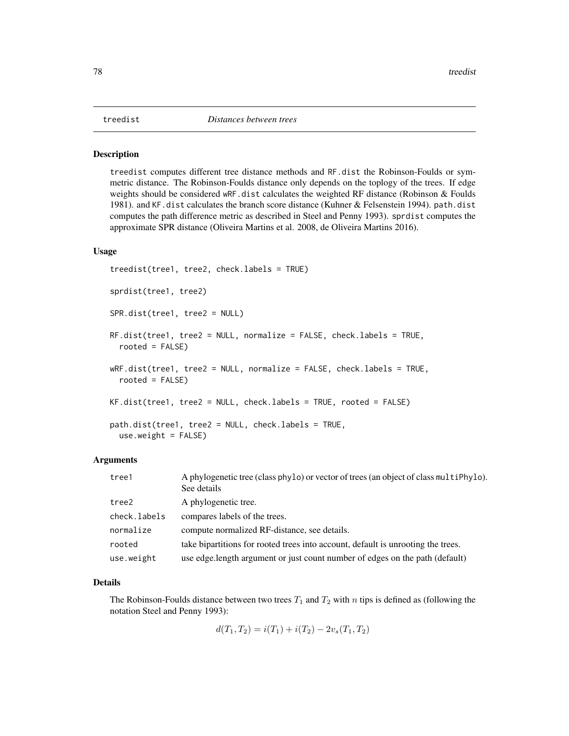# treedist — *Distances between trees*

## Description

treedist computes different tree distance methods and RF.dist the Robinson-Foulds or symmetric distance. The Robinson-Foulds distance only depends on the toplogy of the trees. If edge weights should be considered wRF.dist calculates the weighted RF distance (Robinson & Foulds 1981). and KF.dist calculates the branch score distance (Kuhner & Felsenstein 1994). path.dist computes the path difference metric as described in Steel and Penny 1993). sprdist computes the approximate SPR distance (Oliveira Martins et al. 2008, de Oliveira Martins 2016).

## Usage

```
treedist(tree1, tree2, check.labels = TRUE)

sprdist(tree1, tree2)

SPR.dist(tree1, tree2 = NULL)

RF.dist(tree1, tree2 = NULL, normalize = FALSE, check.labels = TRUE,
  rooted = FALSE)

wRF.dist(tree1, tree2 = NULL, normalize = FALSE, check.labels = TRUE,
  rooted = FALSE)

KF.dist(tree1, tree2 = NULL, check.labels = TRUE, rooted = FALSE)

path.dist(tree1, tree2 = NULL, check.labels = TRUE,
  use.weight = FALSE)
```

## Arguments

| | |
|---|---|
| tree1 | A phylogenetic tree (class phylo) or vector of trees (an object of class multiPhylo). See details |
| tree2 | A phylogenetic tree. |
| check.labels | compares labels of the trees. |
| normalize | compute normalized RF-distance, see details. |
| rooted | take bipartitions for rooted trees into account, default is unrooting the trees. |
| use.weight | use edge.length argument or just count number of edges on the path (default) |

## Details

The Robinson-Foulds distance between two trees $T_1$ and $T_2$ with $n$ tips is defined as (following the notation Steel and Penny 1993):

$$d(T_1, T_2) = i(T_1) + i(T_2) - 2v_s(T_1, T_2)$$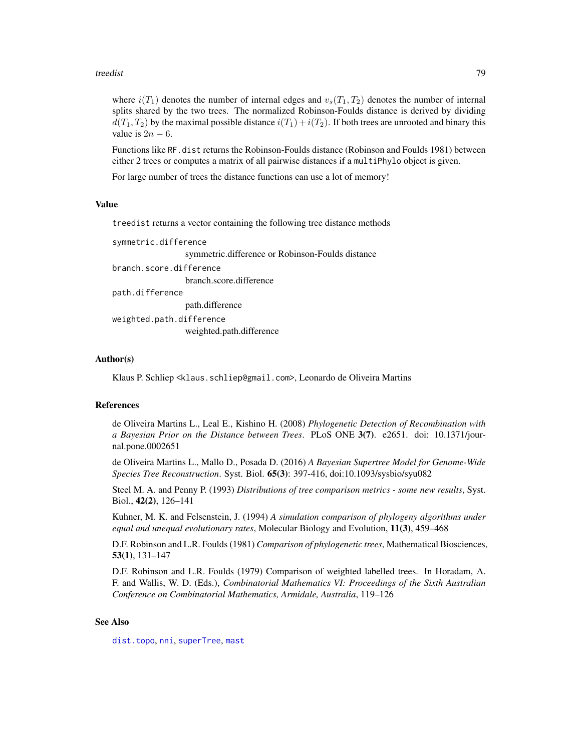where $i(T_1)$ denotes the number of internal edges and $v_s(T_1, T_2)$ denotes the number of internal splits shared by the two trees. The normalized Robinson-Foulds distance is derived by dividing $d(T_1, T_2)$ by the maximal possible distance $i(T_1) + i(T_2)$. If both trees are unrooted and binary this value is $2n - 6$.

Functions like `RF.dist` returns the Robinson-Foulds distance (Robinson and Foulds 1981) between either 2 trees or computes a matrix of all pairwise distances if a `multiPhylo` object is given.

For large number of trees the distance functions can use a lot of memory!

## Value

`treedist` returns a vector containing the following tree distance methods

`symmetric.difference`
: symmetric.difference or Robinson-Foulds distance

`branch.score.difference`
: branch.score.difference

`path.difference`
: path.difference

`weighted.path.difference`
: weighted.path.difference

## Author(s)

Klaus P. Schliep <klaus.schliep@gmail.com>, Leonardo de Oliveira Martins

## References

de Oliveira Martins L., Leal E., Kishino H. (2008) *Phylogenetic Detection of Recombination with a Bayesian Prior on the Distance between Trees*. PLoS ONE **3(7)**. e2651. doi: 10.1371/journal.pone.0002651

de Oliveira Martins L., Mallo D., Posada D. (2016) *A Bayesian Supertree Model for Genome-Wide Species Tree Reconstruction*. Syst. Biol. **65(3)**: 397-416, doi:10.1093/sysbio/syu082

Steel M. A. and Penny P. (1993) *Distributions of tree comparison metrics - some new results*, Syst. Biol., **42(2)**, 126–141

Kuhner, M. K. and Felsenstein, J. (1994) *A simulation comparison of phylogeny algorithms under equal and unequal evolutionary rates*, Molecular Biology and Evolution, **11(3)**, 459–468

D.F. Robinson and L.R. Foulds (1981) *Comparison of phylogenetic trees*, Mathematical Biosciences, **53(1)**, 131–147

D.F. Robinson and L.R. Foulds (1979) Comparison of weighted labelled trees. In Horadam, A. F. and Wallis, W. D. (Eds.), *Combinatorial Mathematics VI: Proceedings of the Sixth Australian Conference on Combinatorial Mathematics, Armidale, Australia*, 119–126

## See Also

`dist.topo`, `nni`, `superTree`, `mast`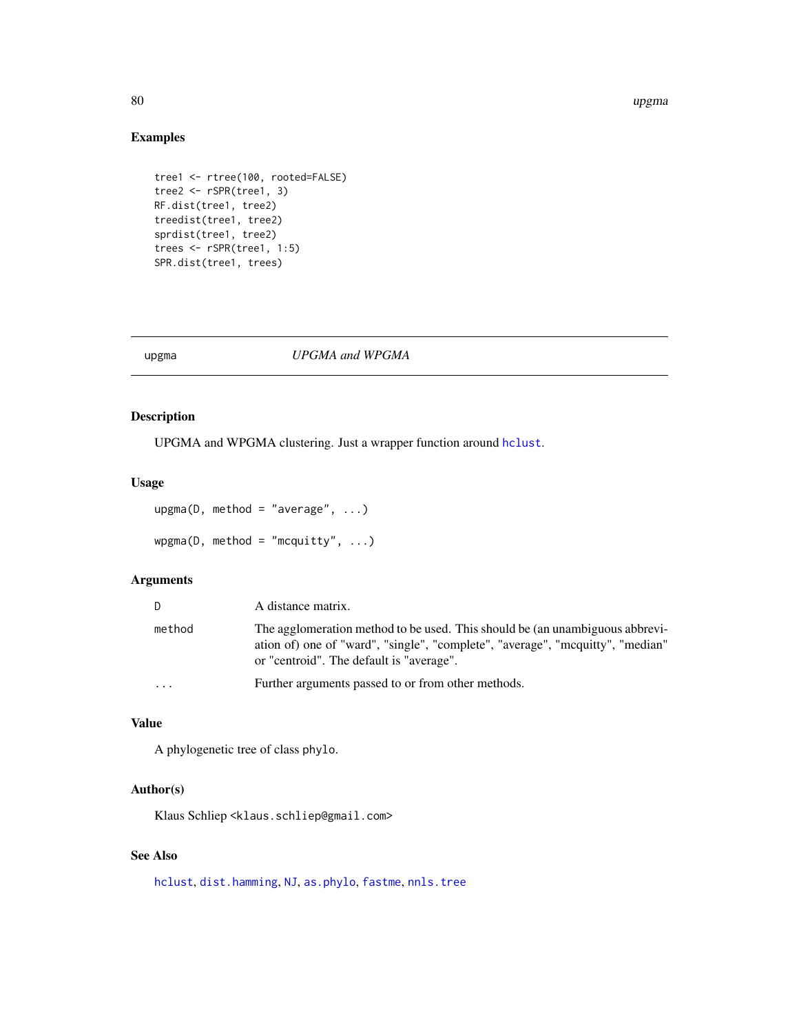## Examples

```
tree1 <- rtree(100, rooted=FALSE)
tree2 <- rSPR(tree1, 3)
RF.dist(tree1, tree2)
treedist(tree1, tree2)
sprdist(tree1, tree2)
trees <- rSPR(tree1, 1:5)
SPR.dist(tree1, trees)
```

---

# upga *UPGMA and WPGMA*

## Description

UPGMA and WPGMA clustering. Just a wrapper function around `hclust`.

## Usage

```
upgma(D, method = "average", ...)

wpgma(D, method = "mcquitty", ...)
```

## Arguments

| | |
|---|---|
| D | A distance matrix. |
| method | The agglomeration method to be used. This should be (an unambiguous abbreviation of) one of "ward", "single", "complete", "average", "mcquitty", "median" or "centroid". The default is "average". |
| ... | Further arguments passed to or from other methods. |

## Value

A phylogenetic tree of class phylo.

## Author(s)

Klaus Schliep <klaus.schliep@gmail.com>

## See Also

`hclust`, `dist.hamming`, `NJ`, `as.phylo`, `fastme`, `nnls.tree`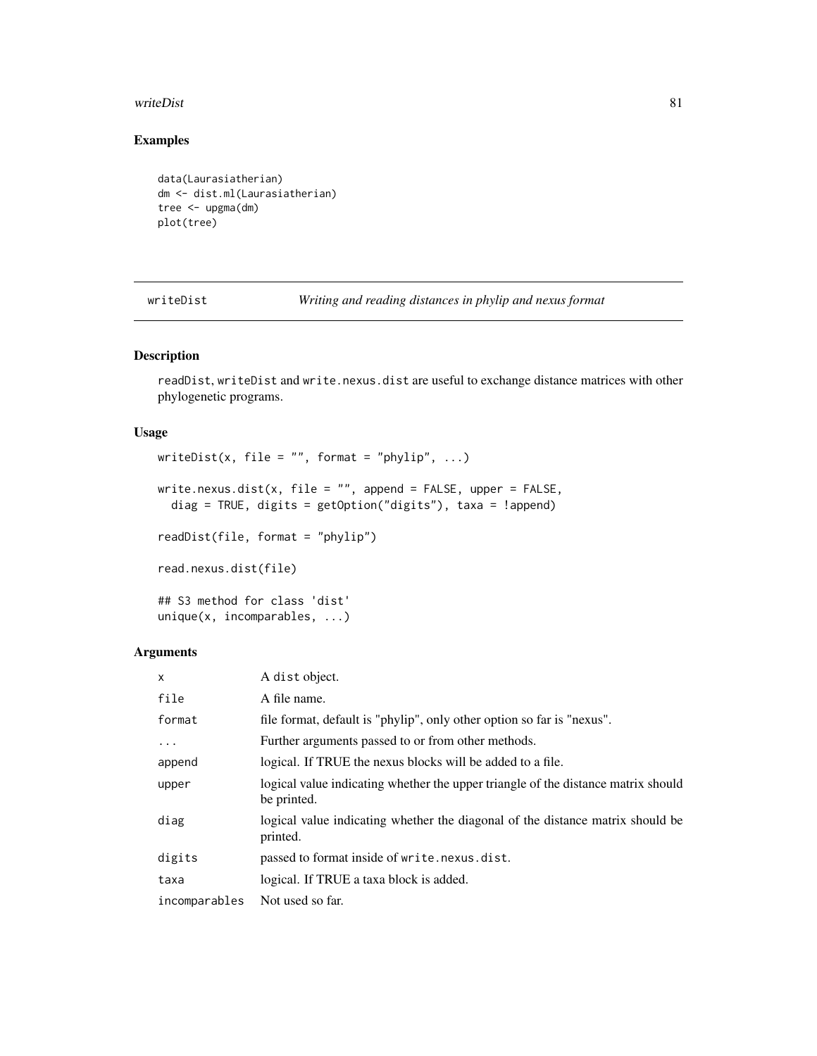## Examples

```
data(Laurasiatherian)
dm <- dist.ml(Laurasiatherian)
tree <- upgma(dm)
plot(tree)
```

---

writeDist *Writing and reading distances in phylip and nexus format*

---

### Description

readDist, writeDist and write.nexus.dist are useful to exchange distance matrices with other phylogenetic programs.

### Usage

```
writeDist(x, file = "", format = "phylip", ...)

write.nexus.dist(x, file = "", append = FALSE, upper = FALSE,
  diag = TRUE, digits = getOption("digits"), taxa = !append)

readDist(file, format = "phylip")

read.nexus.dist(file)

## S3 method for class 'dist'
unique(x, incomparables, ...)
```

### Arguments

| | |
|---|---|
| x | A dist object. |
| file | A file name. |
| format | file format, default is "phylip", only other option so far is "nexus". |
| ... | Further arguments passed to or from other methods. |
| append | logical. If TRUE the nexus blocks will be added to a file. |
| upper | logical value indicating whether the upper triangle of the distance matrix should be printed. |
| diag | logical value indicating whether the diagonal of the distance matrix should be printed. |
| digits | passed to format inside of write.nexus.dist. |
| taxa | logical. If TRUE a taxa block is added. |
| incomparables | Not used so far. |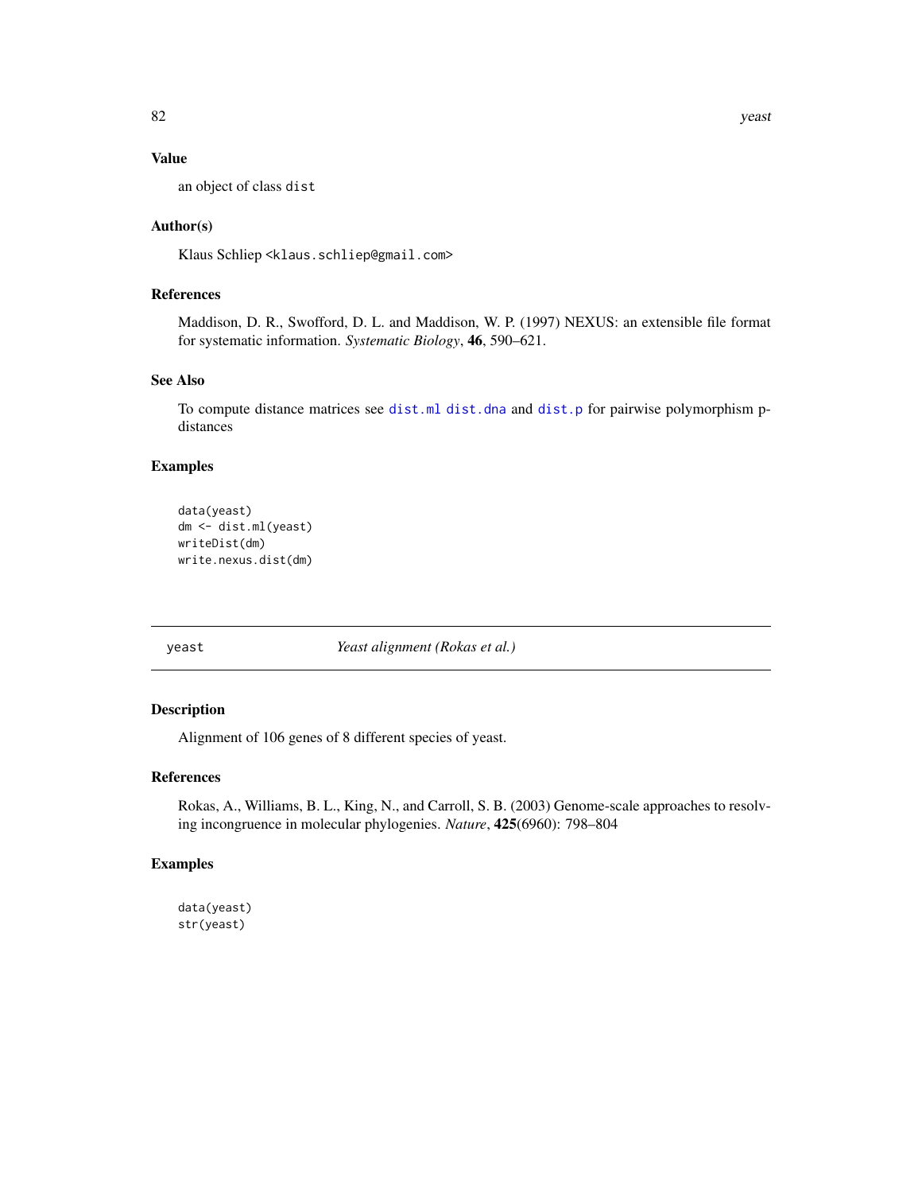### Value

an object of class dist

### Author(s)

Klaus Schliep <klaus.schliep@gmail.com>

### References

Maddison, D. R., Swofford, D. L. and Maddison, W. P. (1997) NEXUS: an extensible file format for systematic information. *Systematic Biology*, **46**, 590–621.

### See Also

To compute distance matrices see dist.ml dist.dna and dist.p for pairwise polymorphism p-distances

### Examples

```
data(yeast)
dm <- dist.ml(yeast)
writeDist(dm)
write.nexus.dist(dm)
```

---

## yeast — *Yeast alignment (Rokas et al.)*

### Description

Alignment of 106 genes of 8 different species of yeast.

### References

Rokas, A., Williams, B. L., King, N., and Carroll, S. B. (2003) Genome-scale approaches to resolving incongruence in molecular phylogenies. *Nature*, **425**(6960): 798–804

### Examples

```
data(yeast)
str(yeast)
```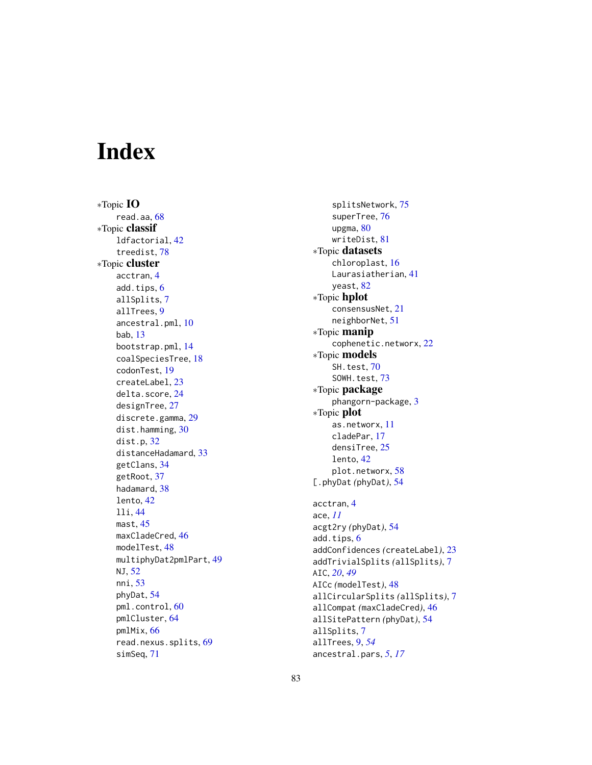# Index

*Topic **IO**
  read.aa, 68
*Topic **classif**
  ldfactorial, 42
  treedist, 78
*Topic **cluster**
  acctran, 4
  add.tips, 6
  allSplits, 7
  allTrees, 9
  ancestral.pml, 10
  bab, 13
  bootstrap.pml, 14
  coalSpeciesTree, 18
  codonTest, 19
  createLabel, 23
  delta.score, 24
  designTree, 27
  discrete.gamma, 29
  dist.hamming, 30
  dist.p, 32
  distanceHadamard, 33
  getClans, 34
  getRoot, 37
  hadamard, 38
  lento, 42
  lli, 44
  mast, 45
  maxCladeCred, 46
  modelTest, 48
  multiphyDat2pmlPart, 49
  NJ, 52
  nni, 53
  phyDat, 54
  pml.control, 60
  pmlCluster, 64
  pmlMix, 66
  read.nexus.splits, 69
  simSeq, 71
  splitsNetwork, 75
  superTree, 76
  upgma, 80
  writeDist, 81
*Topic **datasets**
  chloroplast, 16
  Laurasiatherian, 41
  yeast, 82
*Topic **hplot**
  consensusNet, 21
  neighborNet, 51
*Topic **manip**
  cophenetic.networx, 22
*Topic **models**
  SH.test, 70
  SOWH.test, 73
*Topic **package**
  phangorn-package, 3
*Topic **plot**
  as.networx, 11
  cladePar, 17
  densiTree, 25
  lento, 42
  plot.networx, 58
[.phyDat (phyDat), 54

acctran, 4
ace, *11*
acgt2ry (phyDat), 54
add.tips, 6
addConfidences (createLabel), 23
addTrivialSplits (allSplits), 7
AIC, *20*, *49*
AICc (modelTest), 48
allCircularSplits (allSplits), 7
allCompat (maxCladeCred), 46
allSitePattern (phyDat), 54
allSplits, 7
allTrees, 9, *54*
ancestral.pars, *5*, *17*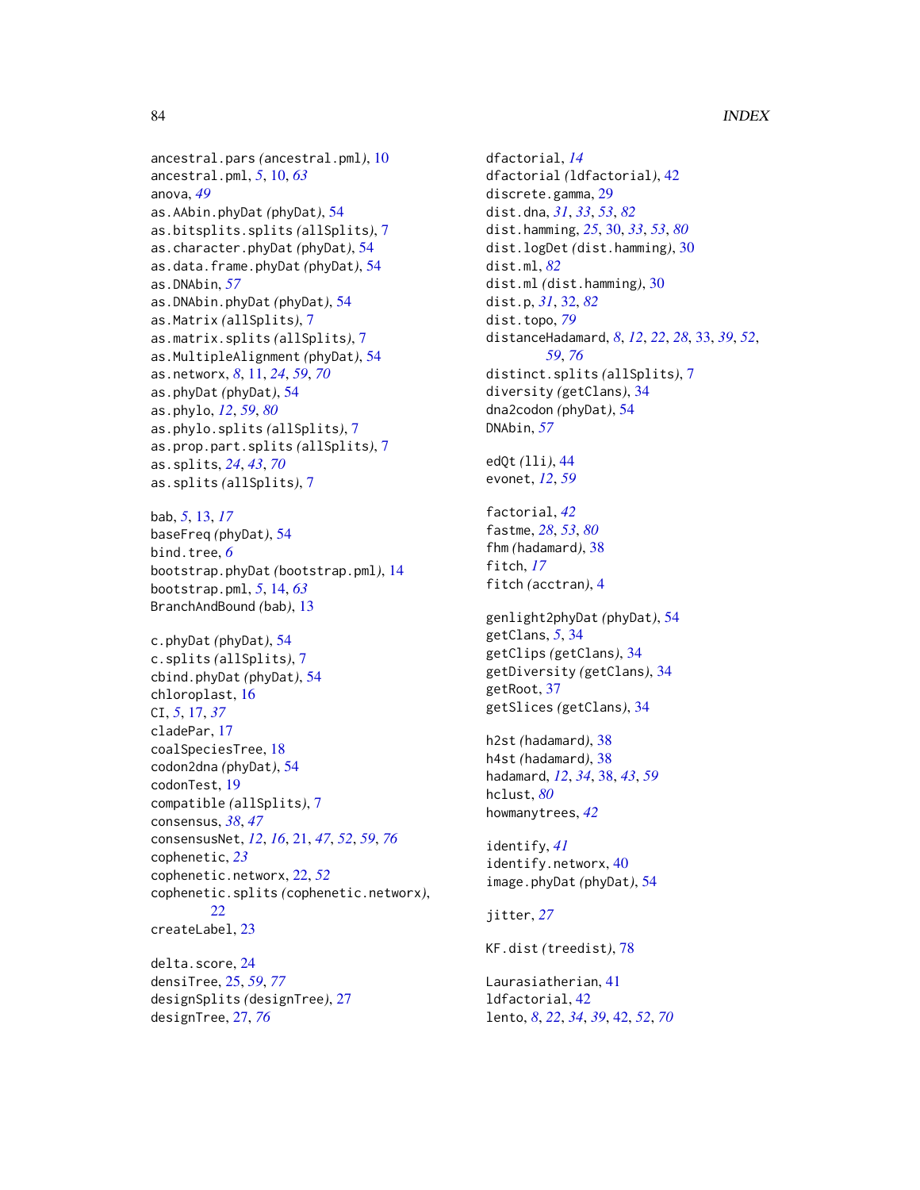ancestral.pars *(ancestral.pml)*, 10
ancestral.pml, *5*, 10, *63*
anova, *49*
as.AAbin.phyDat *(phyDat)*, 54
as.bitsplits.splits *(allSplits)*, 7
as.character.phyDat *(phyDat)*, 54
as.data.frame.phyDat *(phyDat)*, 54
as.DNAbin, *57*
as.DNAbin.phyDat *(phyDat)*, 54
as.Matrix *(allSplits)*, 7
as.matrix.splits *(allSplits)*, 7
as.MultipleAlignment *(phyDat)*, 54
as.networx, *8*, 11, *24*, *59*, *70*
as.phyDat *(phyDat)*, 54
as.phylo, *12*, *59*, *80*
as.phylo.splits *(allSplits)*, 7
as.prop.part.splits *(allSplits)*, 7
as.splits, *24*, *43*, *70*
as.splits *(allSplits)*, 7

bab, *5*, 13, *17*
baseFreq *(phyDat)*, 54
bind.tree, *6*
bootstrap.phyDat *(bootstrap.pml)*, 14
bootstrap.pml, *5*, 14, *63*
BranchAndBound *(bab)*, 13

c.phyDat *(phyDat)*, 54
c.splits *(allSplits)*, 7
cbind.phyDat *(phyDat)*, 54
chloroplast, 16
CI, *5*, 17, *37*
cladePar, 17
coalSpeciesTree, 18
codon2dna *(phyDat)*, 54
codonTest, 19
compatible *(allSplits)*, 7
consensus, *38*, *47*
consensusNet, *12*, *16*, 21, *47*, *52*, *59*, *76*
cophenetic, *23*
cophenetic.networx, 22, *52*
cophenetic.splits *(cophenetic.networx)*, 22
createLabel, 23

delta.score, 24
densiTree, 25, *59*, *77*
designSplits *(designTree)*, 27
designTree, 27, *76*

dfactorial, *14*
dfactorial *(ldfactorial)*, 42
discrete.gamma, 29
dist.dna, *31*, *33*, *53*, *82*
dist.hamming, *25*, 30, *33*, *53*, *80*
dist.logDet *(dist.hamming)*, 30
dist.ml, *82*
dist.ml *(dist.hamming)*, 30
dist.p, *31*, 32, *82*
dist.topo, *79*
distanceHadamard, *8*, *12*, *22*, *28*, 33, *39*, *52*, *59*, *76*
distinct.splits *(allSplits)*, 7
diversity *(getClans)*, 34
dna2codon *(phyDat)*, 54
DNAbin, *57*

edQt *(lli)*, 44
evonet, *12*, *59*

factorial, *42*
fastme, *28*, *53*, *80*
fhm *(hadamard)*, 38
fitch, *17*
fitch *(acctran)*, 4

genlight2phyDat *(phyDat)*, 54
getClans, *5*, 34
getClips *(getClans)*, 34
getDiversity *(getClans)*, 34
getRoot, 37
getSlices *(getClans)*, 34

h2st *(hadamard)*, 38
h4st *(hadamard)*, 38
hadamard, *12*, *34*, 38, *43*, *59*
hclust, *80*
howmanytrees, *42*

identify, *41*
identify.networx, 40
image.phyDat *(phyDat)*, 54

jitter, *27*

KF.dist *(treedist)*, 78

Laurasiatherian, 41
ldfactorial, 42
lento, *8*, *22*, *34*, *39*, 42, *52*, *70*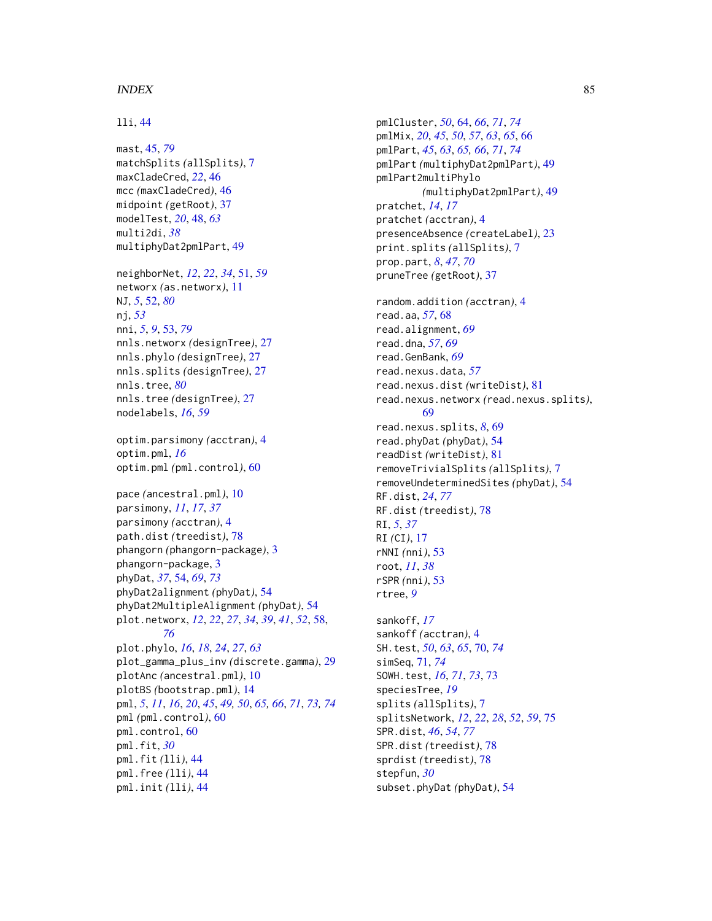lli, 44

mast, 45, 79
matchSplits (allSplits), 7
maxCladeCred, 22, 46
mcc (maxCladeCred), 46
midpoint (getRoot), 37
modelTest, 20, 48, 63
multi2di, 38
multiphyDat2pmlPart, 49

neighborNet, 12, 22, 34, 51, 59
networx (as.networx), 11
NJ, 5, 52, 80
nj, 53
nni, 5, 9, 53, 79
nnls.networx (designTree), 27
nnls.phylo (designTree), 27
nnls.splits (designTree), 27
nnls.tree, 80
nnls.tree (designTree), 27
nodelabels, 16, 59

optim.parsimony (acctran), 4
optim.pml, 16
optim.pml (pml.control), 60

pace (ancestral.pml), 10
parsimony, 11, 17, 37
parsimony (acctran), 4
path.dist (treedist), 78
phangorn (phangorn-package), 3
phangorn-package, 3
phyDat, 37, 54, 69, 73
phyDat2alignment (phyDat), 54
phyDat2MultipleAlignment (phyDat), 54
plot.networx, 12, 22, 27, 34, 39, 41, 52, 58, 76
plot.phylo, 16, 18, 24, 27, 63
plot_gamma_plus_inv (discrete.gamma), 29
plotAnc (ancestral.pml), 10
plotBS (bootstrap.pml), 14
pml, 5, 11, 16, 20, 45, 49, 50, 65, 66, 71, 73, 74
pml (pml.control), 60
pml.control, 60
pml.fit, 30
pml.fit (lli), 44
pml.free (lli), 44
pml.init (lli), 44
pmlCluster, 50, 64, 66, 71, 74
pmlMix, 20, 45, 50, 57, 63, 65, 66
pmlPart, 45, 63, 65, 66, 71, 74
pmlPart (multiphyDat2pmlPart), 49
pmlPart2multiPhylo (multiphyDat2pmlPart), 49
pratchet, 14, 17
pratchet (acctran), 4
presenceAbsence (createLabel), 23
print.splits (allSplits), 7
prop.part, 8, 47, 70
pruneTree (getRoot), 37

random.addition (acctran), 4
read.aa, 57, 68
read.alignment, 69
read.dna, 57, 69
read.GenBank, 69
read.nexus.data, 57
read.nexus.dist (writeDist), 81
read.nexus.networx (read.nexus.splits), 69
read.nexus.splits, 8, 69
read.phyDat (phyDat), 54
readDist (writeDist), 81
removeTrivialSplits (allSplits), 7
removeUndeterminedSites (phyDat), 54
RF.dist, 24, 77
RF.dist (treedist), 78
RI, 5, 37
RI (CI), 17
rNNI (nni), 53
root, 11, 38
rSPR (nni), 53
rtree, 9

sankoff, 17
sankoff (acctran), 4
SH.test, 50, 63, 65, 70, 74
simSeq, 71, 74
SOWH.test, 16, 71, 73, 73
speciesTree, 19
splits (allSplits), 7
splitsNetwork, 12, 22, 28, 52, 59, 75
SPR.dist, 46, 54, 77
SPR.dist (treedist), 78
sprdist (treedist), 78
stepfun, 30
subset.phyDat (phyDat), 54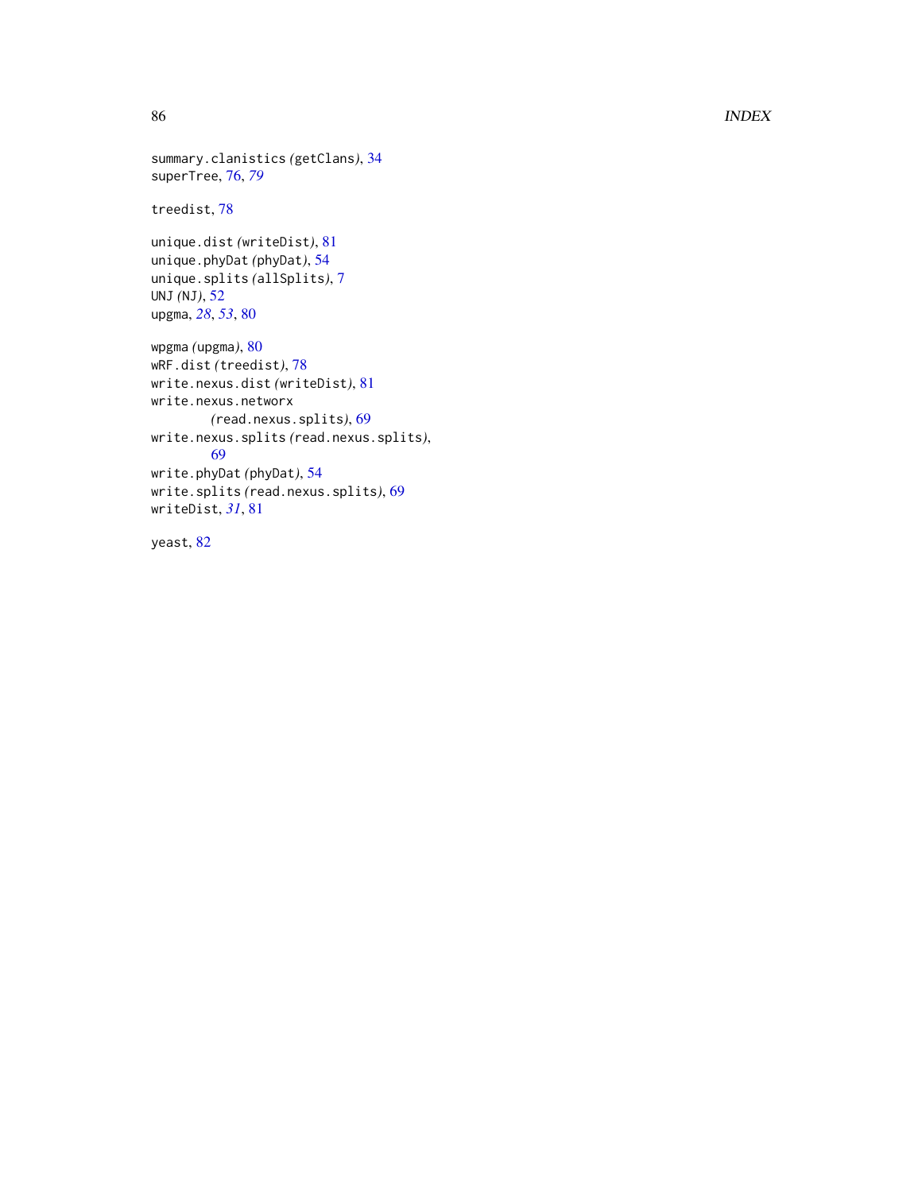summary.clanistics *(*getClans*)*, 34
superTree, 76, *79*

treedist, 78

unique.dist *(*writeDist*)*, 81
unique.phyDat *(*phyDat*)*, 54
unique.splits *(*allSplits*)*, 7
UNJ *(*NJ*)*, 52
upgma, *28*, *53*, 80

wpgma *(*upgma*)*, 80
wRF.dist *(*treedist*)*, 78
write.nexus.dist *(*writeDist*)*, 81
write.nexus.networx *(*read.nexus.splits*)*, 69
write.nexus.splits *(*read.nexus.splits*)*, 69
write.phyDat *(*phyDat*)*, 54
write.splits *(*read.nexus.splits*)*, 69
writeDist, *31*, 81

yeast, 82